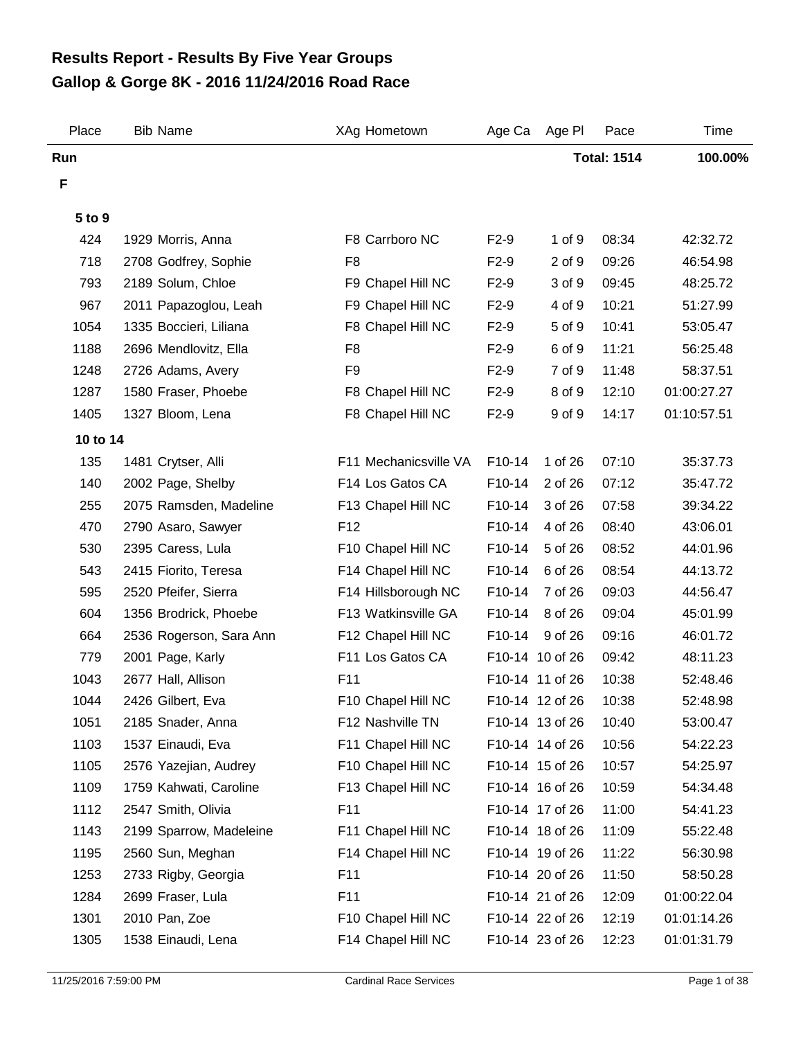# Results Report - Results By Five Year Groups

## Gallop & Gorge 8K - 2016 11/24/2016 Road Race

| Place | Bib | Name | XAg | Hometown | Age Ca | Age Pl | Pace | Time |
|---|---|---|---|---|---|---|---|---|
| **Run** | | | | | | | **Total: 1514** | **100.00%** |
| **F** | | | | | | | | |
| **5 to 9** | | | | | | | | |
| 424 | 1929 | Morris, Anna | F8 | Carrboro NC | F2-9 | 1 of 9 | 08:34 | 42:32.72 |
| 718 | 2708 | Godfrey, Sophie | F8 | | F2-9 | 2 of 9 | 09:26 | 46:54.98 |
| 793 | 2189 | Solum, Chloe | F9 | Chapel Hill NC | F2-9 | 3 of 9 | 09:45 | 48:25.72 |
| 967 | 2011 | Papazoglou, Leah | F9 | Chapel Hill NC | F2-9 | 4 of 9 | 10:21 | 51:27.99 |
| 1054 | 1335 | Boccieri, Liliana | F8 | Chapel Hill NC | F2-9 | 5 of 9 | 10:41 | 53:05.47 |
| 1188 | 2696 | Mendlovitz, Ella | F8 | | F2-9 | 6 of 9 | 11:21 | 56:25.48 |
| 1248 | 2726 | Adams, Avery | F9 | | F2-9 | 7 of 9 | 11:48 | 58:37.51 |
| 1287 | 1580 | Fraser, Phoebe | F8 | Chapel Hill NC | F2-9 | 8 of 9 | 12:10 | 01:00:27.27 |
| 1405 | 1327 | Bloom, Lena | F8 | Chapel Hill NC | F2-9 | 9 of 9 | 14:17 | 01:10:57.51 |
| **10 to 14** | | | | | | | | |
| 135 | 1481 | Crytser, Alli | F11 | Mechanicsville VA | F10-14 | 1 of 26 | 07:10 | 35:37.73 |
| 140 | 2002 | Page, Shelby | F14 | Los Gatos CA | F10-14 | 2 of 26 | 07:12 | 35:47.72 |
| 255 | 2075 | Ramsden, Madeline | F13 | Chapel Hill NC | F10-14 | 3 of 26 | 07:58 | 39:34.22 |
| 470 | 2790 | Asaro, Sawyer | F12 | | F10-14 | 4 of 26 | 08:40 | 43:06.01 |
| 530 | 2395 | Caress, Lula | F10 | Chapel Hill NC | F10-14 | 5 of 26 | 08:52 | 44:01.96 |
| 543 | 2415 | Fiorito, Teresa | F14 | Chapel Hill NC | F10-14 | 6 of 26 | 08:54 | 44:13.72 |
| 595 | 2520 | Pfeifer, Sierra | F14 | Hillsborough NC | F10-14 | 7 of 26 | 09:03 | 44:56.47 |
| 604 | 1356 | Brodrick, Phoebe | F13 | Watkinsville GA | F10-14 | 8 of 26 | 09:04 | 45:01.99 |
| 664 | 2536 | Rogerson, Sara Ann | F12 | Chapel Hill NC | F10-14 | 9 of 26 | 09:16 | 46:01.72 |
| 779 | 2001 | Page, Karly | F11 | Los Gatos CA | F10-14 | 10 of 26 | 09:42 | 48:11.23 |
| 1043 | 2677 | Hall, Allison | F11 | | F10-14 | 11 of 26 | 10:38 | 52:48.46 |
| 1044 | 2426 | Gilbert, Eva | F10 | Chapel Hill NC | F10-14 | 12 of 26 | 10:38 | 52:48.98 |
| 1051 | 2185 | Snader, Anna | F12 | Nashville TN | F10-14 | 13 of 26 | 10:40 | 53:00.47 |
| 1103 | 1537 | Einaudi, Eva | F11 | Chapel Hill NC | F10-14 | 14 of 26 | 10:56 | 54:22.23 |
| 1105 | 2576 | Yazejian, Audrey | F10 | Chapel Hill NC | F10-14 | 15 of 26 | 10:57 | 54:25.97 |
| 1109 | 1759 | Kahwati, Caroline | F13 | Chapel Hill NC | F10-14 | 16 of 26 | 10:59 | 54:34.48 |
| 1112 | 2547 | Smith, Olivia | F11 | | F10-14 | 17 of 26 | 11:00 | 54:41.23 |
| 1143 | 2199 | Sparrow, Madeleine | F11 | Chapel Hill NC | F10-14 | 18 of 26 | 11:09 | 55:22.48 |
| 1195 | 2560 | Sun, Meghan | F14 | Chapel Hill NC | F10-14 | 19 of 26 | 11:22 | 56:30.98 |
| 1253 | 2733 | Rigby, Georgia | F11 | | F10-14 | 20 of 26 | 11:50 | 58:50.28 |
| 1284 | 2699 | Fraser, Lula | F11 | | F10-14 | 21 of 26 | 12:09 | 01:00:22.04 |
| 1301 | 2010 | Pan, Zoe | F10 | Chapel Hill NC | F10-14 | 22 of 26 | 12:19 | 01:01:14.26 |
| 1305 | 1538 | Einaudi, Lena | F14 | Chapel Hill NC | F10-14 | 23 of 26 | 12:23 | 01:01:31.79 |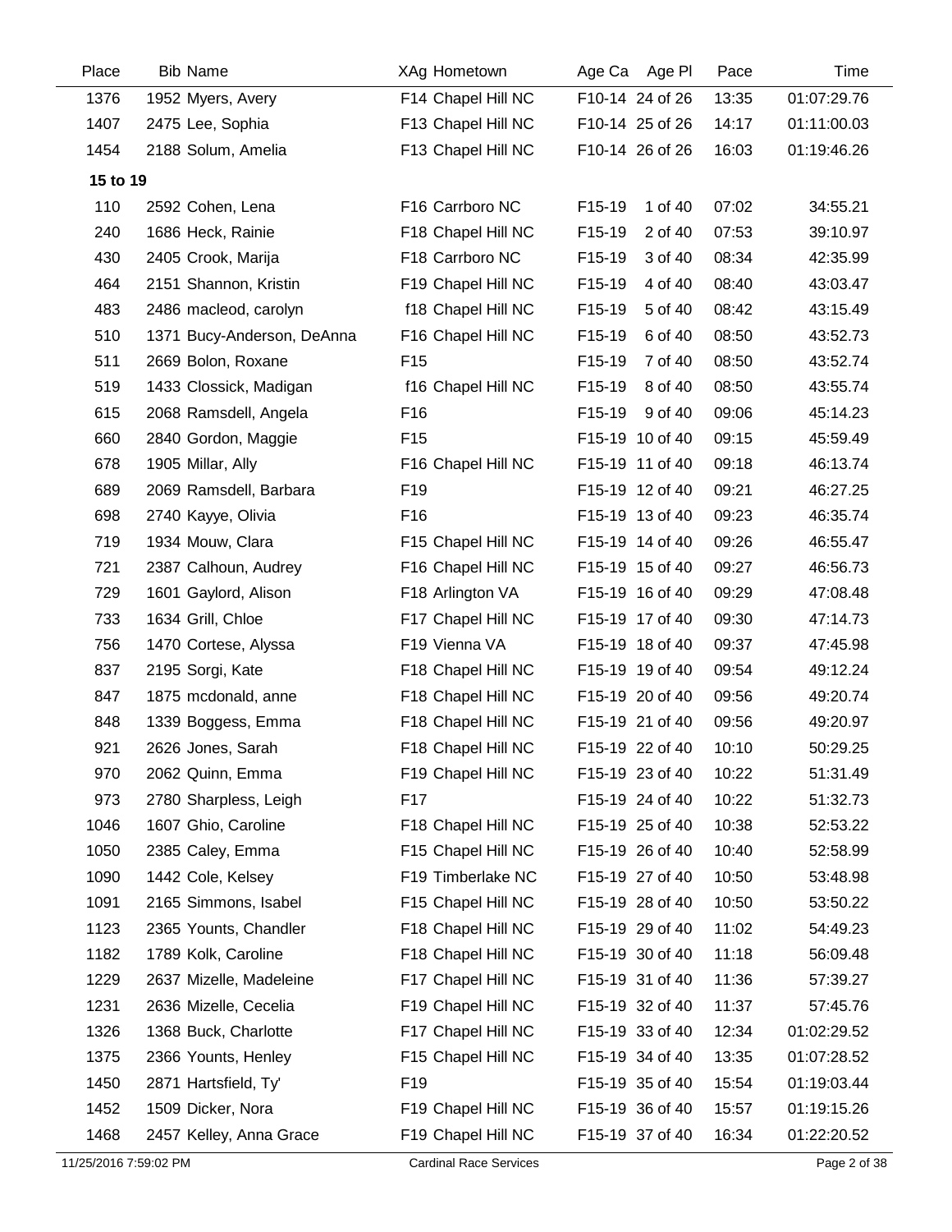| Place | Bib | Name | X | Ag | Hometown | Age Ca | Age Pl | Pace | Time |
|---|---|---|---|---|---|---|---|---|---|
| 1376 | 1952 | Myers, Avery | F | 14 | Chapel Hill NC | F10-14 | 24 of 26 | 13:35 | 01:07:29.76 |
| 1407 | 2475 | Lee, Sophia | F | 13 | Chapel Hill NC | F10-14 | 25 of 26 | 14:17 | 01:11:00.03 |
| 1454 | 2188 | Solum, Amelia | F | 13 | Chapel Hill NC | F10-14 | 26 of 26 | 16:03 | 01:19:46.26 |
| **15 to 19** | | | | | | | | | |
| 110 | 2592 | Cohen, Lena | F | 16 | Carrboro NC | F15-19 | 1 of 40 | 07:02 | 34:55.21 |
| 240 | 1686 | Heck, Rainie | F | 18 | Chapel Hill NC | F15-19 | 2 of 40 | 07:53 | 39:10.97 |
| 430 | 2405 | Crook, Marija | F | 18 | Carrboro NC | F15-19 | 3 of 40 | 08:34 | 42:35.99 |
| 464 | 2151 | Shannon, Kristin | F | 19 | Chapel Hill NC | F15-19 | 4 of 40 | 08:40 | 43:03.47 |
| 483 | 2486 | macleod, carolyn | f | 18 | Chapel Hill NC | F15-19 | 5 of 40 | 08:42 | 43:15.49 |
| 510 | 1371 | Bucy-Anderson, DeAnna | F | 16 | Chapel Hill NC | F15-19 | 6 of 40 | 08:50 | 43:52.73 |
| 511 | 2669 | Bolon, Roxane | F | 15 | | F15-19 | 7 of 40 | 08:50 | 43:52.74 |
| 519 | 1433 | Clossick, Madigan | f | 16 | Chapel Hill NC | F15-19 | 8 of 40 | 08:50 | 43:55.74 |
| 615 | 2068 | Ramsdell, Angela | F | 16 | | F15-19 | 9 of 40 | 09:06 | 45:14.23 |
| 660 | 2840 | Gordon, Maggie | F | 15 | | F15-19 | 10 of 40 | 09:15 | 45:59.49 |
| 678 | 1905 | Millar, Ally | F | 16 | Chapel Hill NC | F15-19 | 11 of 40 | 09:18 | 46:13.74 |
| 689 | 2069 | Ramsdell, Barbara | F | 19 | | F15-19 | 12 of 40 | 09:21 | 46:27.25 |
| 698 | 2740 | Kayye, Olivia | F | 16 | | F15-19 | 13 of 40 | 09:23 | 46:35.74 |
| 719 | 1934 | Mouw, Clara | F | 15 | Chapel Hill NC | F15-19 | 14 of 40 | 09:26 | 46:55.47 |
| 721 | 2387 | Calhoun, Audrey | F | 16 | Chapel Hill NC | F15-19 | 15 of 40 | 09:27 | 46:56.73 |
| 729 | 1601 | Gaylord, Alison | F | 18 | Arlington VA | F15-19 | 16 of 40 | 09:29 | 47:08.48 |
| 733 | 1634 | Grill, Chloe | F | 17 | Chapel Hill NC | F15-19 | 17 of 40 | 09:30 | 47:14.73 |
| 756 | 1470 | Cortese, Alyssa | F | 19 | Vienna VA | F15-19 | 18 of 40 | 09:37 | 47:45.98 |
| 837 | 2195 | Sorgi, Kate | F | 18 | Chapel Hill NC | F15-19 | 19 of 40 | 09:54 | 49:12.24 |
| 847 | 1875 | mcdonald, anne | F | 18 | Chapel Hill NC | F15-19 | 20 of 40 | 09:56 | 49:20.74 |
| 848 | 1339 | Boggess, Emma | F | 18 | Chapel Hill NC | F15-19 | 21 of 40 | 09:56 | 49:20.97 |
| 921 | 2626 | Jones, Sarah | F | 18 | Chapel Hill NC | F15-19 | 22 of 40 | 10:10 | 50:29.25 |
| 970 | 2062 | Quinn, Emma | F | 19 | Chapel Hill NC | F15-19 | 23 of 40 | 10:22 | 51:31.49 |
| 973 | 2780 | Sharpless, Leigh | F | 17 | | F15-19 | 24 of 40 | 10:22 | 51:32.73 |
| 1046 | 1607 | Ghio, Caroline | F | 18 | Chapel Hill NC | F15-19 | 25 of 40 | 10:38 | 52:53.22 |
| 1050 | 2385 | Caley, Emma | F | 15 | Chapel Hill NC | F15-19 | 26 of 40 | 10:40 | 52:58.99 |
| 1090 | 1442 | Cole, Kelsey | F | 19 | Timberlake NC | F15-19 | 27 of 40 | 10:50 | 53:48.98 |
| 1091 | 2165 | Simmons, Isabel | F | 15 | Chapel Hill NC | F15-19 | 28 of 40 | 10:50 | 53:50.22 |
| 1123 | 2365 | Younts, Chandler | F | 18 | Chapel Hill NC | F15-19 | 29 of 40 | 11:02 | 54:49.23 |
| 1182 | 1789 | Kolk, Caroline | F | 18 | Chapel Hill NC | F15-19 | 30 of 40 | 11:18 | 56:09.48 |
| 1229 | 2637 | Mizelle, Madeleine | F | 17 | Chapel Hill NC | F15-19 | 31 of 40 | 11:36 | 57:39.27 |
| 1231 | 2636 | Mizelle, Cecelia | F | 19 | Chapel Hill NC | F15-19 | 32 of 40 | 11:37 | 57:45.76 |
| 1326 | 1368 | Buck, Charlotte | F | 17 | Chapel Hill NC | F15-19 | 33 of 40 | 12:34 | 01:02:29.52 |
| 1375 | 2366 | Younts, Henley | F | 15 | Chapel Hill NC | F15-19 | 34 of 40 | 13:35 | 01:07:28.52 |
| 1450 | 2871 | Hartsfield, Ty' | F | 19 | | F15-19 | 35 of 40 | 15:54 | 01:19:03.44 |
| 1452 | 1509 | Dicker, Nora | F | 19 | Chapel Hill NC | F15-19 | 36 of 40 | 15:57 | 01:19:15.26 |
| 1468 | 2457 | Kelley, Anna Grace | F | 19 | Chapel Hill NC | F15-19 | 37 of 40 | 16:34 | 01:22:20.52 |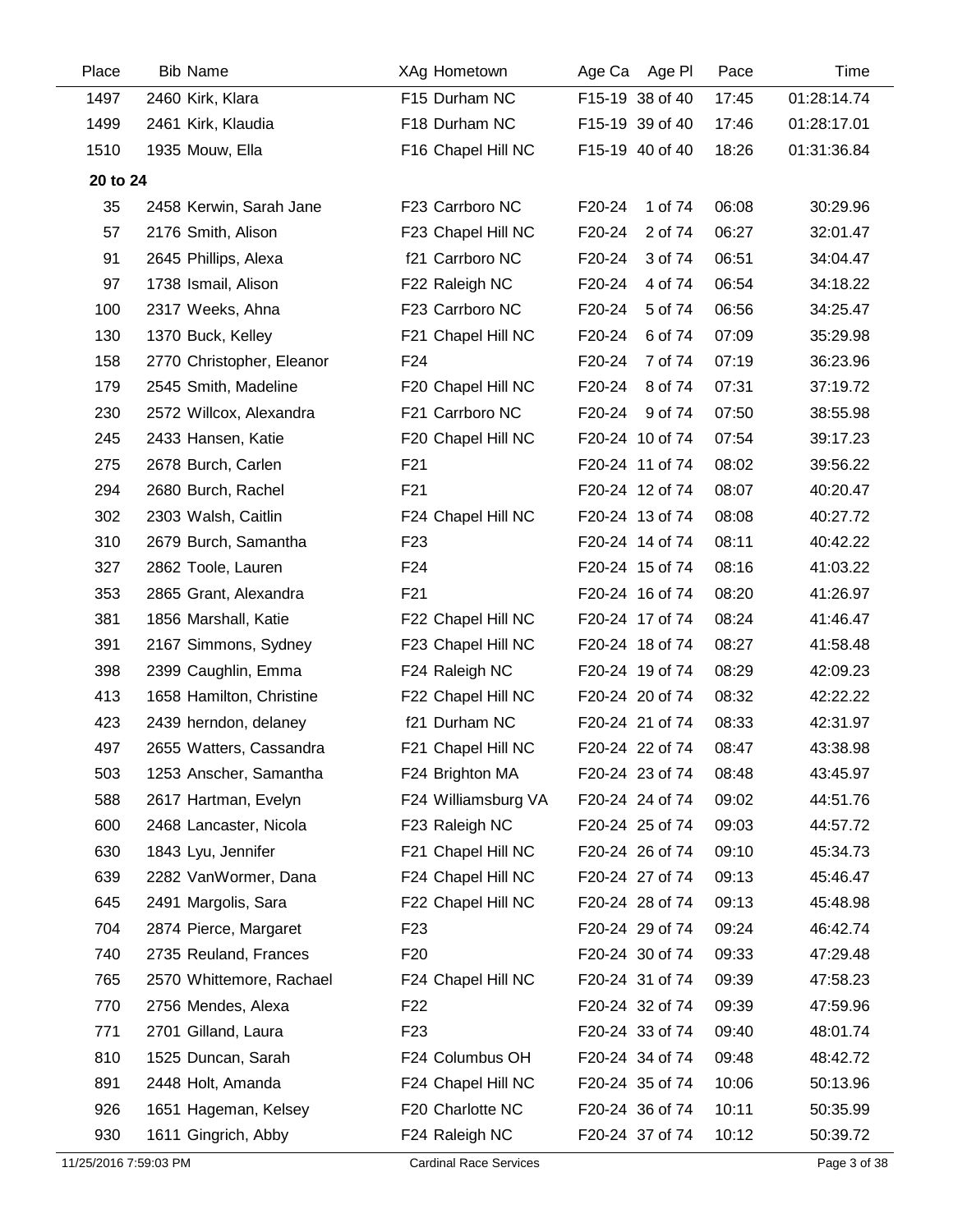| Place | Bib | Name | XAg | Hometown | Age Ca | Age Pl | Pace | Time |
|---|---|---|---|---|---|---|---|---|
| 1497 | 2460 | Kirk, Klara | F15 | Durham NC | F15-19 | 38 of 40 | 17:45 | 01:28:14.74 |
| 1499 | 2461 | Kirk, Klaudia | F18 | Durham NC | F15-19 | 39 of 40 | 17:46 | 01:28:17.01 |
| 1510 | 1935 | Mouw, Ella | F16 | Chapel Hill NC | F15-19 | 40 of 40 | 18:26 | 01:31:36.84 |
| **20 to 24** | | | | | | | | |
| 35 | 2458 | Kerwin, Sarah Jane | F23 | Carrboro NC | F20-24 | 1 of 74 | 06:08 | 30:29.96 |
| 57 | 2176 | Smith, Alison | F23 | Chapel Hill NC | F20-24 | 2 of 74 | 06:27 | 32:01.47 |
| 91 | 2645 | Phillips, Alexa | f21 | Carrboro NC | F20-24 | 3 of 74 | 06:51 | 34:04.47 |
| 97 | 1738 | Ismail, Alison | F22 | Raleigh NC | F20-24 | 4 of 74 | 06:54 | 34:18.22 |
| 100 | 2317 | Weeks, Ahna | F23 | Carrboro NC | F20-24 | 5 of 74 | 06:56 | 34:25.47 |
| 130 | 1370 | Buck, Kelley | F21 | Chapel Hill NC | F20-24 | 6 of 74 | 07:09 | 35:29.98 |
| 158 | 2770 | Christopher, Eleanor | F24 | | F20-24 | 7 of 74 | 07:19 | 36:23.96 |
| 179 | 2545 | Smith, Madeline | F20 | Chapel Hill NC | F20-24 | 8 of 74 | 07:31 | 37:19.72 |
| 230 | 2572 | Willcox, Alexandra | F21 | Carrboro NC | F20-24 | 9 of 74 | 07:50 | 38:55.98 |
| 245 | 2433 | Hansen, Katie | F20 | Chapel Hill NC | F20-24 | 10 of 74 | 07:54 | 39:17.23 |
| 275 | 2678 | Burch, Carlen | F21 | | F20-24 | 11 of 74 | 08:02 | 39:56.22 |
| 294 | 2680 | Burch, Rachel | F21 | | F20-24 | 12 of 74 | 08:07 | 40:20.47 |
| 302 | 2303 | Walsh, Caitlin | F24 | Chapel Hill NC | F20-24 | 13 of 74 | 08:08 | 40:27.72 |
| 310 | 2679 | Burch, Samantha | F23 | | F20-24 | 14 of 74 | 08:11 | 40:42.22 |
| 327 | 2862 | Toole, Lauren | F24 | | F20-24 | 15 of 74 | 08:16 | 41:03.22 |
| 353 | 2865 | Grant, Alexandra | F21 | | F20-24 | 16 of 74 | 08:20 | 41:26.97 |
| 381 | 1856 | Marshall, Katie | F22 | Chapel Hill NC | F20-24 | 17 of 74 | 08:24 | 41:46.47 |
| 391 | 2167 | Simmons, Sydney | F23 | Chapel Hill NC | F20-24 | 18 of 74 | 08:27 | 41:58.48 |
| 398 | 2399 | Caughlin, Emma | F24 | Raleigh NC | F20-24 | 19 of 74 | 08:29 | 42:09.23 |
| 413 | 1658 | Hamilton, Christine | F22 | Chapel Hill NC | F20-24 | 20 of 74 | 08:32 | 42:22.22 |
| 423 | 2439 | herndon, delaney | f21 | Durham NC | F20-24 | 21 of 74 | 08:33 | 42:31.97 |
| 497 | 2655 | Watters, Cassandra | F21 | Chapel Hill NC | F20-24 | 22 of 74 | 08:47 | 43:38.98 |
| 503 | 1253 | Anscher, Samantha | F24 | Brighton MA | F20-24 | 23 of 74 | 08:48 | 43:45.97 |
| 588 | 2617 | Hartman, Evelyn | F24 | Williamsburg VA | F20-24 | 24 of 74 | 09:02 | 44:51.76 |
| 600 | 2468 | Lancaster, Nicola | F23 | Raleigh NC | F20-24 | 25 of 74 | 09:03 | 44:57.72 |
| 630 | 1843 | Lyu, Jennifer | F21 | Chapel Hill NC | F20-24 | 26 of 74 | 09:10 | 45:34.73 |
| 639 | 2282 | VanWormer, Dana | F24 | Chapel Hill NC | F20-24 | 27 of 74 | 09:13 | 45:46.47 |
| 645 | 2491 | Margolis, Sara | F22 | Chapel Hill NC | F20-24 | 28 of 74 | 09:13 | 45:48.98 |
| 704 | 2874 | Pierce, Margaret | F23 | | F20-24 | 29 of 74 | 09:24 | 46:42.74 |
| 740 | 2735 | Reuland, Frances | F20 | | F20-24 | 30 of 74 | 09:33 | 47:29.48 |
| 765 | 2570 | Whittemore, Rachael | F24 | Chapel Hill NC | F20-24 | 31 of 74 | 09:39 | 47:58.23 |
| 770 | 2756 | Mendes, Alexa | F22 | | F20-24 | 32 of 74 | 09:39 | 47:59.96 |
| 771 | 2701 | Gilland, Laura | F23 | | F20-24 | 33 of 74 | 09:40 | 48:01.74 |
| 810 | 1525 | Duncan, Sarah | F24 | Columbus OH | F20-24 | 34 of 74 | 09:48 | 48:42.72 |
| 891 | 2448 | Holt, Amanda | F24 | Chapel Hill NC | F20-24 | 35 of 74 | 10:06 | 50:13.96 |
| 926 | 1651 | Hageman, Kelsey | F20 | Charlotte NC | F20-24 | 36 of 74 | 10:11 | 50:35.99 |
| 930 | 1611 | Gingrich, Abby | F24 | Raleigh NC | F20-24 | 37 of 74 | 10:12 | 50:39.72 |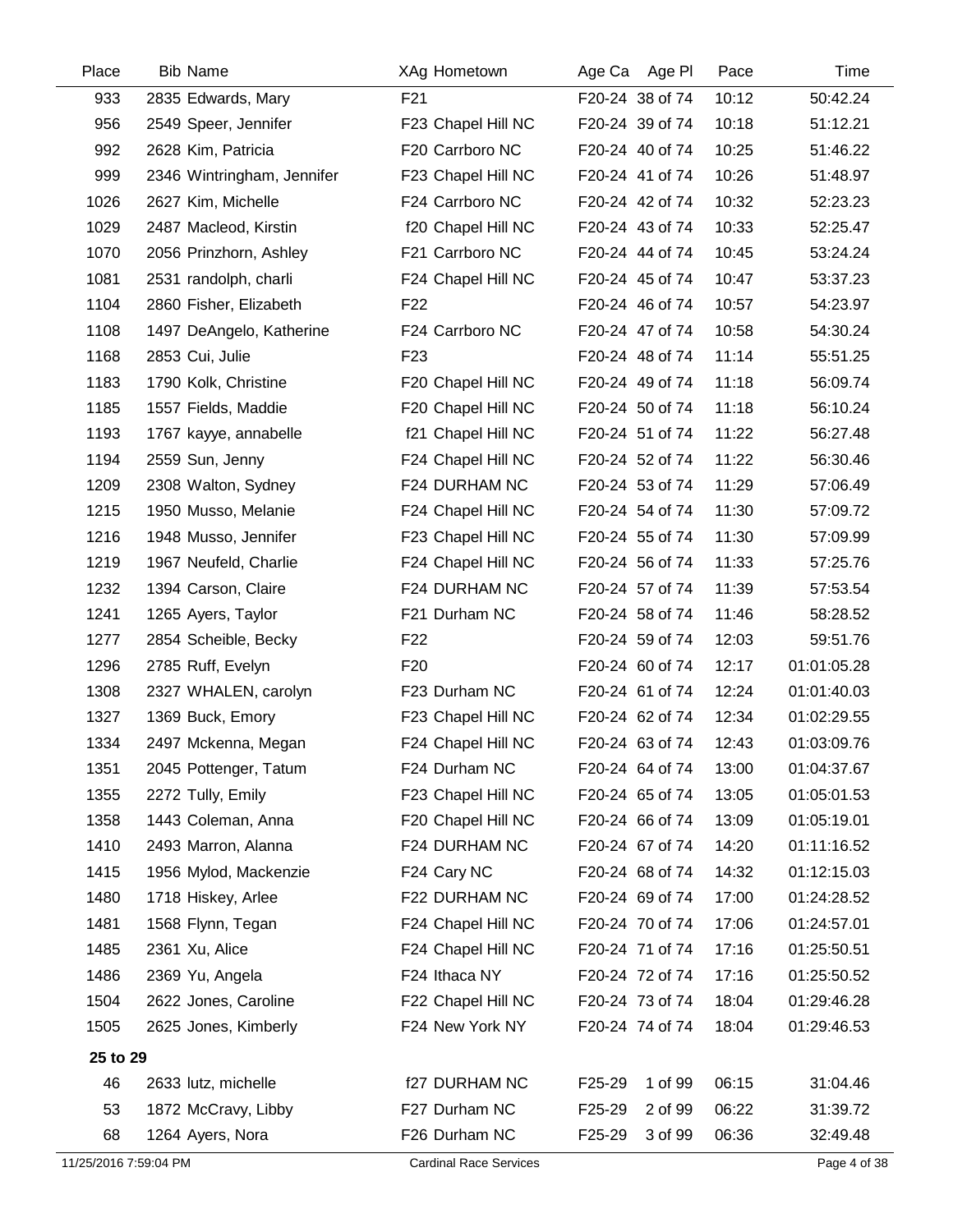| Place | Bib | Name | XAg | Hometown | Age Ca | Age Pl | Pace | Time |
|---|---|---|---|---|---|---|---|---|
| 933 | 2835 | Edwards, Mary | F21 | | F20-24 | 38 of 74 | 10:12 | 50:42.24 |
| 956 | 2549 | Speer, Jennifer | F23 | Chapel Hill NC | F20-24 | 39 of 74 | 10:18 | 51:12.21 |
| 992 | 2628 | Kim, Patricia | F20 | Carrboro NC | F20-24 | 40 of 74 | 10:25 | 51:46.22 |
| 999 | 2346 | Wintringham, Jennifer | F23 | Chapel Hill NC | F20-24 | 41 of 74 | 10:26 | 51:48.97 |
| 1026 | 2627 | Kim, Michelle | F24 | Carrboro NC | F20-24 | 42 of 74 | 10:32 | 52:23.23 |
| 1029 | 2487 | Macleod, Kirstin | f20 | Chapel Hill NC | F20-24 | 43 of 74 | 10:33 | 52:25.47 |
| 1070 | 2056 | Prinzhorn, Ashley | F21 | Carrboro NC | F20-24 | 44 of 74 | 10:45 | 53:24.24 |
| 1081 | 2531 | randolph, charli | F24 | Chapel Hill NC | F20-24 | 45 of 74 | 10:47 | 53:37.23 |
| 1104 | 2860 | Fisher, Elizabeth | F22 | | F20-24 | 46 of 74 | 10:57 | 54:23.97 |
| 1108 | 1497 | DeAngelo, Katherine | F24 | Carrboro NC | F20-24 | 47 of 74 | 10:58 | 54:30.24 |
| 1168 | 2853 | Cui, Julie | F23 | | F20-24 | 48 of 74 | 11:14 | 55:51.25 |
| 1183 | 1790 | Kolk, Christine | F20 | Chapel Hill NC | F20-24 | 49 of 74 | 11:18 | 56:09.74 |
| 1185 | 1557 | Fields, Maddie | F20 | Chapel Hill NC | F20-24 | 50 of 74 | 11:18 | 56:10.24 |
| 1193 | 1767 | kayye, annabelle | f21 | Chapel Hill NC | F20-24 | 51 of 74 | 11:22 | 56:27.48 |
| 1194 | 2559 | Sun, Jenny | F24 | Chapel Hill NC | F20-24 | 52 of 74 | 11:22 | 56:30.46 |
| 1209 | 2308 | Walton, Sydney | F24 | DURHAM NC | F20-24 | 53 of 74 | 11:29 | 57:06.49 |
| 1215 | 1950 | Musso, Melanie | F24 | Chapel Hill NC | F20-24 | 54 of 74 | 11:30 | 57:09.72 |
| 1216 | 1948 | Musso, Jennifer | F23 | Chapel Hill NC | F20-24 | 55 of 74 | 11:30 | 57:09.99 |
| 1219 | 1967 | Neufeld, Charlie | F24 | Chapel Hill NC | F20-24 | 56 of 74 | 11:33 | 57:25.76 |
| 1232 | 1394 | Carson, Claire | F24 | DURHAM NC | F20-24 | 57 of 74 | 11:39 | 57:53.54 |
| 1241 | 1265 | Ayers, Taylor | F21 | Durham NC | F20-24 | 58 of 74 | 11:46 | 58:28.52 |
| 1277 | 2854 | Scheible, Becky | F22 | | F20-24 | 59 of 74 | 12:03 | 59:51.76 |
| 1296 | 2785 | Ruff, Evelyn | F20 | | F20-24 | 60 of 74 | 12:17 | 01:01:05.28 |
| 1308 | 2327 | WHALEN, carolyn | F23 | Durham NC | F20-24 | 61 of 74 | 12:24 | 01:01:40.03 |
| 1327 | 1369 | Buck, Emory | F23 | Chapel Hill NC | F20-24 | 62 of 74 | 12:34 | 01:02:29.55 |
| 1334 | 2497 | Mckenna, Megan | F24 | Chapel Hill NC | F20-24 | 63 of 74 | 12:43 | 01:03:09.76 |
| 1351 | 2045 | Pottenger, Tatum | F24 | Durham NC | F20-24 | 64 of 74 | 13:00 | 01:04:37.67 |
| 1355 | 2272 | Tully, Emily | F23 | Chapel Hill NC | F20-24 | 65 of 74 | 13:05 | 01:05:01.53 |
| 1358 | 1443 | Coleman, Anna | F20 | Chapel Hill NC | F20-24 | 66 of 74 | 13:09 | 01:05:19.01 |
| 1410 | 2493 | Marron, Alanna | F24 | DURHAM NC | F20-24 | 67 of 74 | 14:20 | 01:11:16.52 |
| 1415 | 1956 | Mylod, Mackenzie | F24 | Cary NC | F20-24 | 68 of 74 | 14:32 | 01:12:15.03 |
| 1480 | 1718 | Hiskey, Arlee | F22 | DURHAM NC | F20-24 | 69 of 74 | 17:00 | 01:24:28.52 |
| 1481 | 1568 | Flynn, Tegan | F24 | Chapel Hill NC | F20-24 | 70 of 74 | 17:06 | 01:24:57.01 |
| 1485 | 2361 | Xu, Alice | F24 | Chapel Hill NC | F20-24 | 71 of 74 | 17:16 | 01:25:50.51 |
| 1486 | 2369 | Yu, Angela | F24 | Ithaca NY | F20-24 | 72 of 74 | 17:16 | 01:25:50.52 |
| 1504 | 2622 | Jones, Caroline | F22 | Chapel Hill NC | F20-24 | 73 of 74 | 18:04 | 01:29:46.28 |
| 1505 | 2625 | Jones, Kimberly | F24 | New York NY | F20-24 | 74 of 74 | 18:04 | 01:29:46.53 |
| **25 to 29** | | | | | | | | |
| 46 | 2633 | lutz, michelle | f27 | DURHAM NC | F25-29 | 1 of 99 | 06:15 | 31:04.46 |
| 53 | 1872 | McCravy, Libby | F27 | Durham NC | F25-29 | 2 of 99 | 06:22 | 31:39.72 |
| 68 | 1264 | Ayers, Nora | F26 | Durham NC | F25-29 | 3 of 99 | 06:36 | 32:49.48 |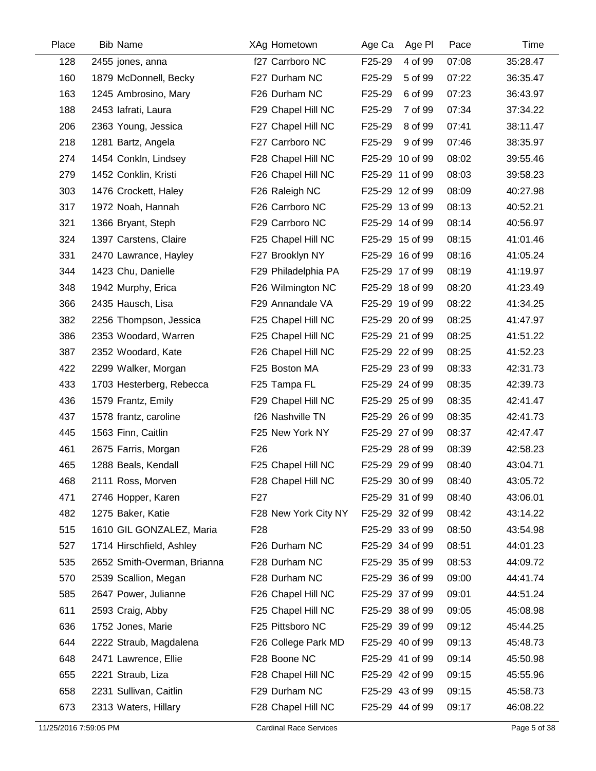| Place | Bib | Name | XAg | Hometown | Age Ca | Age Pl | Pace | Time |
|---|---|---|---|---|---|---|---|---|
| 128 | 2455 | jones, anna | f27 | Carrboro NC | F25-29 | 4 of 99 | 07:08 | 35:28.47 |
| 160 | 1879 | McDonnell, Becky | F27 | Durham NC | F25-29 | 5 of 99 | 07:22 | 36:35.47 |
| 163 | 1245 | Ambrosino, Mary | F26 | Durham NC | F25-29 | 6 of 99 | 07:23 | 36:43.97 |
| 188 | 2453 | Iafrati, Laura | F29 | Chapel Hill NC | F25-29 | 7 of 99 | 07:34 | 37:34.22 |
| 206 | 2363 | Young, Jessica | F27 | Chapel Hill NC | F25-29 | 8 of 99 | 07:41 | 38:11.47 |
| 218 | 1281 | Bartz, Angela | F27 | Carrboro NC | F25-29 | 9 of 99 | 07:46 | 38:35.97 |
| 274 | 1454 | Conkln, Lindsey | F28 | Chapel Hill NC | F25-29 | 10 of 99 | 08:02 | 39:55.46 |
| 279 | 1452 | Conklin, Kristi | F26 | Chapel Hill NC | F25-29 | 11 of 99 | 08:03 | 39:58.23 |
| 303 | 1476 | Crockett, Haley | F26 | Raleigh NC | F25-29 | 12 of 99 | 08:09 | 40:27.98 |
| 317 | 1972 | Noah, Hannah | F26 | Carrboro NC | F25-29 | 13 of 99 | 08:13 | 40:52.21 |
| 321 | 1366 | Bryant, Steph | F29 | Carrboro NC | F25-29 | 14 of 99 | 08:14 | 40:56.97 |
| 324 | 1397 | Carstens, Claire | F25 | Chapel Hill NC | F25-29 | 15 of 99 | 08:15 | 41:01.46 |
| 331 | 2470 | Lawrance, Hayley | F27 | Brooklyn NY | F25-29 | 16 of 99 | 08:16 | 41:05.24 |
| 344 | 1423 | Chu, Danielle | F29 | Philadelphia PA | F25-29 | 17 of 99 | 08:19 | 41:19.97 |
| 348 | 1942 | Murphy, Erica | F26 | Wilmington NC | F25-29 | 18 of 99 | 08:20 | 41:23.49 |
| 366 | 2435 | Hausch, Lisa | F29 | Annandale VA | F25-29 | 19 of 99 | 08:22 | 41:34.25 |
| 382 | 2256 | Thompson, Jessica | F25 | Chapel Hill NC | F25-29 | 20 of 99 | 08:25 | 41:47.97 |
| 386 | 2353 | Woodard, Warren | F25 | Chapel Hill NC | F25-29 | 21 of 99 | 08:25 | 41:51.22 |
| 387 | 2352 | Woodard, Kate | F26 | Chapel Hill NC | F25-29 | 22 of 99 | 08:25 | 41:52.23 |
| 422 | 2299 | Walker, Morgan | F25 | Boston MA | F25-29 | 23 of 99 | 08:33 | 42:31.73 |
| 433 | 1703 | Hesterberg, Rebecca | F25 | Tampa FL | F25-29 | 24 of 99 | 08:35 | 42:39.73 |
| 436 | 1579 | Frantz, Emily | F29 | Chapel Hill NC | F25-29 | 25 of 99 | 08:35 | 42:41.47 |
| 437 | 1578 | frantz, caroline | f26 | Nashville TN | F25-29 | 26 of 99 | 08:35 | 42:41.73 |
| 445 | 1563 | Finn, Caitlin | F25 | New York NY | F25-29 | 27 of 99 | 08:37 | 42:47.47 |
| 461 | 2675 | Farris, Morgan | F26 | | F25-29 | 28 of 99 | 08:39 | 42:58.23 |
| 465 | 1288 | Beals, Kendall | F25 | Chapel Hill NC | F25-29 | 29 of 99 | 08:40 | 43:04.71 |
| 468 | 2111 | Ross, Morven | F28 | Chapel Hill NC | F25-29 | 30 of 99 | 08:40 | 43:05.72 |
| 471 | 2746 | Hopper, Karen | F27 | | F25-29 | 31 of 99 | 08:40 | 43:06.01 |
| 482 | 1275 | Baker, Katie | F28 | New York City NY | F25-29 | 32 of 99 | 08:42 | 43:14.22 |
| 515 | 1610 | GIL GONZALEZ, Maria | F28 | | F25-29 | 33 of 99 | 08:50 | 43:54.98 |
| 527 | 1714 | Hirschfield, Ashley | F26 | Durham NC | F25-29 | 34 of 99 | 08:51 | 44:01.23 |
| 535 | 2652 | Smith-Overman, Brianna | F28 | Durham NC | F25-29 | 35 of 99 | 08:53 | 44:09.72 |
| 570 | 2539 | Scallion, Megan | F28 | Durham NC | F25-29 | 36 of 99 | 09:00 | 44:41.74 |
| 585 | 2647 | Power, Julianne | F26 | Chapel Hill NC | F25-29 | 37 of 99 | 09:01 | 44:51.24 |
| 611 | 2593 | Craig, Abby | F25 | Chapel Hill NC | F25-29 | 38 of 99 | 09:05 | 45:08.98 |
| 636 | 1752 | Jones, Marie | F25 | Pittsboro NC | F25-29 | 39 of 99 | 09:12 | 45:44.25 |
| 644 | 2222 | Straub, Magdalena | F26 | College Park MD | F25-29 | 40 of 99 | 09:13 | 45:48.73 |
| 648 | 2471 | Lawrence, Ellie | F28 | Boone NC | F25-29 | 41 of 99 | 09:14 | 45:50.98 |
| 655 | 2221 | Straub, Liza | F28 | Chapel Hill NC | F25-29 | 42 of 99 | 09:15 | 45:55.96 |
| 658 | 2231 | Sullivan, Caitlin | F29 | Durham NC | F25-29 | 43 of 99 | 09:15 | 45:58.73 |
| 673 | 2313 | Waters, Hillary | F28 | Chapel Hill NC | F25-29 | 44 of 99 | 09:17 | 46:08.22 |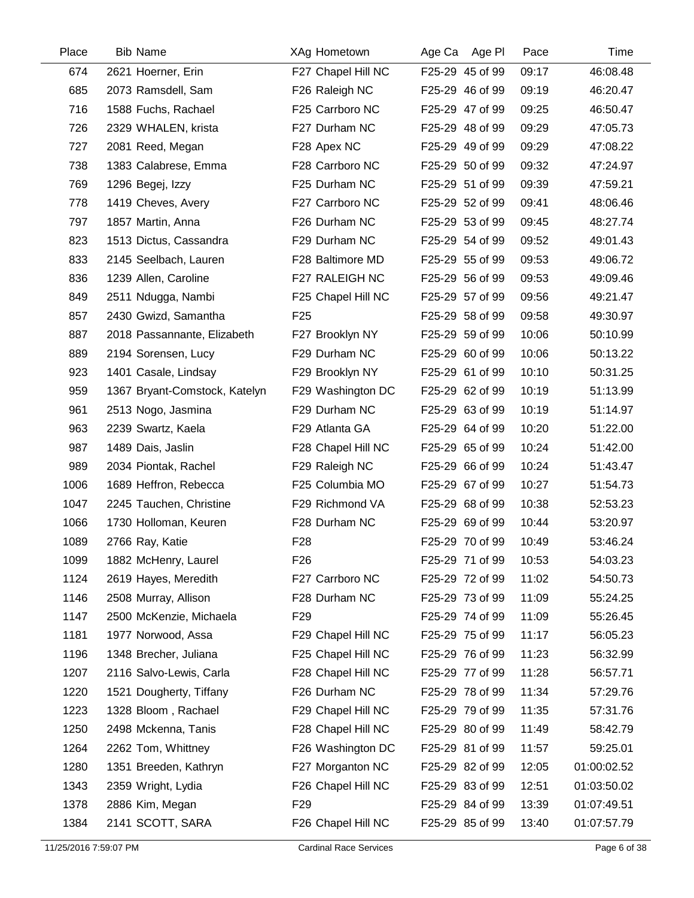| Place | Bib | Name | XAg | Hometown | Age Ca | Age Pl | Pace | Time |
|---|---|---|---|---|---|---|---|---|
| 674 | 2621 | Hoerner, Erin | F27 | Chapel Hill NC | F25-29 | 45 of 99 | 09:17 | 46:08.48 |
| 685 | 2073 | Ramsdell, Sam | F26 | Raleigh NC | F25-29 | 46 of 99 | 09:19 | 46:20.47 |
| 716 | 1588 | Fuchs, Rachael | F25 | Carrboro NC | F25-29 | 47 of 99 | 09:25 | 46:50.47 |
| 726 | 2329 | WHALEN, krista | F27 | Durham NC | F25-29 | 48 of 99 | 09:29 | 47:05.73 |
| 727 | 2081 | Reed, Megan | F28 | Apex NC | F25-29 | 49 of 99 | 09:29 | 47:08.22 |
| 738 | 1383 | Calabrese, Emma | F28 | Carrboro NC | F25-29 | 50 of 99 | 09:32 | 47:24.97 |
| 769 | 1296 | Begej, Izzy | F25 | Durham NC | F25-29 | 51 of 99 | 09:39 | 47:59.21 |
| 778 | 1419 | Cheves, Avery | F27 | Carrboro NC | F25-29 | 52 of 99 | 09:41 | 48:06.46 |
| 797 | 1857 | Martin, Anna | F26 | Durham NC | F25-29 | 53 of 99 | 09:45 | 48:27.74 |
| 823 | 1513 | Dictus, Cassandra | F29 | Durham NC | F25-29 | 54 of 99 | 09:52 | 49:01.43 |
| 833 | 2145 | Seelbach, Lauren | F28 | Baltimore MD | F25-29 | 55 of 99 | 09:53 | 49:06.72 |
| 836 | 1239 | Allen, Caroline | F27 | RALEIGH NC | F25-29 | 56 of 99 | 09:53 | 49:09.46 |
| 849 | 2511 | Ndugga, Nambi | F25 | Chapel Hill NC | F25-29 | 57 of 99 | 09:56 | 49:21.47 |
| 857 | 2430 | Gwizd, Samantha | F25 | | F25-29 | 58 of 99 | 09:58 | 49:30.97 |
| 887 | 2018 | Passannante, Elizabeth | F27 | Brooklyn NY | F25-29 | 59 of 99 | 10:06 | 50:10.99 |
| 889 | 2194 | Sorensen, Lucy | F29 | Durham NC | F25-29 | 60 of 99 | 10:06 | 50:13.22 |
| 923 | 1401 | Casale, Lindsay | F29 | Brooklyn NY | F25-29 | 61 of 99 | 10:10 | 50:31.25 |
| 959 | 1367 | Bryant-Comstock, Katelyn | F29 | Washington DC | F25-29 | 62 of 99 | 10:19 | 51:13.99 |
| 961 | 2513 | Nogo, Jasmina | F29 | Durham NC | F25-29 | 63 of 99 | 10:19 | 51:14.97 |
| 963 | 2239 | Swartz, Kaela | F29 | Atlanta GA | F25-29 | 64 of 99 | 10:20 | 51:22.00 |
| 987 | 1489 | Dais, Jaslin | F28 | Chapel Hill NC | F25-29 | 65 of 99 | 10:24 | 51:42.00 |
| 989 | 2034 | Piontak, Rachel | F29 | Raleigh NC | F25-29 | 66 of 99 | 10:24 | 51:43.47 |
| 1006 | 1689 | Heffron, Rebecca | F25 | Columbia MO | F25-29 | 67 of 99 | 10:27 | 51:54.73 |
| 1047 | 2245 | Tauchen, Christine | F29 | Richmond VA | F25-29 | 68 of 99 | 10:38 | 52:53.23 |
| 1066 | 1730 | Holloman, Keuren | F28 | Durham NC | F25-29 | 69 of 99 | 10:44 | 53:20.97 |
| 1089 | 2766 | Ray, Katie | F28 | | F25-29 | 70 of 99 | 10:49 | 53:46.24 |
| 1099 | 1882 | McHenry, Laurel | F26 | | F25-29 | 71 of 99 | 10:53 | 54:03.23 |
| 1124 | 2619 | Hayes, Meredith | F27 | Carrboro NC | F25-29 | 72 of 99 | 11:02 | 54:50.73 |
| 1146 | 2508 | Murray, Allison | F28 | Durham NC | F25-29 | 73 of 99 | 11:09 | 55:24.25 |
| 1147 | 2500 | McKenzie, Michaela | F29 | | F25-29 | 74 of 99 | 11:09 | 55:26.45 |
| 1181 | 1977 | Norwood, Assa | F29 | Chapel Hill NC | F25-29 | 75 of 99 | 11:17 | 56:05.23 |
| 1196 | 1348 | Brecher, Juliana | F25 | Chapel Hill NC | F25-29 | 76 of 99 | 11:23 | 56:32.99 |
| 1207 | 2116 | Salvo-Lewis, Carla | F28 | Chapel Hill NC | F25-29 | 77 of 99 | 11:28 | 56:57.71 |
| 1220 | 1521 | Dougherty, Tiffany | F26 | Durham NC | F25-29 | 78 of 99 | 11:34 | 57:29.76 |
| 1223 | 1328 | Bloom , Rachael | F29 | Chapel Hill NC | F25-29 | 79 of 99 | 11:35 | 57:31.76 |
| 1250 | 2498 | Mckenna, Tanis | F28 | Chapel Hill NC | F25-29 | 80 of 99 | 11:49 | 58:42.79 |
| 1264 | 2262 | Tom, Whittney | F26 | Washington DC | F25-29 | 81 of 99 | 11:57 | 59:25.01 |
| 1280 | 1351 | Breeden, Kathryn | F27 | Morganton NC | F25-29 | 82 of 99 | 12:05 | 01:00:02.52 |
| 1343 | 2359 | Wright, Lydia | F26 | Chapel Hill NC | F25-29 | 83 of 99 | 12:51 | 01:03:50.02 |
| 1378 | 2886 | Kim, Megan | F29 | | F25-29 | 84 of 99 | 13:39 | 01:07:49.51 |
| 1384 | 2141 | SCOTT, SARA | F26 | Chapel Hill NC | F25-29 | 85 of 99 | 13:40 | 01:07:57.79 |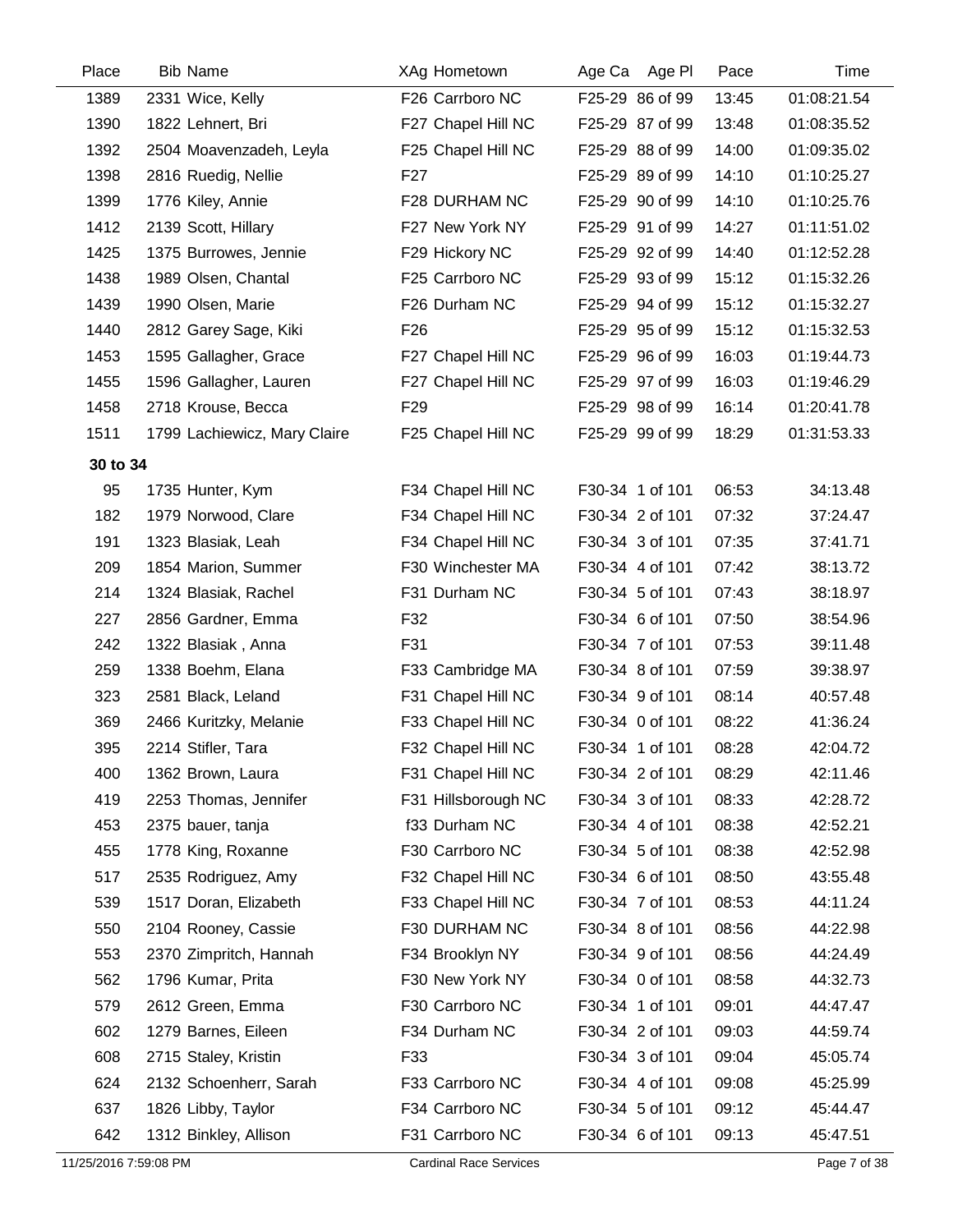| Place | Bib | Name | XAg | Hometown | Age Ca | Age Pl | Pace | Time |
|---|---|---|---|---|---|---|---|---|
| 1389 | 2331 | Wice, Kelly | F26 | Carrboro NC | F25-29 | 86 of 99 | 13:45 | 01:08:21.54 |
| 1390 | 1822 | Lehnert, Bri | F27 | Chapel Hill NC | F25-29 | 87 of 99 | 13:48 | 01:08:35.52 |
| 1392 | 2504 | Moavenzadeh, Leyla | F25 | Chapel Hill NC | F25-29 | 88 of 99 | 14:00 | 01:09:35.02 |
| 1398 | 2816 | Ruedig, Nellie | F27 | | F25-29 | 89 of 99 | 14:10 | 01:10:25.27 |
| 1399 | 1776 | Kiley, Annie | F28 | DURHAM NC | F25-29 | 90 of 99 | 14:10 | 01:10:25.76 |
| 1412 | 2139 | Scott, Hillary | F27 | New York NY | F25-29 | 91 of 99 | 14:27 | 01:11:51.02 |
| 1425 | 1375 | Burrowes, Jennie | F29 | Hickory NC | F25-29 | 92 of 99 | 14:40 | 01:12:52.28 |
| 1438 | 1989 | Olsen, Chantal | F25 | Carrboro NC | F25-29 | 93 of 99 | 15:12 | 01:15:32.26 |
| 1439 | 1990 | Olsen, Marie | F26 | Durham NC | F25-29 | 94 of 99 | 15:12 | 01:15:32.27 |
| 1440 | 2812 | Garey Sage, Kiki | F26 | | F25-29 | 95 of 99 | 15:12 | 01:15:32.53 |
| 1453 | 1595 | Gallagher, Grace | F27 | Chapel Hill NC | F25-29 | 96 of 99 | 16:03 | 01:19:44.73 |
| 1455 | 1596 | Gallagher, Lauren | F27 | Chapel Hill NC | F25-29 | 97 of 99 | 16:03 | 01:19:46.29 |
| 1458 | 2718 | Krouse, Becca | F29 | | F25-29 | 98 of 99 | 16:14 | 01:20:41.78 |
| 1511 | 1799 | Lachiewicz, Mary Claire | F25 | Chapel Hill NC | F25-29 | 99 of 99 | 18:29 | 01:31:53.33 |
| **30 to 34** | | | | | | | | |
| 95 | 1735 | Hunter, Kym | F34 | Chapel Hill NC | F30-34 | 1 of 101 | 06:53 | 34:13.48 |
| 182 | 1979 | Norwood, Clare | F34 | Chapel Hill NC | F30-34 | 2 of 101 | 07:32 | 37:24.47 |
| 191 | 1323 | Blasiak, Leah | F34 | Chapel Hill NC | F30-34 | 3 of 101 | 07:35 | 37:41.71 |
| 209 | 1854 | Marion, Summer | F30 | Winchester MA | F30-34 | 4 of 101 | 07:42 | 38:13.72 |
| 214 | 1324 | Blasiak, Rachel | F31 | Durham NC | F30-34 | 5 of 101 | 07:43 | 38:18.97 |
| 227 | 2856 | Gardner, Emma | F32 | | F30-34 | 6 of 101 | 07:50 | 38:54.96 |
| 242 | 1322 | Blasiak , Anna | F31 | | F30-34 | 7 of 101 | 07:53 | 39:11.48 |
| 259 | 1338 | Boehm, Elana | F33 | Cambridge MA | F30-34 | 8 of 101 | 07:59 | 39:38.97 |
| 323 | 2581 | Black, Leland | F31 | Chapel Hill NC | F30-34 | 9 of 101 | 08:14 | 40:57.48 |
| 369 | 2466 | Kuritzky, Melanie | F33 | Chapel Hill NC | F30-34 | 0 of 101 | 08:22 | 41:36.24 |
| 395 | 2214 | Stifler, Tara | F32 | Chapel Hill NC | F30-34 | 1 of 101 | 08:28 | 42:04.72 |
| 400 | 1362 | Brown, Laura | F31 | Chapel Hill NC | F30-34 | 2 of 101 | 08:29 | 42:11.46 |
| 419 | 2253 | Thomas, Jennifer | F31 | Hillsborough NC | F30-34 | 3 of 101 | 08:33 | 42:28.72 |
| 453 | 2375 | bauer, tanja | f33 | Durham NC | F30-34 | 4 of 101 | 08:38 | 42:52.21 |
| 455 | 1778 | King, Roxanne | F30 | Carrboro NC | F30-34 | 5 of 101 | 08:38 | 42:52.98 |
| 517 | 2535 | Rodriguez, Amy | F32 | Chapel Hill NC | F30-34 | 6 of 101 | 08:50 | 43:55.48 |
| 539 | 1517 | Doran, Elizabeth | F33 | Chapel Hill NC | F30-34 | 7 of 101 | 08:53 | 44:11.24 |
| 550 | 2104 | Rooney, Cassie | F30 | DURHAM NC | F30-34 | 8 of 101 | 08:56 | 44:22.98 |
| 553 | 2370 | Zimpritch, Hannah | F34 | Brooklyn NY | F30-34 | 9 of 101 | 08:56 | 44:24.49 |
| 562 | 1796 | Kumar, Prita | F30 | New York NY | F30-34 | 0 of 101 | 08:58 | 44:32.73 |
| 579 | 2612 | Green, Emma | F30 | Carrboro NC | F30-34 | 1 of 101 | 09:01 | 44:47.47 |
| 602 | 1279 | Barnes, Eileen | F34 | Durham NC | F30-34 | 2 of 101 | 09:03 | 44:59.74 |
| 608 | 2715 | Staley, Kristin | F33 | | F30-34 | 3 of 101 | 09:04 | 45:05.74 |
| 624 | 2132 | Schoenherr, Sarah | F33 | Carrboro NC | F30-34 | 4 of 101 | 09:08 | 45:25.99 |
| 637 | 1826 | Libby, Taylor | F34 | Carrboro NC | F30-34 | 5 of 101 | 09:12 | 45:44.47 |
| 642 | 1312 | Binkley, Allison | F31 | Carrboro NC | F30-34 | 6 of 101 | 09:13 | 45:47.51 |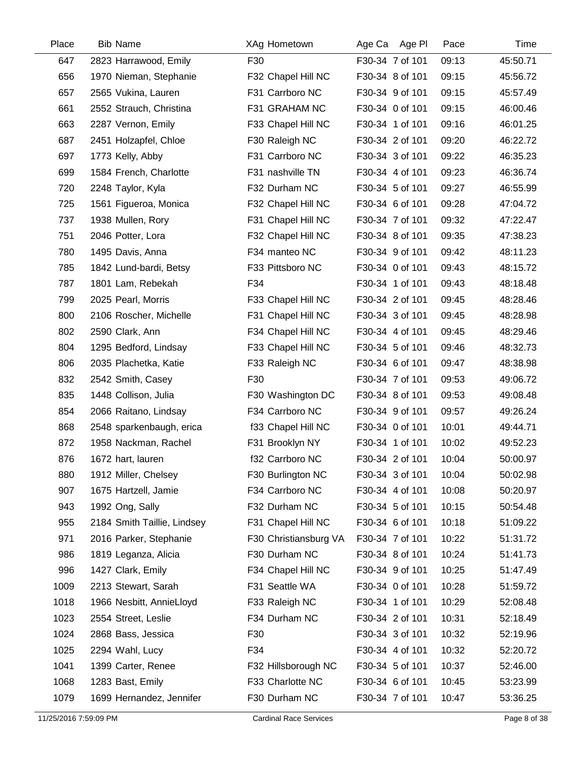| Place | Bib | Name | XAg | Hometown | Age Ca | Age Pl | Pace | Time |
|---|---|---|---|---|---|---|---|---|
| 647 | 2823 | Harrawood, Emily | F30 | | F30-34 | 7 of 101 | 09:13 | 45:50.71 |
| 656 | 1970 | Nieman, Stephanie | F32 | Chapel Hill NC | F30-34 | 8 of 101 | 09:15 | 45:56.72 |
| 657 | 2565 | Vukina, Lauren | F31 | Carrboro NC | F30-34 | 9 of 101 | 09:15 | 45:57.49 |
| 661 | 2552 | Strauch, Christina | F31 | GRAHAM NC | F30-34 | 0 of 101 | 09:15 | 46:00.46 |
| 663 | 2287 | Vernon, Emily | F33 | Chapel Hill NC | F30-34 | 1 of 101 | 09:16 | 46:01.25 |
| 687 | 2451 | Holzapfel, Chloe | F30 | Raleigh NC | F30-34 | 2 of 101 | 09:20 | 46:22.72 |
| 697 | 1773 | Kelly, Abby | F31 | Carrboro NC | F30-34 | 3 of 101 | 09:22 | 46:35.23 |
| 699 | 1584 | French, Charlotte | F31 | nashville TN | F30-34 | 4 of 101 | 09:23 | 46:36.74 |
| 720 | 2248 | Taylor, Kyla | F32 | Durham NC | F30-34 | 5 of 101 | 09:27 | 46:55.99 |
| 725 | 1561 | Figueroa, Monica | F32 | Chapel Hill NC | F30-34 | 6 of 101 | 09:28 | 47:04.72 |
| 737 | 1938 | Mullen, Rory | F31 | Chapel Hill NC | F30-34 | 7 of 101 | 09:32 | 47:22.47 |
| 751 | 2046 | Potter, Lora | F32 | Chapel Hill NC | F30-34 | 8 of 101 | 09:35 | 47:38.23 |
| 780 | 1495 | Davis, Anna | F34 | manteo NC | F30-34 | 9 of 101 | 09:42 | 48:11.23 |
| 785 | 1842 | Lund-bardi, Betsy | F33 | Pittsboro NC | F30-34 | 0 of 101 | 09:43 | 48:15.72 |
| 787 | 1801 | Lam, Rebekah | F34 | | F30-34 | 1 of 101 | 09:43 | 48:18.48 |
| 799 | 2025 | Pearl, Morris | F33 | Chapel Hill NC | F30-34 | 2 of 101 | 09:45 | 48:28.46 |
| 800 | 2106 | Roscher, Michelle | F31 | Chapel Hill NC | F30-34 | 3 of 101 | 09:45 | 48:28.98 |
| 802 | 2590 | Clark, Ann | F34 | Chapel Hill NC | F30-34 | 4 of 101 | 09:45 | 48:29.46 |
| 804 | 1295 | Bedford, Lindsay | F33 | Chapel Hill NC | F30-34 | 5 of 101 | 09:46 | 48:32.73 |
| 806 | 2035 | Plachetka, Katie | F33 | Raleigh NC | F30-34 | 6 of 101 | 09:47 | 48:38.98 |
| 832 | 2542 | Smith, Casey | F30 | | F30-34 | 7 of 101 | 09:53 | 49:06.72 |
| 835 | 1448 | Collison, Julia | F30 | Washington DC | F30-34 | 8 of 101 | 09:53 | 49:08.48 |
| 854 | 2066 | Raitano, Lindsay | F34 | Carrboro NC | F30-34 | 9 of 101 | 09:57 | 49:26.24 |
| 868 | 2548 | sparkenbaugh, erica | f33 | Chapel Hill NC | F30-34 | 0 of 101 | 10:01 | 49:44.71 |
| 872 | 1958 | Nackman, Rachel | F31 | Brooklyn NY | F30-34 | 1 of 101 | 10:02 | 49:52.23 |
| 876 | 1672 | hart, lauren | f32 | Carrboro NC | F30-34 | 2 of 101 | 10:04 | 50:00.97 |
| 880 | 1912 | Miller, Chelsey | F30 | Burlington NC | F30-34 | 3 of 101 | 10:04 | 50:02.98 |
| 907 | 1675 | Hartzell, Jamie | F34 | Carrboro NC | F30-34 | 4 of 101 | 10:08 | 50:20.97 |
| 943 | 1992 | Ong, Sally | F32 | Durham NC | F30-34 | 5 of 101 | 10:15 | 50:54.48 |
| 955 | 2184 | Smith Taillie, Lindsey | F31 | Chapel Hill NC | F30-34 | 6 of 101 | 10:18 | 51:09.22 |
| 971 | 2016 | Parker, Stephanie | F30 | Christiansburg VA | F30-34 | 7 of 101 | 10:22 | 51:31.72 |
| 986 | 1819 | Leganza, Alicia | F30 | Durham NC | F30-34 | 8 of 101 | 10:24 | 51:41.73 |
| 996 | 1427 | Clark, Emily | F34 | Chapel Hill NC | F30-34 | 9 of 101 | 10:25 | 51:47.49 |
| 1009 | 2213 | Stewart, Sarah | F31 | Seattle WA | F30-34 | 0 of 101 | 10:28 | 51:59.72 |
| 1018 | 1966 | Nesbitt, AnnieLloyd | F33 | Raleigh NC | F30-34 | 1 of 101 | 10:29 | 52:08.48 |
| 1023 | 2554 | Street, Leslie | F34 | Durham NC | F30-34 | 2 of 101 | 10:31 | 52:18.49 |
| 1024 | 2868 | Bass, Jessica | F30 | | F30-34 | 3 of 101 | 10:32 | 52:19.96 |
| 1025 | 2294 | Wahl, Lucy | F34 | | F30-34 | 4 of 101 | 10:32 | 52:20.72 |
| 1041 | 1399 | Carter, Renee | F32 | Hillsborough NC | F30-34 | 5 of 101 | 10:37 | 52:46.00 |
| 1068 | 1283 | Bast, Emily | F33 | Charlotte NC | F30-34 | 6 of 101 | 10:45 | 53:23.99 |
| 1079 | 1699 | Hernandez, Jennifer | F30 | Durham NC | F30-34 | 7 of 101 | 10:47 | 53:36.25 |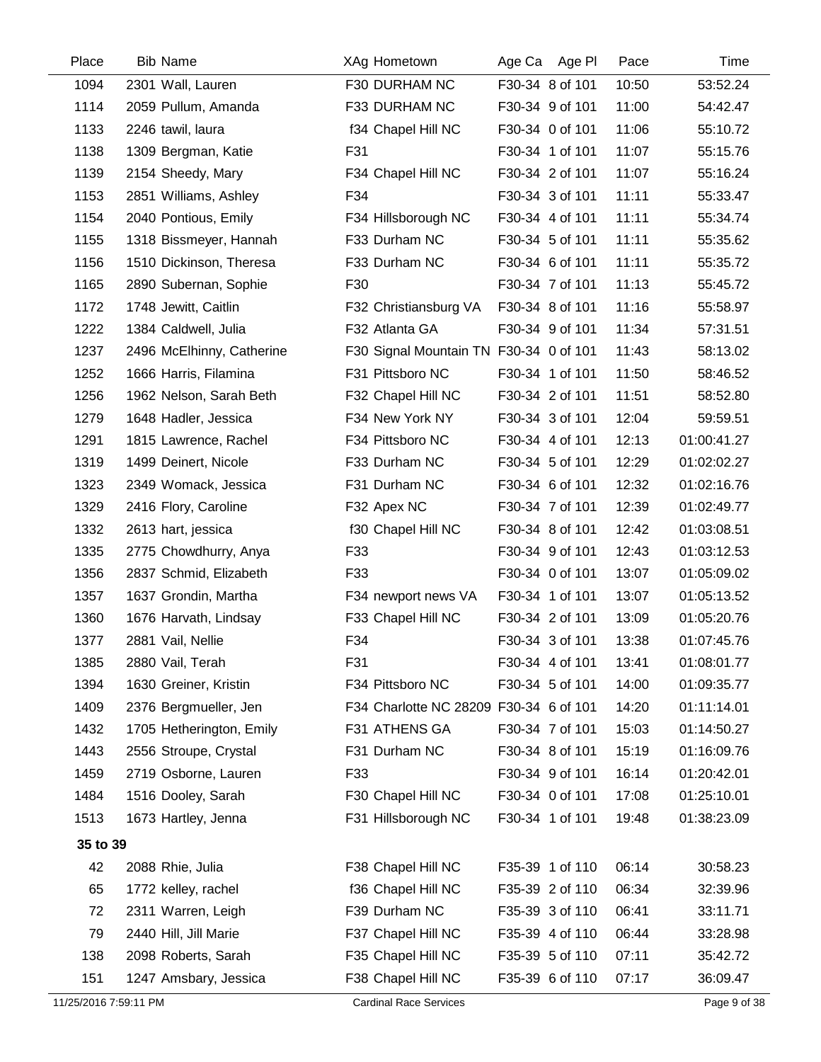| Place | Bib | Name | XAg | Hometown | Age Ca | Age Pl | Pace | Time |
|---|---|---|---|---|---|---|---|---|
| 1094 | 2301 | Wall, Lauren | F30 | DURHAM NC | F30-34 | 8 of 101 | 10:50 | 53:52.24 |
| 1114 | 2059 | Pullum, Amanda | F33 | DURHAM NC | F30-34 | 9 of 101 | 11:00 | 54:42.47 |
| 1133 | 2246 | tawil, laura | f34 | Chapel Hill NC | F30-34 | 0 of 101 | 11:06 | 55:10.72 |
| 1138 | 1309 | Bergman, Katie | F31 | | F30-34 | 1 of 101 | 11:07 | 55:15.76 |
| 1139 | 2154 | Sheedy, Mary | F34 | Chapel Hill NC | F30-34 | 2 of 101 | 11:07 | 55:16.24 |
| 1153 | 2851 | Williams, Ashley | F34 | | F30-34 | 3 of 101 | 11:11 | 55:33.47 |
| 1154 | 2040 | Pontious, Emily | F34 | Hillsborough NC | F30-34 | 4 of 101 | 11:11 | 55:34.74 |
| 1155 | 1318 | Bissmeyer, Hannah | F33 | Durham NC | F30-34 | 5 of 101 | 11:11 | 55:35.62 |
| 1156 | 1510 | Dickinson, Theresa | F33 | Durham NC | F30-34 | 6 of 101 | 11:11 | 55:35.72 |
| 1165 | 2890 | Subernan, Sophie | F30 | | F30-34 | 7 of 101 | 11:13 | 55:45.72 |
| 1172 | 1748 | Jewitt, Caitlin | F32 | Christiansburg VA | F30-34 | 8 of 101 | 11:16 | 55:58.97 |
| 1222 | 1384 | Caldwell, Julia | F32 | Atlanta GA | F30-34 | 9 of 101 | 11:34 | 57:31.51 |
| 1237 | 2496 | McElhinny, Catherine | F30 | Signal Mountain TN | F30-34 | 0 of 101 | 11:43 | 58:13.02 |
| 1252 | 1666 | Harris, Filamina | F31 | Pittsboro NC | F30-34 | 1 of 101 | 11:50 | 58:46.52 |
| 1256 | 1962 | Nelson, Sarah Beth | F32 | Chapel Hill NC | F30-34 | 2 of 101 | 11:51 | 58:52.80 |
| 1279 | 1648 | Hadler, Jessica | F34 | New York NY | F30-34 | 3 of 101 | 12:04 | 59:59.51 |
| 1291 | 1815 | Lawrence, Rachel | F34 | Pittsboro NC | F30-34 | 4 of 101 | 12:13 | 01:00:41.27 |
| 1319 | 1499 | Deinert, Nicole | F33 | Durham NC | F30-34 | 5 of 101 | 12:29 | 01:02:02.27 |
| 1323 | 2349 | Womack, Jessica | F31 | Durham NC | F30-34 | 6 of 101 | 12:32 | 01:02:16.76 |
| 1329 | 2416 | Flory, Caroline | F32 | Apex NC | F30-34 | 7 of 101 | 12:39 | 01:02:49.77 |
| 1332 | 2613 | hart, jessica | f30 | Chapel Hill NC | F30-34 | 8 of 101 | 12:42 | 01:03:08.51 |
| 1335 | 2775 | Chowdhurry, Anya | F33 | | F30-34 | 9 of 101 | 12:43 | 01:03:12.53 |
| 1356 | 2837 | Schmid, Elizabeth | F33 | | F30-34 | 0 of 101 | 13:07 | 01:05:09.02 |
| 1357 | 1637 | Grondin, Martha | F34 | newport news VA | F30-34 | 1 of 101 | 13:07 | 01:05:13.52 |
| 1360 | 1676 | Harvath, Lindsay | F33 | Chapel Hill NC | F30-34 | 2 of 101 | 13:09 | 01:05:20.76 |
| 1377 | 2881 | Vail, Nellie | F34 | | F30-34 | 3 of 101 | 13:38 | 01:07:45.76 |
| 1385 | 2880 | Vail, Terah | F31 | | F30-34 | 4 of 101 | 13:41 | 01:08:01.77 |
| 1394 | 1630 | Greiner, Kristin | F34 | Pittsboro NC | F30-34 | 5 of 101 | 14:00 | 01:09:35.77 |
| 1409 | 2376 | Bergmueller, Jen | F34 | Charlotte NC 28209 | F30-34 | 6 of 101 | 14:20 | 01:11:14.01 |
| 1432 | 1705 | Hetherington, Emily | F31 | ATHENS GA | F30-34 | 7 of 101 | 15:03 | 01:14:50.27 |
| 1443 | 2556 | Stroupe, Crystal | F31 | Durham NC | F30-34 | 8 of 101 | 15:19 | 01:16:09.76 |
| 1459 | 2719 | Osborne, Lauren | F33 | | F30-34 | 9 of 101 | 16:14 | 01:20:42.01 |
| 1484 | 1516 | Dooley, Sarah | F30 | Chapel Hill NC | F30-34 | 0 of 101 | 17:08 | 01:25:10.01 |
| 1513 | 1673 | Hartley, Jenna | F31 | Hillsborough NC | F30-34 | 1 of 101 | 19:48 | 01:38:23.09 |
| **35 to 39** | | | | | | | | |
| 42 | 2088 | Rhie, Julia | F38 | Chapel Hill NC | F35-39 | 1 of 110 | 06:14 | 30:58.23 |
| 65 | 1772 | kelley, rachel | f36 | Chapel Hill NC | F35-39 | 2 of 110 | 06:34 | 32:39.96 |
| 72 | 2311 | Warren, Leigh | F39 | Durham NC | F35-39 | 3 of 110 | 06:41 | 33:11.71 |
| 79 | 2440 | Hill, Jill Marie | F37 | Chapel Hill NC | F35-39 | 4 of 110 | 06:44 | 33:28.98 |
| 138 | 2098 | Roberts, Sarah | F35 | Chapel Hill NC | F35-39 | 5 of 110 | 07:11 | 35:42.72 |
| 151 | 1247 | Amsbary, Jessica | F38 | Chapel Hill NC | F35-39 | 6 of 110 | 07:17 | 36:09.47 |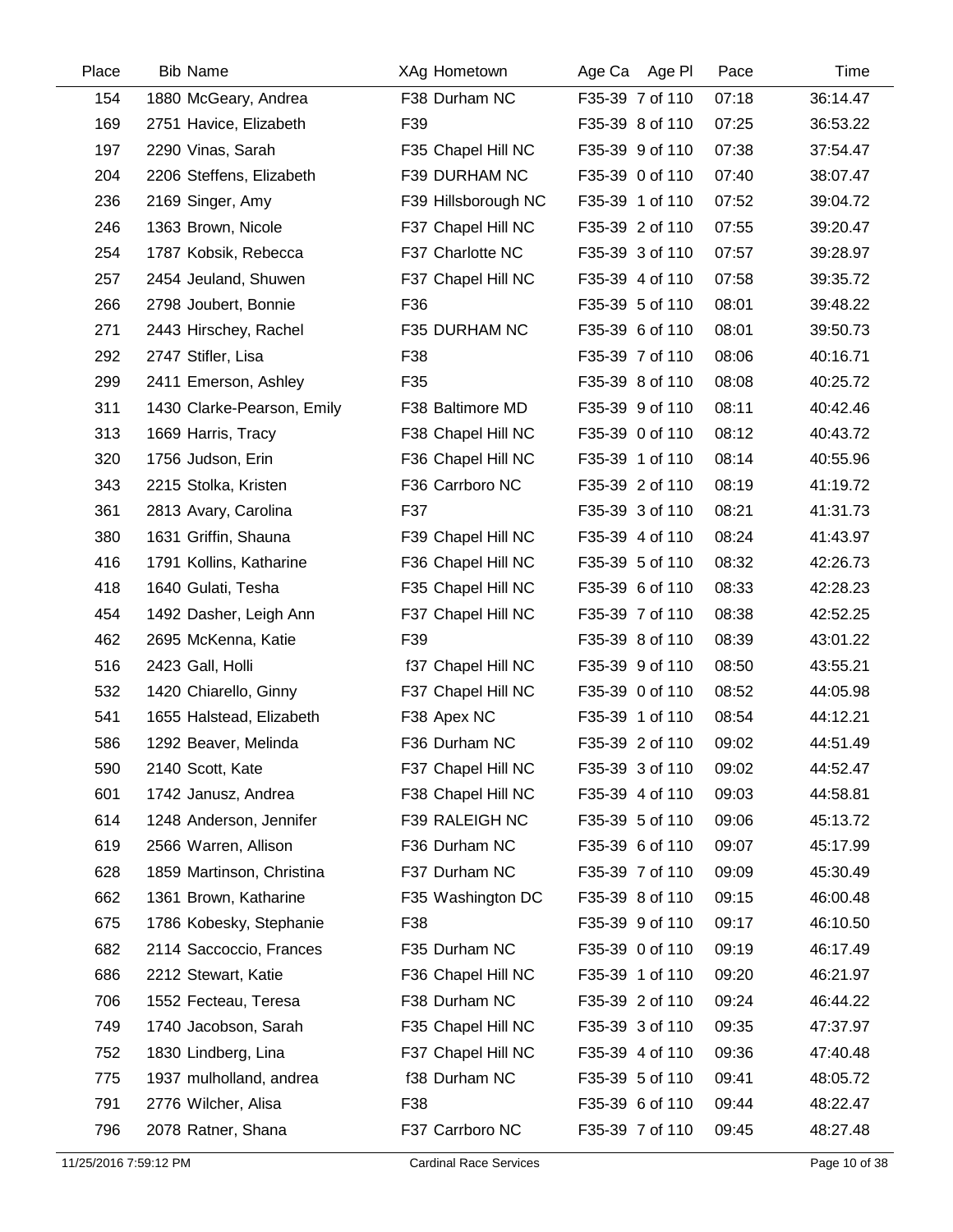| Place | Bib | Name | XAg | Hometown | Age Ca | Age Pl | Pace | Time |
|---|---|---|---|---|---|---|---|---|
| 154 | 1880 | McGeary, Andrea | F38 | Durham NC | F35-39 | 7 of 110 | 07:18 | 36:14.47 |
| 169 | 2751 | Havice, Elizabeth | F39 | | F35-39 | 8 of 110 | 07:25 | 36:53.22 |
| 197 | 2290 | Vinas, Sarah | F35 | Chapel Hill NC | F35-39 | 9 of 110 | 07:38 | 37:54.47 |
| 204 | 2206 | Steffens, Elizabeth | F39 | DURHAM NC | F35-39 | 0 of 110 | 07:40 | 38:07.47 |
| 236 | 2169 | Singer, Amy | F39 | Hillsborough NC | F35-39 | 1 of 110 | 07:52 | 39:04.72 |
| 246 | 1363 | Brown, Nicole | F37 | Chapel Hill NC | F35-39 | 2 of 110 | 07:55 | 39:20.47 |
| 254 | 1787 | Kobsik, Rebecca | F37 | Charlotte NC | F35-39 | 3 of 110 | 07:57 | 39:28.97 |
| 257 | 2454 | Jeuland, Shuwen | F37 | Chapel Hill NC | F35-39 | 4 of 110 | 07:58 | 39:35.72 |
| 266 | 2798 | Joubert, Bonnie | F36 | | F35-39 | 5 of 110 | 08:01 | 39:48.22 |
| 271 | 2443 | Hirschey, Rachel | F35 | DURHAM NC | F35-39 | 6 of 110 | 08:01 | 39:50.73 |
| 292 | 2747 | Stifler, Lisa | F38 | | F35-39 | 7 of 110 | 08:06 | 40:16.71 |
| 299 | 2411 | Emerson, Ashley | F35 | | F35-39 | 8 of 110 | 08:08 | 40:25.72 |
| 311 | 1430 | Clarke-Pearson, Emily | F38 | Baltimore MD | F35-39 | 9 of 110 | 08:11 | 40:42.46 |
| 313 | 1669 | Harris, Tracy | F38 | Chapel Hill NC | F35-39 | 0 of 110 | 08:12 | 40:43.72 |
| 320 | 1756 | Judson, Erin | F36 | Chapel Hill NC | F35-39 | 1 of 110 | 08:14 | 40:55.96 |
| 343 | 2215 | Stolka, Kristen | F36 | Carrboro NC | F35-39 | 2 of 110 | 08:19 | 41:19.72 |
| 361 | 2813 | Avary, Carolina | F37 | | F35-39 | 3 of 110 | 08:21 | 41:31.73 |
| 380 | 1631 | Griffin, Shauna | F39 | Chapel Hill NC | F35-39 | 4 of 110 | 08:24 | 41:43.97 |
| 416 | 1791 | Kollins, Katharine | F36 | Chapel Hill NC | F35-39 | 5 of 110 | 08:32 | 42:26.73 |
| 418 | 1640 | Gulati, Tesha | F35 | Chapel Hill NC | F35-39 | 6 of 110 | 08:33 | 42:28.23 |
| 454 | 1492 | Dasher, Leigh Ann | F37 | Chapel Hill NC | F35-39 | 7 of 110 | 08:38 | 42:52.25 |
| 462 | 2695 | McKenna, Katie | F39 | | F35-39 | 8 of 110 | 08:39 | 43:01.22 |
| 516 | 2423 | Gall, Holli | f37 | Chapel Hill NC | F35-39 | 9 of 110 | 08:50 | 43:55.21 |
| 532 | 1420 | Chiarello, Ginny | F37 | Chapel Hill NC | F35-39 | 0 of 110 | 08:52 | 44:05.98 |
| 541 | 1655 | Halstead, Elizabeth | F38 | Apex NC | F35-39 | 1 of 110 | 08:54 | 44:12.21 |
| 586 | 1292 | Beaver, Melinda | F36 | Durham NC | F35-39 | 2 of 110 | 09:02 | 44:51.49 |
| 590 | 2140 | Scott, Kate | F37 | Chapel Hill NC | F35-39 | 3 of 110 | 09:02 | 44:52.47 |
| 601 | 1742 | Janusz, Andrea | F38 | Chapel Hill NC | F35-39 | 4 of 110 | 09:03 | 44:58.81 |
| 614 | 1248 | Anderson, Jennifer | F39 | RALEIGH NC | F35-39 | 5 of 110 | 09:06 | 45:13.72 |
| 619 | 2566 | Warren, Allison | F36 | Durham NC | F35-39 | 6 of 110 | 09:07 | 45:17.99 |
| 628 | 1859 | Martinson, Christina | F37 | Durham NC | F35-39 | 7 of 110 | 09:09 | 45:30.49 |
| 662 | 1361 | Brown, Katharine | F35 | Washington DC | F35-39 | 8 of 110 | 09:15 | 46:00.48 |
| 675 | 1786 | Kobesky, Stephanie | F38 | | F35-39 | 9 of 110 | 09:17 | 46:10.50 |
| 682 | 2114 | Saccoccio, Frances | F35 | Durham NC | F35-39 | 0 of 110 | 09:19 | 46:17.49 |
| 686 | 2212 | Stewart, Katie | F36 | Chapel Hill NC | F35-39 | 1 of 110 | 09:20 | 46:21.97 |
| 706 | 1552 | Fecteau, Teresa | F38 | Durham NC | F35-39 | 2 of 110 | 09:24 | 46:44.22 |
| 749 | 1740 | Jacobson, Sarah | F35 | Chapel Hill NC | F35-39 | 3 of 110 | 09:35 | 47:37.97 |
| 752 | 1830 | Lindberg, Lina | F37 | Chapel Hill NC | F35-39 | 4 of 110 | 09:36 | 47:40.48 |
| 775 | 1937 | mulholland, andrea | f38 | Durham NC | F35-39 | 5 of 110 | 09:41 | 48:05.72 |
| 791 | 2776 | Wilcher, Alisa | F38 | | F35-39 | 6 of 110 | 09:44 | 48:22.47 |
| 796 | 2078 | Ratner, Shana | F37 | Carrboro NC | F35-39 | 7 of 110 | 09:45 | 48:27.48 |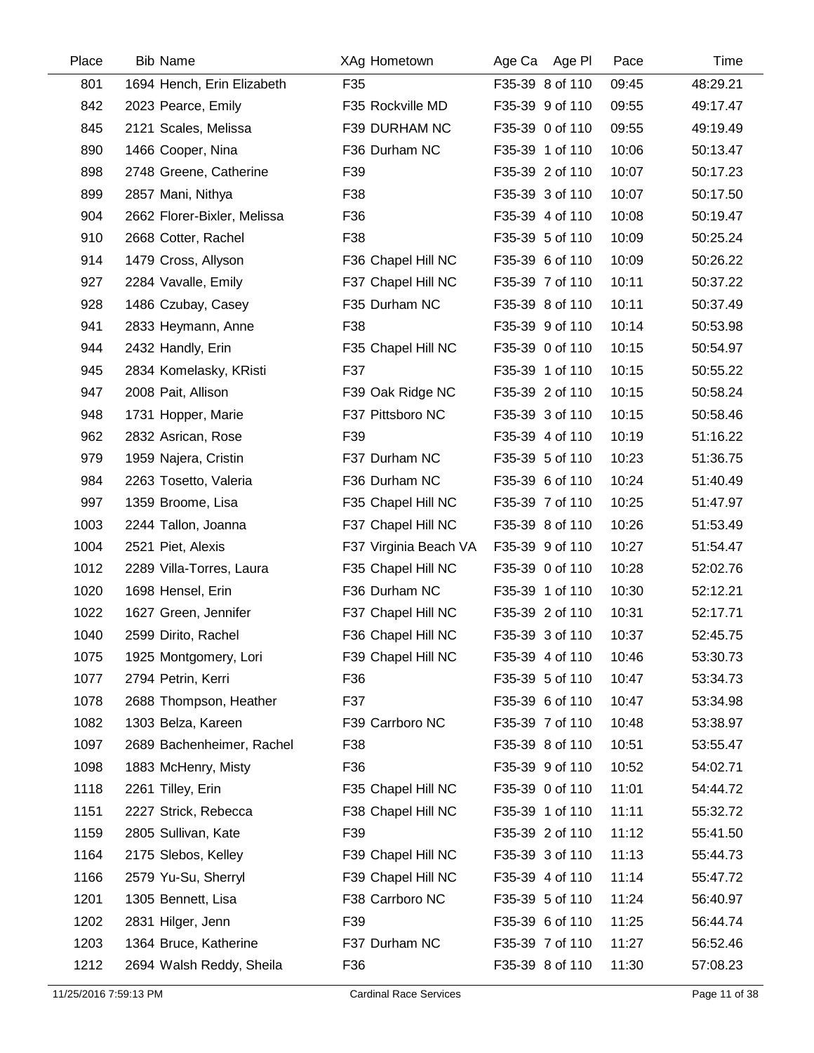| Place | Bib | Name | XAg | Hometown | Age Ca | Age Pl | Pace | Time |
|---|---|---|---|---|---|---|---|---|
| 801 | 1694 | Hench, Erin Elizabeth | F35 | | F35-39 | 8 of 110 | 09:45 | 48:29.21 |
| 842 | 2023 | Pearce, Emily | F35 | Rockville MD | F35-39 | 9 of 110 | 09:55 | 49:17.47 |
| 845 | 2121 | Scales, Melissa | F39 | DURHAM NC | F35-39 | 0 of 110 | 09:55 | 49:19.49 |
| 890 | 1466 | Cooper, Nina | F36 | Durham NC | F35-39 | 1 of 110 | 10:06 | 50:13.47 |
| 898 | 2748 | Greene, Catherine | F39 | | F35-39 | 2 of 110 | 10:07 | 50:17.23 |
| 899 | 2857 | Mani, Nithya | F38 | | F35-39 | 3 of 110 | 10:07 | 50:17.50 |
| 904 | 2662 | Florer-Bixler, Melissa | F36 | | F35-39 | 4 of 110 | 10:08 | 50:19.47 |
| 910 | 2668 | Cotter, Rachel | F38 | | F35-39 | 5 of 110 | 10:09 | 50:25.24 |
| 914 | 1479 | Cross, Allyson | F36 | Chapel Hill NC | F35-39 | 6 of 110 | 10:09 | 50:26.22 |
| 927 | 2284 | Vavalle, Emily | F37 | Chapel Hill NC | F35-39 | 7 of 110 | 10:11 | 50:37.22 |
| 928 | 1486 | Czubay, Casey | F35 | Durham NC | F35-39 | 8 of 110 | 10:11 | 50:37.49 |
| 941 | 2833 | Heymann, Anne | F38 | | F35-39 | 9 of 110 | 10:14 | 50:53.98 |
| 944 | 2432 | Handly, Erin | F35 | Chapel Hill NC | F35-39 | 0 of 110 | 10:15 | 50:54.97 |
| 945 | 2834 | Komelasky, KRisti | F37 | | F35-39 | 1 of 110 | 10:15 | 50:55.22 |
| 947 | 2008 | Pait, Allison | F39 | Oak Ridge NC | F35-39 | 2 of 110 | 10:15 | 50:58.24 |
| 948 | 1731 | Hopper, Marie | F37 | Pittsboro NC | F35-39 | 3 of 110 | 10:15 | 50:58.46 |
| 962 | 2832 | Asrican, Rose | F39 | | F35-39 | 4 of 110 | 10:19 | 51:16.22 |
| 979 | 1959 | Najera, Cristin | F37 | Durham NC | F35-39 | 5 of 110 | 10:23 | 51:36.75 |
| 984 | 2263 | Tosetto, Valeria | F36 | Durham NC | F35-39 | 6 of 110 | 10:24 | 51:40.49 |
| 997 | 1359 | Broome, Lisa | F35 | Chapel Hill NC | F35-39 | 7 of 110 | 10:25 | 51:47.97 |
| 1003 | 2244 | Tallon, Joanna | F37 | Chapel Hill NC | F35-39 | 8 of 110 | 10:26 | 51:53.49 |
| 1004 | 2521 | Piet, Alexis | F37 | Virginia Beach VA | F35-39 | 9 of 110 | 10:27 | 51:54.47 |
| 1012 | 2289 | Villa-Torres, Laura | F35 | Chapel Hill NC | F35-39 | 0 of 110 | 10:28 | 52:02.76 |
| 1020 | 1698 | Hensel, Erin | F36 | Durham NC | F35-39 | 1 of 110 | 10:30 | 52:12.21 |
| 1022 | 1627 | Green, Jennifer | F37 | Chapel Hill NC | F35-39 | 2 of 110 | 10:31 | 52:17.71 |
| 1040 | 2599 | Dirito, Rachel | F36 | Chapel Hill NC | F35-39 | 3 of 110 | 10:37 | 52:45.75 |
| 1075 | 1925 | Montgomery, Lori | F39 | Chapel Hill NC | F35-39 | 4 of 110 | 10:46 | 53:30.73 |
| 1077 | 2794 | Petrin, Kerri | F36 | | F35-39 | 5 of 110 | 10:47 | 53:34.73 |
| 1078 | 2688 | Thompson, Heather | F37 | | F35-39 | 6 of 110 | 10:47 | 53:34.98 |
| 1082 | 1303 | Belza, Kareen | F39 | Carrboro NC | F35-39 | 7 of 110 | 10:48 | 53:38.97 |
| 1097 | 2689 | Bachenheimer, Rachel | F38 | | F35-39 | 8 of 110 | 10:51 | 53:55.47 |
| 1098 | 1883 | McHenry, Misty | F36 | | F35-39 | 9 of 110 | 10:52 | 54:02.71 |
| 1118 | 2261 | Tilley, Erin | F35 | Chapel Hill NC | F35-39 | 0 of 110 | 11:01 | 54:44.72 |
| 1151 | 2227 | Strick, Rebecca | F38 | Chapel Hill NC | F35-39 | 1 of 110 | 11:11 | 55:32.72 |
| 1159 | 2805 | Sullivan, Kate | F39 | | F35-39 | 2 of 110 | 11:12 | 55:41.50 |
| 1164 | 2175 | Slebos, Kelley | F39 | Chapel Hill NC | F35-39 | 3 of 110 | 11:13 | 55:44.73 |
| 1166 | 2579 | Yu-Su, Sherryl | F39 | Chapel Hill NC | F35-39 | 4 of 110 | 11:14 | 55:47.72 |
| 1201 | 1305 | Bennett, Lisa | F38 | Carrboro NC | F35-39 | 5 of 110 | 11:24 | 56:40.97 |
| 1202 | 2831 | Hilger, Jenn | F39 | | F35-39 | 6 of 110 | 11:25 | 56:44.74 |
| 1203 | 1364 | Bruce, Katherine | F37 | Durham NC | F35-39 | 7 of 110 | 11:27 | 56:52.46 |
| 1212 | 2694 | Walsh Reddy, Sheila | F36 | | F35-39 | 8 of 110 | 11:30 | 57:08.23 |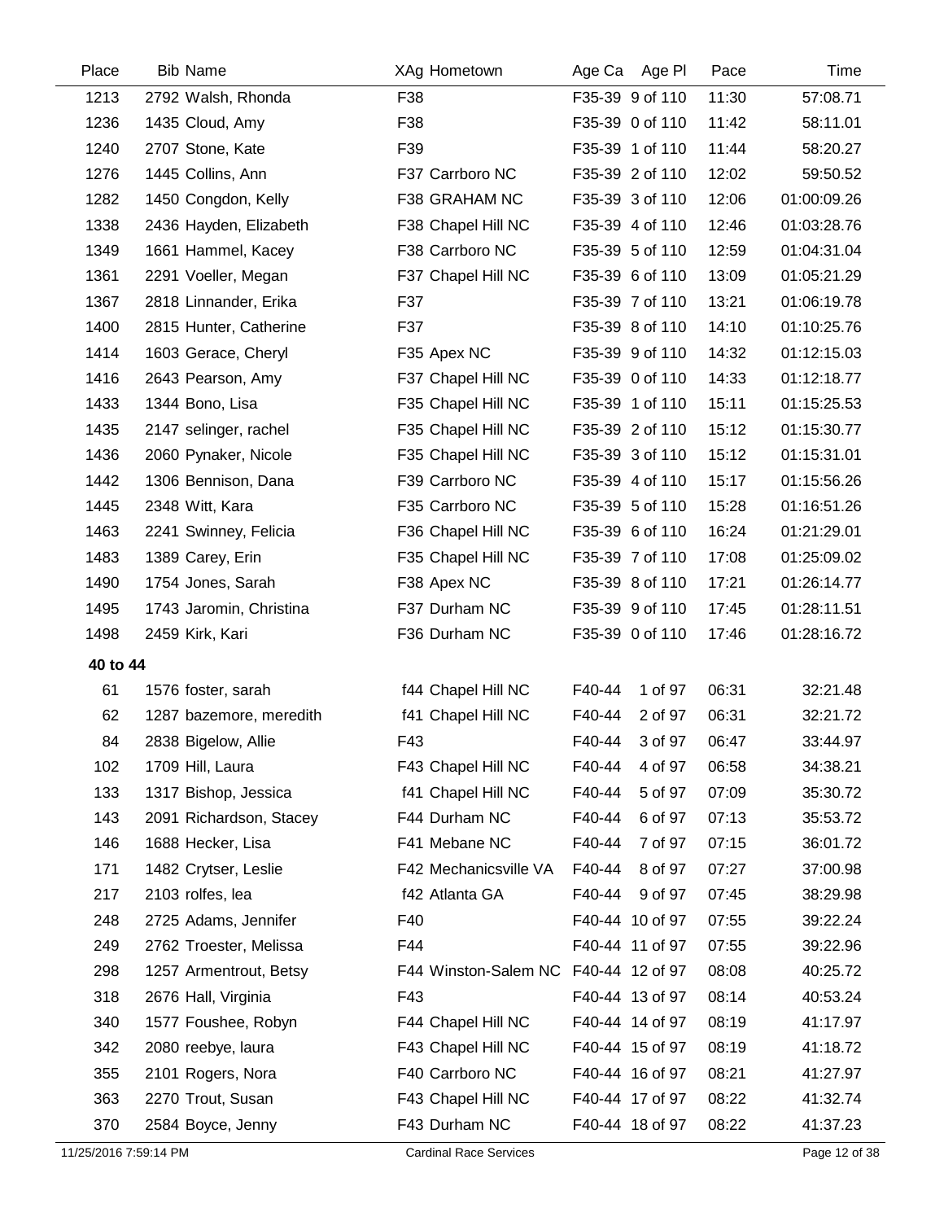| Place | Bib | Name | XAg | Hometown | Age Ca | Age Pl | Pace | Time |
|---|---|---|---|---|---|---|---|---|
| 1213 | 2792 | Walsh, Rhonda | F38 | | F35-39 | 9 of 110 | 11:30 | 57:08.71 |
| 1236 | 1435 | Cloud, Amy | F38 | | F35-39 | 0 of 110 | 11:42 | 58:11.01 |
| 1240 | 2707 | Stone, Kate | F39 | | F35-39 | 1 of 110 | 11:44 | 58:20.27 |
| 1276 | 1445 | Collins, Ann | F37 | Carrboro NC | F35-39 | 2 of 110 | 12:02 | 59:50.52 |
| 1282 | 1450 | Congdon, Kelly | F38 | GRAHAM NC | F35-39 | 3 of 110 | 12:06 | 01:00:09.26 |
| 1338 | 2436 | Hayden, Elizabeth | F38 | Chapel Hill NC | F35-39 | 4 of 110 | 12:46 | 01:03:28.76 |
| 1349 | 1661 | Hammel, Kacey | F38 | Carrboro NC | F35-39 | 5 of 110 | 12:59 | 01:04:31.04 |
| 1361 | 2291 | Voeller, Megan | F37 | Chapel Hill NC | F35-39 | 6 of 110 | 13:09 | 01:05:21.29 |
| 1367 | 2818 | Linnander, Erika | F37 | | F35-39 | 7 of 110 | 13:21 | 01:06:19.78 |
| 1400 | 2815 | Hunter, Catherine | F37 | | F35-39 | 8 of 110 | 14:10 | 01:10:25.76 |
| 1414 | 1603 | Gerace, Cheryl | F35 | Apex NC | F35-39 | 9 of 110 | 14:32 | 01:12:15.03 |
| 1416 | 2643 | Pearson, Amy | F37 | Chapel Hill NC | F35-39 | 0 of 110 | 14:33 | 01:12:18.77 |
| 1433 | 1344 | Bono, Lisa | F35 | Chapel Hill NC | F35-39 | 1 of 110 | 15:11 | 01:15:25.53 |
| 1435 | 2147 | selinger, rachel | F35 | Chapel Hill NC | F35-39 | 2 of 110 | 15:12 | 01:15:30.77 |
| 1436 | 2060 | Pynaker, Nicole | F35 | Chapel Hill NC | F35-39 | 3 of 110 | 15:12 | 01:15:31.01 |
| 1442 | 1306 | Bennison, Dana | F39 | Carrboro NC | F35-39 | 4 of 110 | 15:17 | 01:15:56.26 |
| 1445 | 2348 | Witt, Kara | F35 | Carrboro NC | F35-39 | 5 of 110 | 15:28 | 01:16:51.26 |
| 1463 | 2241 | Swinney, Felicia | F36 | Chapel Hill NC | F35-39 | 6 of 110 | 16:24 | 01:21:29.01 |
| 1483 | 1389 | Carey, Erin | F35 | Chapel Hill NC | F35-39 | 7 of 110 | 17:08 | 01:25:09.02 |
| 1490 | 1754 | Jones, Sarah | F38 | Apex NC | F35-39 | 8 of 110 | 17:21 | 01:26:14.77 |
| 1495 | 1743 | Jaromin, Christina | F37 | Durham NC | F35-39 | 9 of 110 | 17:45 | 01:28:11.51 |
| 1498 | 2459 | Kirk, Kari | F36 | Durham NC | F35-39 | 0 of 110 | 17:46 | 01:28:16.72 |
| **40 to 44** | | | | | | | | |
| 61 | 1576 | foster, sarah | f44 | Chapel Hill NC | F40-44 | 1 of 97 | 06:31 | 32:21.48 |
| 62 | 1287 | bazemore, meredith | f41 | Chapel Hill NC | F40-44 | 2 of 97 | 06:31 | 32:21.72 |
| 84 | 2838 | Bigelow, Allie | F43 | | F40-44 | 3 of 97 | 06:47 | 33:44.97 |
| 102 | 1709 | Hill, Laura | F43 | Chapel Hill NC | F40-44 | 4 of 97 | 06:58 | 34:38.21 |
| 133 | 1317 | Bishop, Jessica | f41 | Chapel Hill NC | F40-44 | 5 of 97 | 07:09 | 35:30.72 |
| 143 | 2091 | Richardson, Stacey | F44 | Durham NC | F40-44 | 6 of 97 | 07:13 | 35:53.72 |
| 146 | 1688 | Hecker, Lisa | F41 | Mebane NC | F40-44 | 7 of 97 | 07:15 | 36:01.72 |
| 171 | 1482 | Crytser, Leslie | F42 | Mechanicsville VA | F40-44 | 8 of 97 | 07:27 | 37:00.98 |
| 217 | 2103 | rolfes, lea | f42 | Atlanta GA | F40-44 | 9 of 97 | 07:45 | 38:29.98 |
| 248 | 2725 | Adams, Jennifer | F40 | | F40-44 | 10 of 97 | 07:55 | 39:22.24 |
| 249 | 2762 | Troester, Melissa | F44 | | F40-44 | 11 of 97 | 07:55 | 39:22.96 |
| 298 | 1257 | Armentrout, Betsy | F44 | Winston-Salem NC | F40-44 | 12 of 97 | 08:08 | 40:25.72 |
| 318 | 2676 | Hall, Virginia | F43 | | F40-44 | 13 of 97 | 08:14 | 40:53.24 |
| 340 | 1577 | Foushee, Robyn | F44 | Chapel Hill NC | F40-44 | 14 of 97 | 08:19 | 41:17.97 |
| 342 | 2080 | reebye, laura | F43 | Chapel Hill NC | F40-44 | 15 of 97 | 08:19 | 41:18.72 |
| 355 | 2101 | Rogers, Nora | F40 | Carrboro NC | F40-44 | 16 of 97 | 08:21 | 41:27.97 |
| 363 | 2270 | Trout, Susan | F43 | Chapel Hill NC | F40-44 | 17 of 97 | 08:22 | 41:32.74 |
| 370 | 2584 | Boyce, Jenny | F43 | Durham NC | F40-44 | 18 of 97 | 08:22 | 41:37.23 |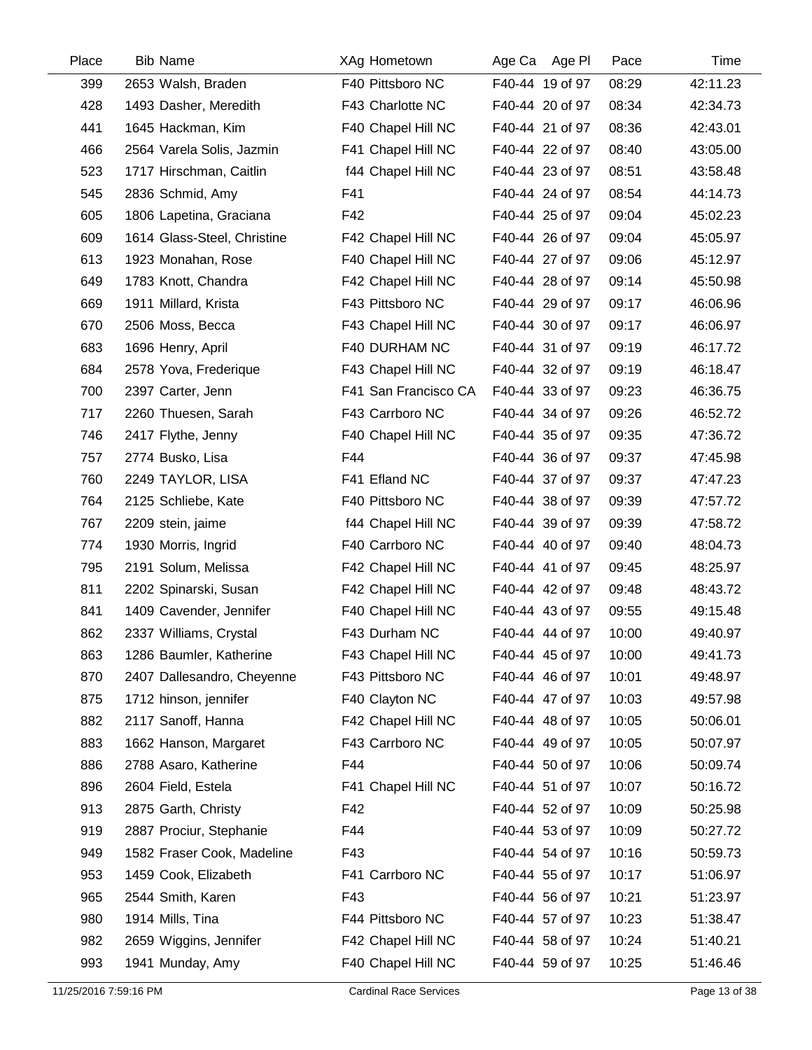| Place | Bib | Name | XAg | Hometown | Age Ca | Age Pl | Pace | Time |
|---|---|---|---|---|---|---|---|---|
| 399 | 2653 | Walsh, Braden | F40 | Pittsboro NC | F40-44 | 19 of 97 | 08:29 | 42:11.23 |
| 428 | 1493 | Dasher, Meredith | F43 | Charlotte NC | F40-44 | 20 of 97 | 08:34 | 42:34.73 |
| 441 | 1645 | Hackman, Kim | F40 | Chapel Hill NC | F40-44 | 21 of 97 | 08:36 | 42:43.01 |
| 466 | 2564 | Varela Solis, Jazmin | F41 | Chapel Hill NC | F40-44 | 22 of 97 | 08:40 | 43:05.00 |
| 523 | 1717 | Hirschman, Caitlin | f44 | Chapel Hill NC | F40-44 | 23 of 97 | 08:51 | 43:58.48 |
| 545 | 2836 | Schmid, Amy | F41 | | F40-44 | 24 of 97 | 08:54 | 44:14.73 |
| 605 | 1806 | Lapetina, Graciana | F42 | | F40-44 | 25 of 97 | 09:04 | 45:02.23 |
| 609 | 1614 | Glass-Steel, Christine | F42 | Chapel Hill NC | F40-44 | 26 of 97 | 09:04 | 45:05.97 |
| 613 | 1923 | Monahan, Rose | F40 | Chapel Hill NC | F40-44 | 27 of 97 | 09:06 | 45:12.97 |
| 649 | 1783 | Knott, Chandra | F42 | Chapel Hill NC | F40-44 | 28 of 97 | 09:14 | 45:50.98 |
| 669 | 1911 | Millard, Krista | F43 | Pittsboro NC | F40-44 | 29 of 97 | 09:17 | 46:06.96 |
| 670 | 2506 | Moss, Becca | F43 | Chapel Hill NC | F40-44 | 30 of 97 | 09:17 | 46:06.97 |
| 683 | 1696 | Henry, April | F40 | DURHAM NC | F40-44 | 31 of 97 | 09:19 | 46:17.72 |
| 684 | 2578 | Yova, Frederique | F43 | Chapel Hill NC | F40-44 | 32 of 97 | 09:19 | 46:18.47 |
| 700 | 2397 | Carter, Jenn | F41 | San Francisco CA | F40-44 | 33 of 97 | 09:23 | 46:36.75 |
| 717 | 2260 | Thuesen, Sarah | F43 | Carrboro NC | F40-44 | 34 of 97 | 09:26 | 46:52.72 |
| 746 | 2417 | Flythe, Jenny | F40 | Chapel Hill NC | F40-44 | 35 of 97 | 09:35 | 47:36.72 |
| 757 | 2774 | Busko, Lisa | F44 | | F40-44 | 36 of 97 | 09:37 | 47:45.98 |
| 760 | 2249 | TAYLOR, LISA | F41 | Efland NC | F40-44 | 37 of 97 | 09:37 | 47:47.23 |
| 764 | 2125 | Schliebe, Kate | F40 | Pittsboro NC | F40-44 | 38 of 97 | 09:39 | 47:57.72 |
| 767 | 2209 | stein, jaime | f44 | Chapel Hill NC | F40-44 | 39 of 97 | 09:39 | 47:58.72 |
| 774 | 1930 | Morris, Ingrid | F40 | Carrboro NC | F40-44 | 40 of 97 | 09:40 | 48:04.73 |
| 795 | 2191 | Solum, Melissa | F42 | Chapel Hill NC | F40-44 | 41 of 97 | 09:45 | 48:25.97 |
| 811 | 2202 | Spinarski, Susan | F42 | Chapel Hill NC | F40-44 | 42 of 97 | 09:48 | 48:43.72 |
| 841 | 1409 | Cavender, Jennifer | F40 | Chapel Hill NC | F40-44 | 43 of 97 | 09:55 | 49:15.48 |
| 862 | 2337 | Williams, Crystal | F43 | Durham NC | F40-44 | 44 of 97 | 10:00 | 49:40.97 |
| 863 | 1286 | Baumler, Katherine | F43 | Chapel Hill NC | F40-44 | 45 of 97 | 10:00 | 49:41.73 |
| 870 | 2407 | Dallesandro, Cheyenne | F43 | Pittsboro NC | F40-44 | 46 of 97 | 10:01 | 49:48.97 |
| 875 | 1712 | hinson, jennifer | F40 | Clayton NC | F40-44 | 47 of 97 | 10:03 | 49:57.98 |
| 882 | 2117 | Sanoff, Hanna | F42 | Chapel Hill NC | F40-44 | 48 of 97 | 10:05 | 50:06.01 |
| 883 | 1662 | Hanson, Margaret | F43 | Carrboro NC | F40-44 | 49 of 97 | 10:05 | 50:07.97 |
| 886 | 2788 | Asaro, Katherine | F44 | | F40-44 | 50 of 97 | 10:06 | 50:09.74 |
| 896 | 2604 | Field, Estela | F41 | Chapel Hill NC | F40-44 | 51 of 97 | 10:07 | 50:16.72 |
| 913 | 2875 | Garth, Christy | F42 | | F40-44 | 52 of 97 | 10:09 | 50:25.98 |
| 919 | 2887 | Prociur, Stephanie | F44 | | F40-44 | 53 of 97 | 10:09 | 50:27.72 |
| 949 | 1582 | Fraser Cook, Madeline | F43 | | F40-44 | 54 of 97 | 10:16 | 50:59.73 |
| 953 | 1459 | Cook, Elizabeth | F41 | Carrboro NC | F40-44 | 55 of 97 | 10:17 | 51:06.97 |
| 965 | 2544 | Smith, Karen | F43 | | F40-44 | 56 of 97 | 10:21 | 51:23.97 |
| 980 | 1914 | Mills, Tina | F44 | Pittsboro NC | F40-44 | 57 of 97 | 10:23 | 51:38.47 |
| 982 | 2659 | Wiggins, Jennifer | F42 | Chapel Hill NC | F40-44 | 58 of 97 | 10:24 | 51:40.21 |
| 993 | 1941 | Munday, Amy | F40 | Chapel Hill NC | F40-44 | 59 of 97 | 10:25 | 51:46.46 |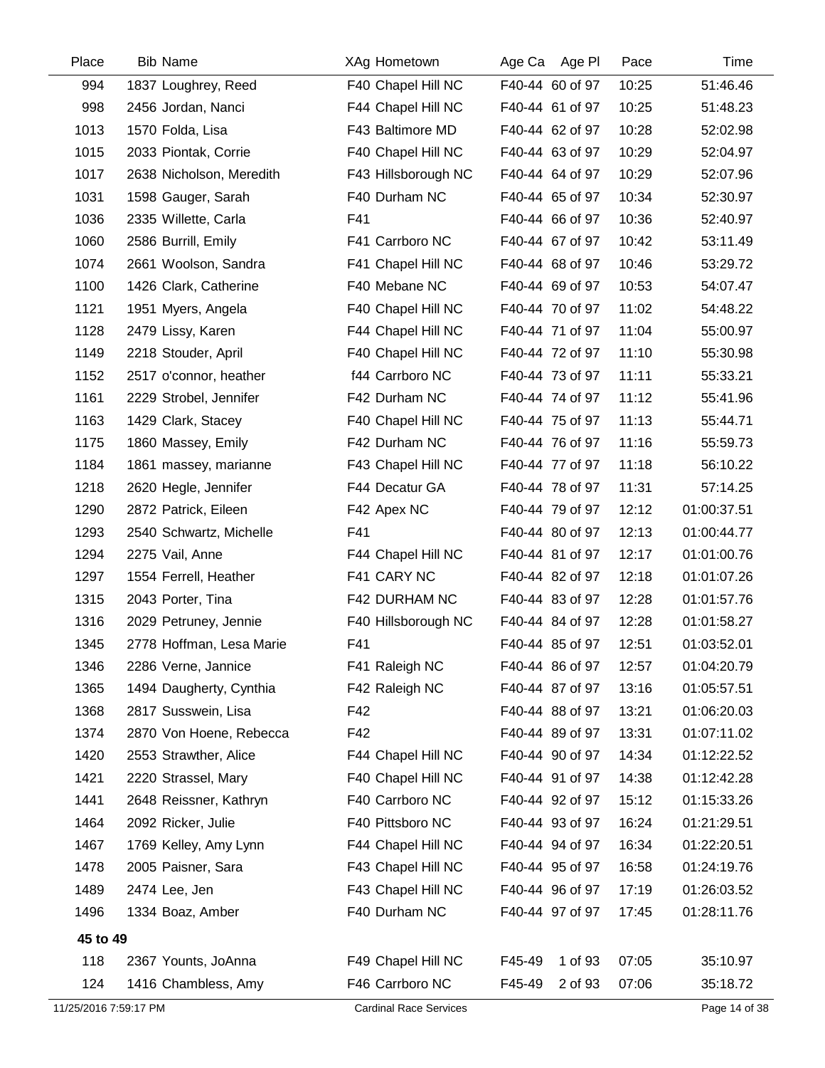| Place | Bib | Name | XAg | Hometown | Age Ca | Age Pl | Pace | Time |
|---|---|---|---|---|---|---|---|---|
| 994 | 1837 | Loughrey, Reed | F40 | Chapel Hill NC | F40-44 | 60 of 97 | 10:25 | 51:46.46 |
| 998 | 2456 | Jordan, Nanci | F44 | Chapel Hill NC | F40-44 | 61 of 97 | 10:25 | 51:48.23 |
| 1013 | 1570 | Folda, Lisa | F43 | Baltimore MD | F40-44 | 62 of 97 | 10:28 | 52:02.98 |
| 1015 | 2033 | Piontak, Corrie | F40 | Chapel Hill NC | F40-44 | 63 of 97 | 10:29 | 52:04.97 |
| 1017 | 2638 | Nicholson, Meredith | F43 | Hillsborough NC | F40-44 | 64 of 97 | 10:29 | 52:07.96 |
| 1031 | 1598 | Gauger, Sarah | F40 | Durham NC | F40-44 | 65 of 97 | 10:34 | 52:30.97 |
| 1036 | 2335 | Willette, Carla | F41 | | F40-44 | 66 of 97 | 10:36 | 52:40.97 |
| 1060 | 2586 | Burrill, Emily | F41 | Carrboro NC | F40-44 | 67 of 97 | 10:42 | 53:11.49 |
| 1074 | 2661 | Woolson, Sandra | F41 | Chapel Hill NC | F40-44 | 68 of 97 | 10:46 | 53:29.72 |
| 1100 | 1426 | Clark, Catherine | F40 | Mebane NC | F40-44 | 69 of 97 | 10:53 | 54:07.47 |
| 1121 | 1951 | Myers, Angela | F40 | Chapel Hill NC | F40-44 | 70 of 97 | 11:02 | 54:48.22 |
| 1128 | 2479 | Lissy, Karen | F44 | Chapel Hill NC | F40-44 | 71 of 97 | 11:04 | 55:00.97 |
| 1149 | 2218 | Stouder, April | F40 | Chapel Hill NC | F40-44 | 72 of 97 | 11:10 | 55:30.98 |
| 1152 | 2517 | o'connor, heather | f44 | Carrboro NC | F40-44 | 73 of 97 | 11:11 | 55:33.21 |
| 1161 | 2229 | Strobel, Jennifer | F42 | Durham NC | F40-44 | 74 of 97 | 11:12 | 55:41.96 |
| 1163 | 1429 | Clark, Stacey | F40 | Chapel Hill NC | F40-44 | 75 of 97 | 11:13 | 55:44.71 |
| 1175 | 1860 | Massey, Emily | F42 | Durham NC | F40-44 | 76 of 97 | 11:16 | 55:59.73 |
| 1184 | 1861 | massey, marianne | F43 | Chapel Hill NC | F40-44 | 77 of 97 | 11:18 | 56:10.22 |
| 1218 | 2620 | Hegle, Jennifer | F44 | Decatur GA | F40-44 | 78 of 97 | 11:31 | 57:14.25 |
| 1290 | 2872 | Patrick, Eileen | F42 | Apex NC | F40-44 | 79 of 97 | 12:12 | 01:00:37.51 |
| 1293 | 2540 | Schwartz, Michelle | F41 | | F40-44 | 80 of 97 | 12:13 | 01:00:44.77 |
| 1294 | 2275 | Vail, Anne | F44 | Chapel Hill NC | F40-44 | 81 of 97 | 12:17 | 01:01:00.76 |
| 1297 | 1554 | Ferrell, Heather | F41 | CARY NC | F40-44 | 82 of 97 | 12:18 | 01:01:07.26 |
| 1315 | 2043 | Porter, Tina | F42 | DURHAM NC | F40-44 | 83 of 97 | 12:28 | 01:01:57.76 |
| 1316 | 2029 | Petruney, Jennie | F40 | Hillsborough NC | F40-44 | 84 of 97 | 12:28 | 01:01:58.27 |
| 1345 | 2778 | Hoffman, Lesa Marie | F41 | | F40-44 | 85 of 97 | 12:51 | 01:03:52.01 |
| 1346 | 2286 | Verne, Jannice | F41 | Raleigh NC | F40-44 | 86 of 97 | 12:57 | 01:04:20.79 |
| 1365 | 1494 | Daugherty, Cynthia | F42 | Raleigh NC | F40-44 | 87 of 97 | 13:16 | 01:05:57.51 |
| 1368 | 2817 | Susswein, Lisa | F42 | | F40-44 | 88 of 97 | 13:21 | 01:06:20.03 |
| 1374 | 2870 | Von Hoene, Rebecca | F42 | | F40-44 | 89 of 97 | 13:31 | 01:07:11.02 |
| 1420 | 2553 | Strawther, Alice | F44 | Chapel Hill NC | F40-44 | 90 of 97 | 14:34 | 01:12:22.52 |
| 1421 | 2220 | Strassel, Mary | F40 | Chapel Hill NC | F40-44 | 91 of 97 | 14:38 | 01:12:42.28 |
| 1441 | 2648 | Reissner, Kathryn | F40 | Carrboro NC | F40-44 | 92 of 97 | 15:12 | 01:15:33.26 |
| 1464 | 2092 | Ricker, Julie | F40 | Pittsboro NC | F40-44 | 93 of 97 | 16:24 | 01:21:29.51 |
| 1467 | 1769 | Kelley, Amy Lynn | F44 | Chapel Hill NC | F40-44 | 94 of 97 | 16:34 | 01:22:20.51 |
| 1478 | 2005 | Paisner, Sara | F43 | Chapel Hill NC | F40-44 | 95 of 97 | 16:58 | 01:24:19.76 |
| 1489 | 2474 | Lee, Jen | F43 | Chapel Hill NC | F40-44 | 96 of 97 | 17:19 | 01:26:03.52 |
| 1496 | 1334 | Boaz, Amber | F40 | Durham NC | F40-44 | 97 of 97 | 17:45 | 01:28:11.76 |
| **45 to 49** | | | | | | | | |
| 118 | 2367 | Younts, JoAnna | F49 | Chapel Hill NC | F45-49 | 1 of 93 | 07:05 | 35:10.97 |
| 124 | 1416 | Chambless, Amy | F46 | Carrboro NC | F45-49 | 2 of 93 | 07:06 | 35:18.72 |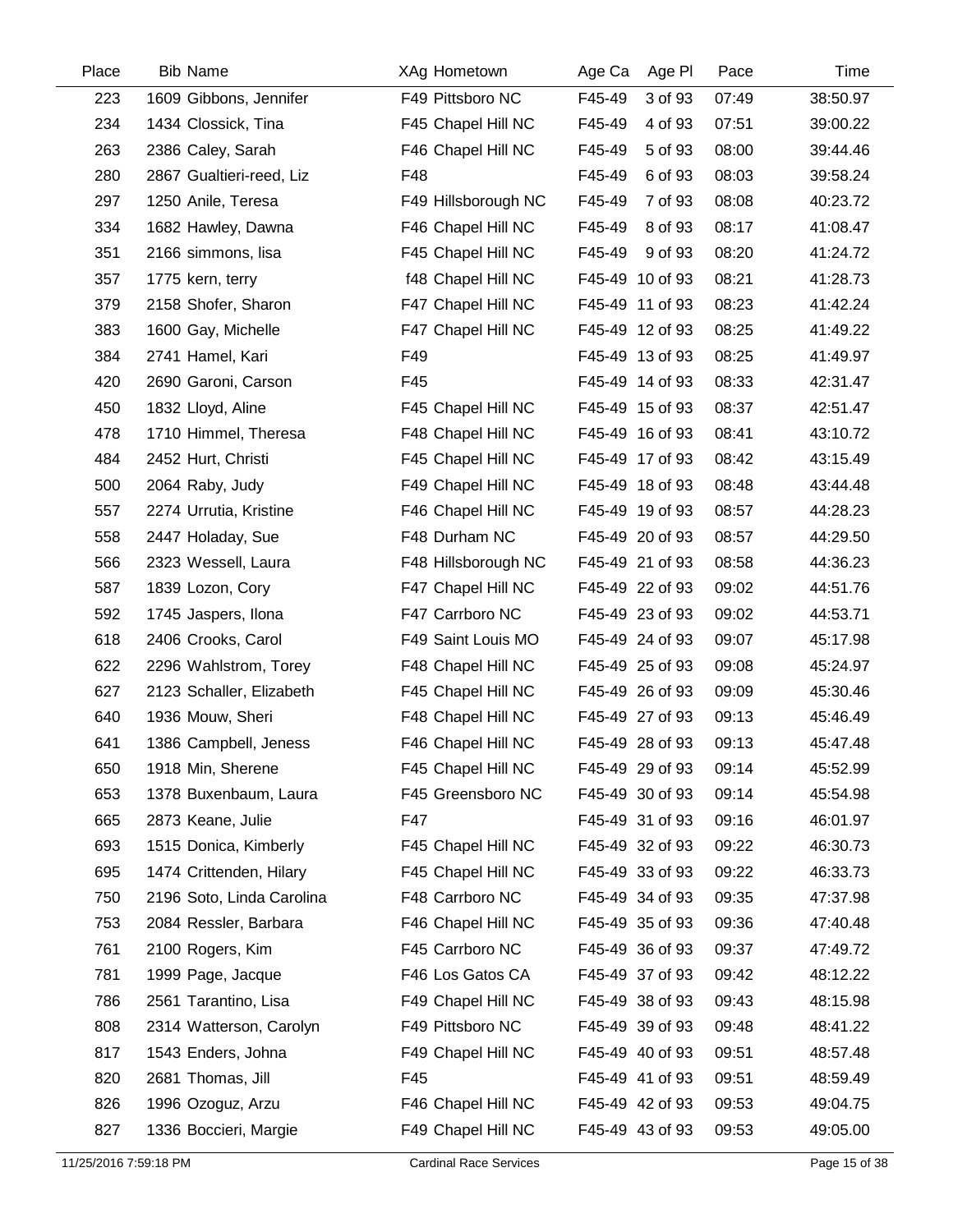| Place | Bib | Name | XAg | Hometown | Age Ca | Age Pl | Pace | Time |
|---|---|---|---|---|---|---|---|---|
| 223 | 1609 | Gibbons, Jennifer | F49 | Pittsboro NC | F45-49 | 3 of 93 | 07:49 | 38:50.97 |
| 234 | 1434 | Clossick, Tina | F45 | Chapel Hill NC | F45-49 | 4 of 93 | 07:51 | 39:00.22 |
| 263 | 2386 | Caley, Sarah | F46 | Chapel Hill NC | F45-49 | 5 of 93 | 08:00 | 39:44.46 |
| 280 | 2867 | Gualtieri-reed, Liz | F48 | | F45-49 | 6 of 93 | 08:03 | 39:58.24 |
| 297 | 1250 | Anile, Teresa | F49 | Hillsborough NC | F45-49 | 7 of 93 | 08:08 | 40:23.72 |
| 334 | 1682 | Hawley, Dawna | F46 | Chapel Hill NC | F45-49 | 8 of 93 | 08:17 | 41:08.47 |
| 351 | 2166 | simmons, lisa | F45 | Chapel Hill NC | F45-49 | 9 of 93 | 08:20 | 41:24.72 |
| 357 | 1775 | kern, terry | f48 | Chapel Hill NC | F45-49 | 10 of 93 | 08:21 | 41:28.73 |
| 379 | 2158 | Shofer, Sharon | F47 | Chapel Hill NC | F45-49 | 11 of 93 | 08:23 | 41:42.24 |
| 383 | 1600 | Gay, Michelle | F47 | Chapel Hill NC | F45-49 | 12 of 93 | 08:25 | 41:49.22 |
| 384 | 2741 | Hamel, Kari | F49 | | F45-49 | 13 of 93 | 08:25 | 41:49.97 |
| 420 | 2690 | Garoni, Carson | F45 | | F45-49 | 14 of 93 | 08:33 | 42:31.47 |
| 450 | 1832 | Lloyd, Aline | F45 | Chapel Hill NC | F45-49 | 15 of 93 | 08:37 | 42:51.47 |
| 478 | 1710 | Himmel, Theresa | F48 | Chapel Hill NC | F45-49 | 16 of 93 | 08:41 | 43:10.72 |
| 484 | 2452 | Hurt, Christi | F45 | Chapel Hill NC | F45-49 | 17 of 93 | 08:42 | 43:15.49 |
| 500 | 2064 | Raby, Judy | F49 | Chapel Hill NC | F45-49 | 18 of 93 | 08:48 | 43:44.48 |
| 557 | 2274 | Urrutia, Kristine | F46 | Chapel Hill NC | F45-49 | 19 of 93 | 08:57 | 44:28.23 |
| 558 | 2447 | Holaday, Sue | F48 | Durham NC | F45-49 | 20 of 93 | 08:57 | 44:29.50 |
| 566 | 2323 | Wessell, Laura | F48 | Hillsborough NC | F45-49 | 21 of 93 | 08:58 | 44:36.23 |
| 587 | 1839 | Lozon, Cory | F47 | Chapel Hill NC | F45-49 | 22 of 93 | 09:02 | 44:51.76 |
| 592 | 1745 | Jaspers, Ilona | F47 | Carrboro NC | F45-49 | 23 of 93 | 09:02 | 44:53.71 |
| 618 | 2406 | Crooks, Carol | F49 | Saint Louis MO | F45-49 | 24 of 93 | 09:07 | 45:17.98 |
| 622 | 2296 | Wahlstrom, Torey | F48 | Chapel Hill NC | F45-49 | 25 of 93 | 09:08 | 45:24.97 |
| 627 | 2123 | Schaller, Elizabeth | F45 | Chapel Hill NC | F45-49 | 26 of 93 | 09:09 | 45:30.46 |
| 640 | 1936 | Mouw, Sheri | F48 | Chapel Hill NC | F45-49 | 27 of 93 | 09:13 | 45:46.49 |
| 641 | 1386 | Campbell, Jeness | F46 | Chapel Hill NC | F45-49 | 28 of 93 | 09:13 | 45:47.48 |
| 650 | 1918 | Min, Sherene | F45 | Chapel Hill NC | F45-49 | 29 of 93 | 09:14 | 45:52.99 |
| 653 | 1378 | Buxenbaum, Laura | F45 | Greensboro NC | F45-49 | 30 of 93 | 09:14 | 45:54.98 |
| 665 | 2873 | Keane, Julie | F47 | | F45-49 | 31 of 93 | 09:16 | 46:01.97 |
| 693 | 1515 | Donica, Kimberly | F45 | Chapel Hill NC | F45-49 | 32 of 93 | 09:22 | 46:30.73 |
| 695 | 1474 | Crittenden, Hilary | F45 | Chapel Hill NC | F45-49 | 33 of 93 | 09:22 | 46:33.73 |
| 750 | 2196 | Soto, Linda Carolina | F48 | Carrboro NC | F45-49 | 34 of 93 | 09:35 | 47:37.98 |
| 753 | 2084 | Ressler, Barbara | F46 | Chapel Hill NC | F45-49 | 35 of 93 | 09:36 | 47:40.48 |
| 761 | 2100 | Rogers, Kim | F45 | Carrboro NC | F45-49 | 36 of 93 | 09:37 | 47:49.72 |
| 781 | 1999 | Page, Jacque | F46 | Los Gatos CA | F45-49 | 37 of 93 | 09:42 | 48:12.22 |
| 786 | 2561 | Tarantino, Lisa | F49 | Chapel Hill NC | F45-49 | 38 of 93 | 09:43 | 48:15.98 |
| 808 | 2314 | Watterson, Carolyn | F49 | Pittsboro NC | F45-49 | 39 of 93 | 09:48 | 48:41.22 |
| 817 | 1543 | Enders, Johna | F49 | Chapel Hill NC | F45-49 | 40 of 93 | 09:51 | 48:57.48 |
| 820 | 2681 | Thomas, Jill | F45 | | F45-49 | 41 of 93 | 09:51 | 48:59.49 |
| 826 | 1996 | Ozoguz, Arzu | F46 | Chapel Hill NC | F45-49 | 42 of 93 | 09:53 | 49:04.75 |
| 827 | 1336 | Boccieri, Margie | F49 | Chapel Hill NC | F45-49 | 43 of 93 | 09:53 | 49:05.00 |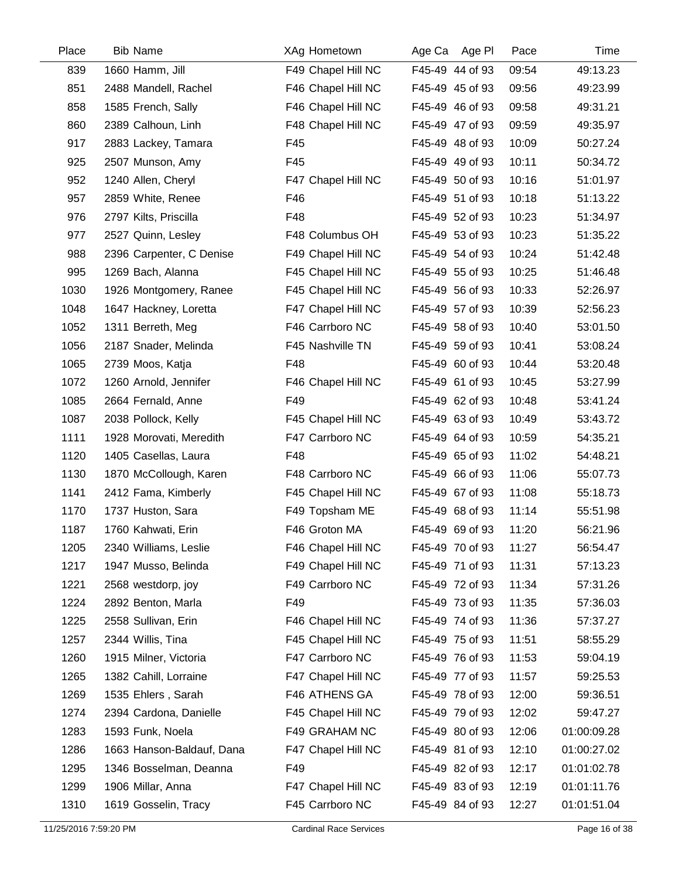| Place | Bib | Name | XAg | Hometown | Age Ca | Age Pl | Pace | Time |
|---|---|---|---|---|---|---|---|---|
| 839 | 1660 | Hamm, Jill | F49 | Chapel Hill NC | F45-49 | 44 of 93 | 09:54 | 49:13.23 |
| 851 | 2488 | Mandell, Rachel | F46 | Chapel Hill NC | F45-49 | 45 of 93 | 09:56 | 49:23.99 |
| 858 | 1585 | French, Sally | F46 | Chapel Hill NC | F45-49 | 46 of 93 | 09:58 | 49:31.21 |
| 860 | 2389 | Calhoun, Linh | F48 | Chapel Hill NC | F45-49 | 47 of 93 | 09:59 | 49:35.97 |
| 917 | 2883 | Lackey, Tamara | F45 | | F45-49 | 48 of 93 | 10:09 | 50:27.24 |
| 925 | 2507 | Munson, Amy | F45 | | F45-49 | 49 of 93 | 10:11 | 50:34.72 |
| 952 | 1240 | Allen, Cheryl | F47 | Chapel Hill NC | F45-49 | 50 of 93 | 10:16 | 51:01.97 |
| 957 | 2859 | White, Renee | F46 | | F45-49 | 51 of 93 | 10:18 | 51:13.22 |
| 976 | 2797 | Kilts, Priscilla | F48 | | F45-49 | 52 of 93 | 10:23 | 51:34.97 |
| 977 | 2527 | Quinn, Lesley | F48 | Columbus OH | F45-49 | 53 of 93 | 10:23 | 51:35.22 |
| 988 | 2396 | Carpenter, C Denise | F49 | Chapel Hill NC | F45-49 | 54 of 93 | 10:24 | 51:42.48 |
| 995 | 1269 | Bach, Alanna | F45 | Chapel Hill NC | F45-49 | 55 of 93 | 10:25 | 51:46.48 |
| 1030 | 1926 | Montgomery, Ranee | F45 | Chapel Hill NC | F45-49 | 56 of 93 | 10:33 | 52:26.97 |
| 1048 | 1647 | Hackney, Loretta | F47 | Chapel Hill NC | F45-49 | 57 of 93 | 10:39 | 52:56.23 |
| 1052 | 1311 | Berreth, Meg | F46 | Carrboro NC | F45-49 | 58 of 93 | 10:40 | 53:01.50 |
| 1056 | 2187 | Snader, Melinda | F45 | Nashville TN | F45-49 | 59 of 93 | 10:41 | 53:08.24 |
| 1065 | 2739 | Moos, Katja | F48 | | F45-49 | 60 of 93 | 10:44 | 53:20.48 |
| 1072 | 1260 | Arnold, Jennifer | F46 | Chapel Hill NC | F45-49 | 61 of 93 | 10:45 | 53:27.99 |
| 1085 | 2664 | Fernald, Anne | F49 | | F45-49 | 62 of 93 | 10:48 | 53:41.24 |
| 1087 | 2038 | Pollock, Kelly | F45 | Chapel Hill NC | F45-49 | 63 of 93 | 10:49 | 53:43.72 |
| 1111 | 1928 | Morovati, Meredith | F47 | Carrboro NC | F45-49 | 64 of 93 | 10:59 | 54:35.21 |
| 1120 | 1405 | Casellas, Laura | F48 | | F45-49 | 65 of 93 | 11:02 | 54:48.21 |
| 1130 | 1870 | McCollough, Karen | F48 | Carrboro NC | F45-49 | 66 of 93 | 11:06 | 55:07.73 |
| 1141 | 2412 | Fama, Kimberly | F45 | Chapel Hill NC | F45-49 | 67 of 93 | 11:08 | 55:18.73 |
| 1170 | 1737 | Huston, Sara | F49 | Topsham ME | F45-49 | 68 of 93 | 11:14 | 55:51.98 |
| 1187 | 1760 | Kahwati, Erin | F46 | Groton MA | F45-49 | 69 of 93 | 11:20 | 56:21.96 |
| 1205 | 2340 | Williams, Leslie | F46 | Chapel Hill NC | F45-49 | 70 of 93 | 11:27 | 56:54.47 |
| 1217 | 1947 | Musso, Belinda | F49 | Chapel Hill NC | F45-49 | 71 of 93 | 11:31 | 57:13.23 |
| 1221 | 2568 | westdorp, joy | F49 | Carrboro NC | F45-49 | 72 of 93 | 11:34 | 57:31.26 |
| 1224 | 2892 | Benton, Marla | F49 | | F45-49 | 73 of 93 | 11:35 | 57:36.03 |
| 1225 | 2558 | Sullivan, Erin | F46 | Chapel Hill NC | F45-49 | 74 of 93 | 11:36 | 57:37.27 |
| 1257 | 2344 | Willis, Tina | F45 | Chapel Hill NC | F45-49 | 75 of 93 | 11:51 | 58:55.29 |
| 1260 | 1915 | Milner, Victoria | F47 | Carrboro NC | F45-49 | 76 of 93 | 11:53 | 59:04.19 |
| 1265 | 1382 | Cahill, Lorraine | F47 | Chapel Hill NC | F45-49 | 77 of 93 | 11:57 | 59:25.53 |
| 1269 | 1535 | Ehlers , Sarah | F46 | ATHENS GA | F45-49 | 78 of 93 | 12:00 | 59:36.51 |
| 1274 | 2394 | Cardona, Danielle | F45 | Chapel Hill NC | F45-49 | 79 of 93 | 12:02 | 59:47.27 |
| 1283 | 1593 | Funk, Noela | F49 | GRAHAM NC | F45-49 | 80 of 93 | 12:06 | 01:00:09.28 |
| 1286 | 1663 | Hanson-Baldauf, Dana | F47 | Chapel Hill NC | F45-49 | 81 of 93 | 12:10 | 01:00:27.02 |
| 1295 | 1346 | Bosselman, Deanna | F49 | | F45-49 | 82 of 93 | 12:17 | 01:01:02.78 |
| 1299 | 1906 | Millar, Anna | F47 | Chapel Hill NC | F45-49 | 83 of 93 | 12:19 | 01:01:11.76 |
| 1310 | 1619 | Gosselin, Tracy | F45 | Carrboro NC | F45-49 | 84 of 93 | 12:27 | 01:01:51.04 |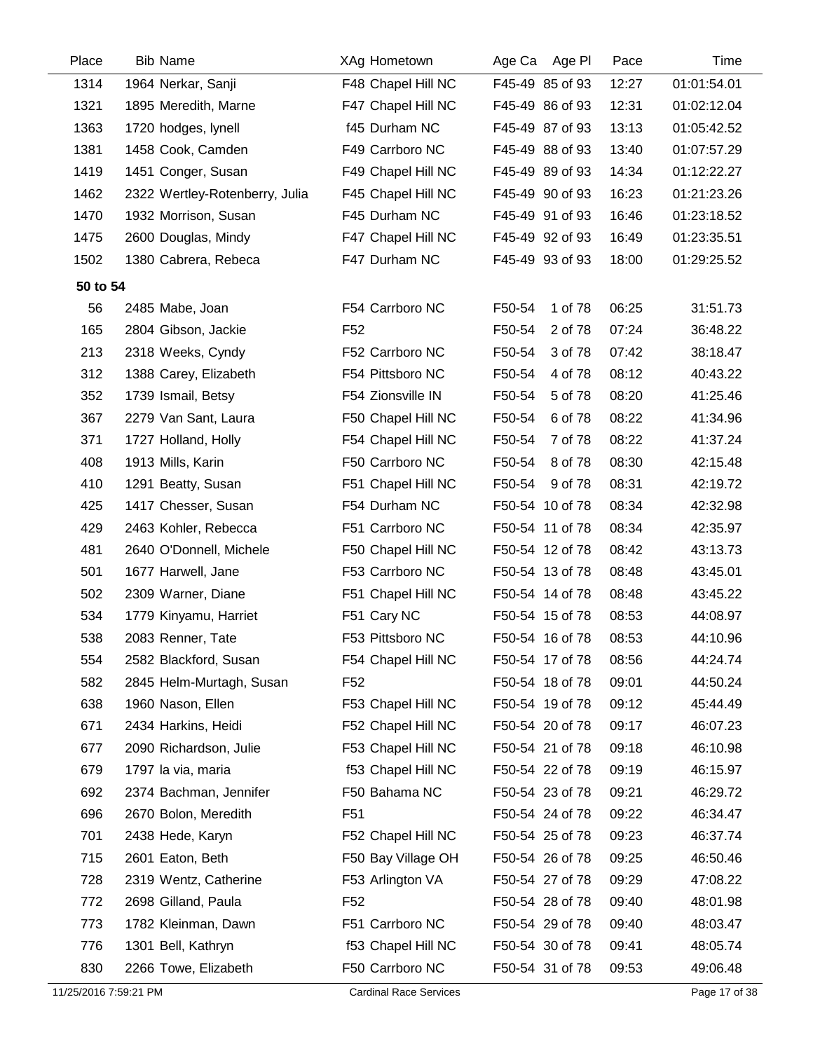| Place | Bib | Name | XAg | Hometown | Age Ca | Age Pl | Pace | Time |
|---|---|---|---|---|---|---|---|---|
| 1314 | 1964 | Nerkar, Sanji | F48 | Chapel Hill NC | F45-49 | 85 of 93 | 12:27 | 01:01:54.01 |
| 1321 | 1895 | Meredith, Marne | F47 | Chapel Hill NC | F45-49 | 86 of 93 | 12:31 | 01:02:12.04 |
| 1363 | 1720 | hodges, lynell | f45 | Durham NC | F45-49 | 87 of 93 | 13:13 | 01:05:42.52 |
| 1381 | 1458 | Cook, Camden | F49 | Carrboro NC | F45-49 | 88 of 93 | 13:40 | 01:07:57.29 |
| 1419 | 1451 | Conger, Susan | F49 | Chapel Hill NC | F45-49 | 89 of 93 | 14:34 | 01:12:22.27 |
| 1462 | 2322 | Wertley-Rotenberry, Julia | F45 | Chapel Hill NC | F45-49 | 90 of 93 | 16:23 | 01:21:23.26 |
| 1470 | 1932 | Morrison, Susan | F45 | Durham NC | F45-49 | 91 of 93 | 16:46 | 01:23:18.52 |
| 1475 | 2600 | Douglas, Mindy | F47 | Chapel Hill NC | F45-49 | 92 of 93 | 16:49 | 01:23:35.51 |
| 1502 | 1380 | Cabrera, Rebeca | F47 | Durham NC | F45-49 | 93 of 93 | 18:00 | 01:29:25.52 |
| **50 to 54** | | | | | | | | |
| 56 | 2485 | Mabe, Joan | F54 | Carrboro NC | F50-54 | 1 of 78 | 06:25 | 31:51.73 |
| 165 | 2804 | Gibson, Jackie | F52 | | F50-54 | 2 of 78 | 07:24 | 36:48.22 |
| 213 | 2318 | Weeks, Cyndy | F52 | Carrboro NC | F50-54 | 3 of 78 | 07:42 | 38:18.47 |
| 312 | 1388 | Carey, Elizabeth | F54 | Pittsboro NC | F50-54 | 4 of 78 | 08:12 | 40:43.22 |
| 352 | 1739 | Ismail, Betsy | F54 | Zionsville IN | F50-54 | 5 of 78 | 08:20 | 41:25.46 |
| 367 | 2279 | Van Sant, Laura | F50 | Chapel Hill NC | F50-54 | 6 of 78 | 08:22 | 41:34.96 |
| 371 | 1727 | Holland, Holly | F54 | Chapel Hill NC | F50-54 | 7 of 78 | 08:22 | 41:37.24 |
| 408 | 1913 | Mills, Karin | F50 | Carrboro NC | F50-54 | 8 of 78 | 08:30 | 42:15.48 |
| 410 | 1291 | Beatty, Susan | F51 | Chapel Hill NC | F50-54 | 9 of 78 | 08:31 | 42:19.72 |
| 425 | 1417 | Chesser, Susan | F54 | Durham NC | F50-54 | 10 of 78 | 08:34 | 42:32.98 |
| 429 | 2463 | Kohler, Rebecca | F51 | Carrboro NC | F50-54 | 11 of 78 | 08:34 | 42:35.97 |
| 481 | 2640 | O'Donnell, Michele | F50 | Chapel Hill NC | F50-54 | 12 of 78 | 08:42 | 43:13.73 |
| 501 | 1677 | Harwell, Jane | F53 | Carrboro NC | F50-54 | 13 of 78 | 08:48 | 43:45.01 |
| 502 | 2309 | Warner, Diane | F51 | Chapel Hill NC | F50-54 | 14 of 78 | 08:48 | 43:45.22 |
| 534 | 1779 | Kinyamu, Harriet | F51 | Cary NC | F50-54 | 15 of 78 | 08:53 | 44:08.97 |
| 538 | 2083 | Renner, Tate | F53 | Pittsboro NC | F50-54 | 16 of 78 | 08:53 | 44:10.96 |
| 554 | 2582 | Blackford, Susan | F54 | Chapel Hill NC | F50-54 | 17 of 78 | 08:56 | 44:24.74 |
| 582 | 2845 | Helm-Murtagh, Susan | F52 | | F50-54 | 18 of 78 | 09:01 | 44:50.24 |
| 638 | 1960 | Nason, Ellen | F53 | Chapel Hill NC | F50-54 | 19 of 78 | 09:12 | 45:44.49 |
| 671 | 2434 | Harkins, Heidi | F52 | Chapel Hill NC | F50-54 | 20 of 78 | 09:17 | 46:07.23 |
| 677 | 2090 | Richardson, Julie | F53 | Chapel Hill NC | F50-54 | 21 of 78 | 09:18 | 46:10.98 |
| 679 | 1797 | la via, maria | f53 | Chapel Hill NC | F50-54 | 22 of 78 | 09:19 | 46:15.97 |
| 692 | 2374 | Bachman, Jennifer | F50 | Bahama NC | F50-54 | 23 of 78 | 09:21 | 46:29.72 |
| 696 | 2670 | Bolon, Meredith | F51 | | F50-54 | 24 of 78 | 09:22 | 46:34.47 |
| 701 | 2438 | Hede, Karyn | F52 | Chapel Hill NC | F50-54 | 25 of 78 | 09:23 | 46:37.74 |
| 715 | 2601 | Eaton, Beth | F50 | Bay Village OH | F50-54 | 26 of 78 | 09:25 | 46:50.46 |
| 728 | 2319 | Wentz, Catherine | F53 | Arlington VA | F50-54 | 27 of 78 | 09:29 | 47:08.22 |
| 772 | 2698 | Gilland, Paula | F52 | | F50-54 | 28 of 78 | 09:40 | 48:01.98 |
| 773 | 1782 | Kleinman, Dawn | F51 | Carrboro NC | F50-54 | 29 of 78 | 09:40 | 48:03.47 |
| 776 | 1301 | Bell, Kathryn | f53 | Chapel Hill NC | F50-54 | 30 of 78 | 09:41 | 48:05.74 |
| 830 | 2266 | Towe, Elizabeth | F50 | Carrboro NC | F50-54 | 31 of 78 | 09:53 | 49:06.48 |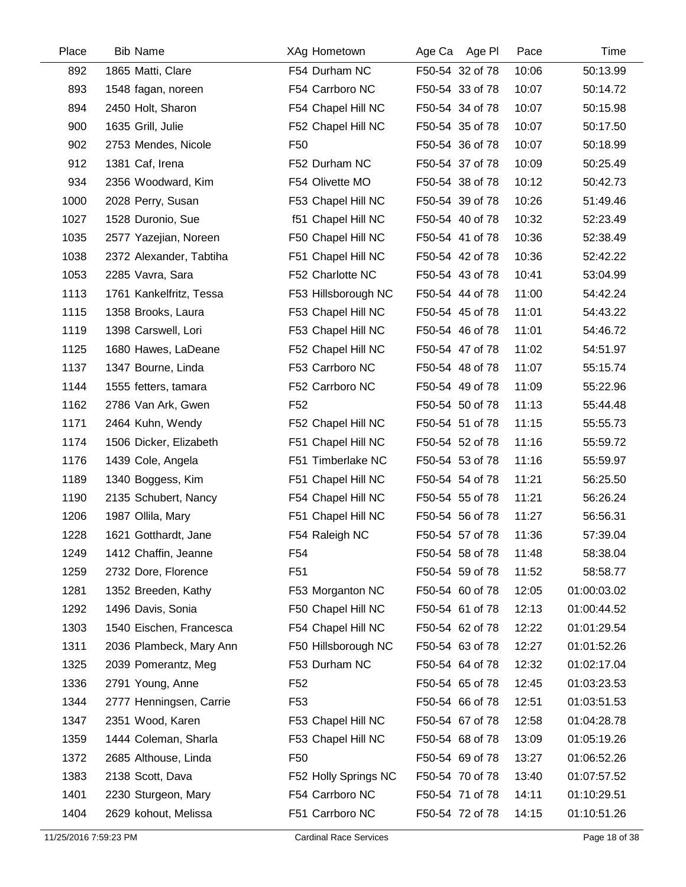| Place | Bib | Name | XAg | Hometown | Age Ca | Age Pl | Pace | Time |
|---|---|---|---|---|---|---|---|---|
| 892 | 1865 | Matti, Clare | F54 | Durham NC | F50-54 | 32 of 78 | 10:06 | 50:13.99 |
| 893 | 1548 | fagan, noreen | F54 | Carrboro NC | F50-54 | 33 of 78 | 10:07 | 50:14.72 |
| 894 | 2450 | Holt, Sharon | F54 | Chapel Hill NC | F50-54 | 34 of 78 | 10:07 | 50:15.98 |
| 900 | 1635 | Grill, Julie | F52 | Chapel Hill NC | F50-54 | 35 of 78 | 10:07 | 50:17.50 |
| 902 | 2753 | Mendes, Nicole | F50 | | F50-54 | 36 of 78 | 10:07 | 50:18.99 |
| 912 | 1381 | Caf, Irena | F52 | Durham NC | F50-54 | 37 of 78 | 10:09 | 50:25.49 |
| 934 | 2356 | Woodward, Kim | F54 | Olivette MO | F50-54 | 38 of 78 | 10:12 | 50:42.73 |
| 1000 | 2028 | Perry, Susan | F53 | Chapel Hill NC | F50-54 | 39 of 78 | 10:26 | 51:49.46 |
| 1027 | 1528 | Duronio, Sue | f51 | Chapel Hill NC | F50-54 | 40 of 78 | 10:32 | 52:23.49 |
| 1035 | 2577 | Yazejian, Noreen | F50 | Chapel Hill NC | F50-54 | 41 of 78 | 10:36 | 52:38.49 |
| 1038 | 2372 | Alexander, Tabtiha | F51 | Chapel Hill NC | F50-54 | 42 of 78 | 10:36 | 52:42.22 |
| 1053 | 2285 | Vavra, Sara | F52 | Charlotte NC | F50-54 | 43 of 78 | 10:41 | 53:04.99 |
| 1113 | 1761 | Kankelfritz, Tessa | F53 | Hillsborough NC | F50-54 | 44 of 78 | 11:00 | 54:42.24 |
| 1115 | 1358 | Brooks, Laura | F53 | Chapel Hill NC | F50-54 | 45 of 78 | 11:01 | 54:43.22 |
| 1119 | 1398 | Carswell, Lori | F53 | Chapel Hill NC | F50-54 | 46 of 78 | 11:01 | 54:46.72 |
| 1125 | 1680 | Hawes, LaDeane | F52 | Chapel Hill NC | F50-54 | 47 of 78 | 11:02 | 54:51.97 |
| 1137 | 1347 | Bourne, Linda | F53 | Carrboro NC | F50-54 | 48 of 78 | 11:07 | 55:15.74 |
| 1144 | 1555 | fetters, tamara | F52 | Carrboro NC | F50-54 | 49 of 78 | 11:09 | 55:22.96 |
| 1162 | 2786 | Van Ark, Gwen | F52 | | F50-54 | 50 of 78 | 11:13 | 55:44.48 |
| 1171 | 2464 | Kuhn, Wendy | F52 | Chapel Hill NC | F50-54 | 51 of 78 | 11:15 | 55:55.73 |
| 1174 | 1506 | Dicker, Elizabeth | F51 | Chapel Hill NC | F50-54 | 52 of 78 | 11:16 | 55:59.72 |
| 1176 | 1439 | Cole, Angela | F51 | Timberlake NC | F50-54 | 53 of 78 | 11:16 | 55:59.97 |
| 1189 | 1340 | Boggess, Kim | F51 | Chapel Hill NC | F50-54 | 54 of 78 | 11:21 | 56:25.50 |
| 1190 | 2135 | Schubert, Nancy | F54 | Chapel Hill NC | F50-54 | 55 of 78 | 11:21 | 56:26.24 |
| 1206 | 1987 | Ollila, Mary | F51 | Chapel Hill NC | F50-54 | 56 of 78 | 11:27 | 56:56.31 |
| 1228 | 1621 | Gotthardt, Jane | F54 | Raleigh NC | F50-54 | 57 of 78 | 11:36 | 57:39.04 |
| 1249 | 1412 | Chaffin, Jeanne | F54 | | F50-54 | 58 of 78 | 11:48 | 58:38.04 |
| 1259 | 2732 | Dore, Florence | F51 | | F50-54 | 59 of 78 | 11:52 | 58:58.77 |
| 1281 | 1352 | Breeden, Kathy | F53 | Morganton NC | F50-54 | 60 of 78 | 12:05 | 01:00:03.02 |
| 1292 | 1496 | Davis, Sonia | F50 | Chapel Hill NC | F50-54 | 61 of 78 | 12:13 | 01:00:44.52 |
| 1303 | 1540 | Eischen, Francesca | F54 | Chapel Hill NC | F50-54 | 62 of 78 | 12:22 | 01:01:29.54 |
| 1311 | 2036 | Plambeck, Mary Ann | F50 | Hillsborough NC | F50-54 | 63 of 78 | 12:27 | 01:01:52.26 |
| 1325 | 2039 | Pomerantz, Meg | F53 | Durham NC | F50-54 | 64 of 78 | 12:32 | 01:02:17.04 |
| 1336 | 2791 | Young, Anne | F52 | | F50-54 | 65 of 78 | 12:45 | 01:03:23.53 |
| 1344 | 2777 | Henningsen, Carrie | F53 | | F50-54 | 66 of 78 | 12:51 | 01:03:51.53 |
| 1347 | 2351 | Wood, Karen | F53 | Chapel Hill NC | F50-54 | 67 of 78 | 12:58 | 01:04:28.78 |
| 1359 | 1444 | Coleman, Sharla | F53 | Chapel Hill NC | F50-54 | 68 of 78 | 13:09 | 01:05:19.26 |
| 1372 | 2685 | Althouse, Linda | F50 | | F50-54 | 69 of 78 | 13:27 | 01:06:52.26 |
| 1383 | 2138 | Scott, Dava | F52 | Holly Springs NC | F50-54 | 70 of 78 | 13:40 | 01:07:57.52 |
| 1401 | 2230 | Sturgeon, Mary | F54 | Carrboro NC | F50-54 | 71 of 78 | 14:11 | 01:10:29.51 |
| 1404 | 2629 | kohout, Melissa | F51 | Carrboro NC | F50-54 | 72 of 78 | 14:15 | 01:10:51.26 |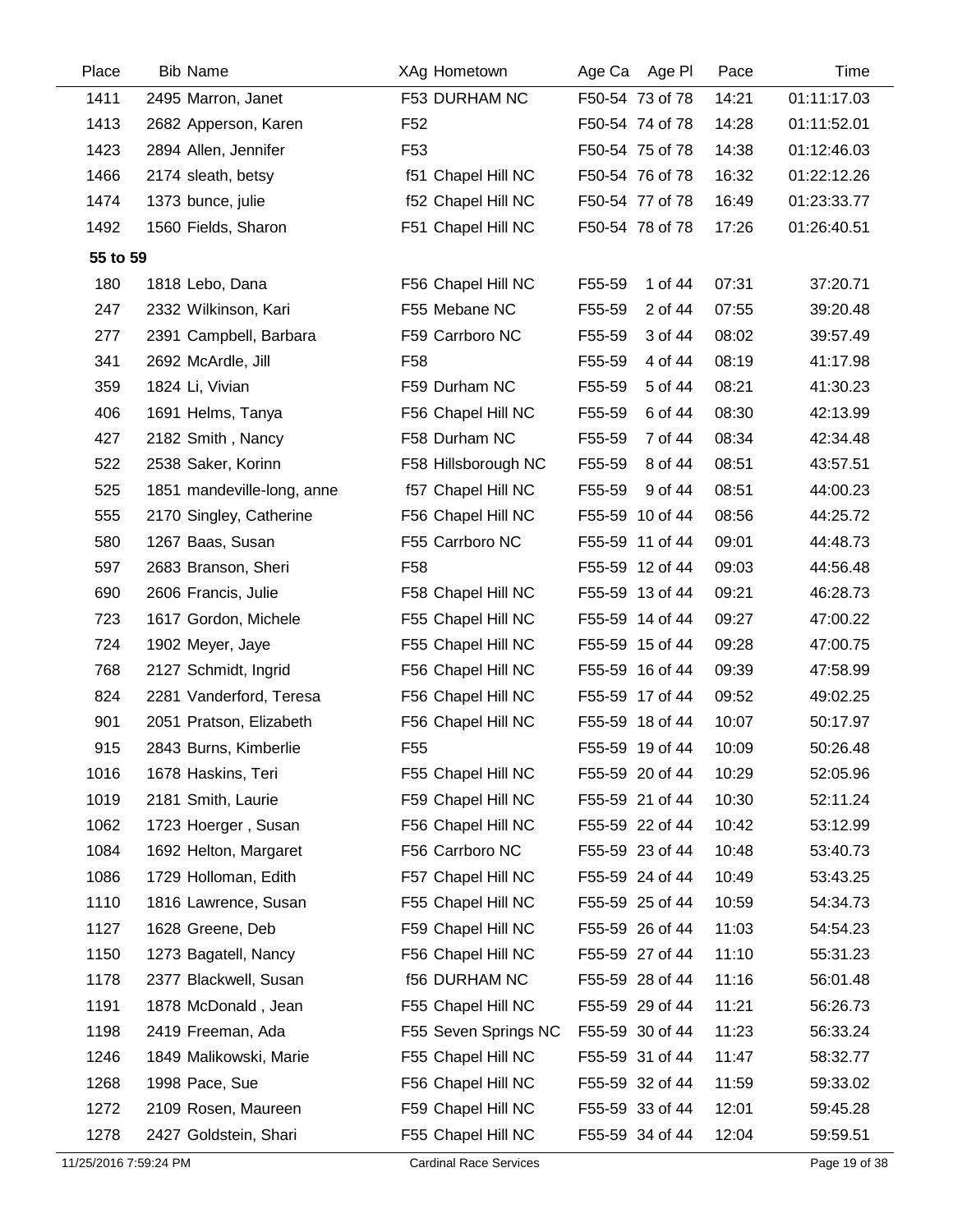| Place | Bib | Name | XAg | Hometown | Age Ca | Age Pl | Pace | Time |
|---|---|---|---|---|---|---|---|---|
| 1411 | 2495 | Marron, Janet | F53 | DURHAM NC | F50-54 | 73 of 78 | 14:21 | 01:11:17.03 |
| 1413 | 2682 | Apperson, Karen | F52 | | F50-54 | 74 of 78 | 14:28 | 01:11:52.01 |
| 1423 | 2894 | Allen, Jennifer | F53 | | F50-54 | 75 of 78 | 14:38 | 01:12:46.03 |
| 1466 | 2174 | sleath, betsy | f51 | Chapel Hill NC | F50-54 | 76 of 78 | 16:32 | 01:22:12.26 |
| 1474 | 1373 | bunce, julie | f52 | Chapel Hill NC | F50-54 | 77 of 78 | 16:49 | 01:23:33.77 |
| 1492 | 1560 | Fields, Sharon | F51 | Chapel Hill NC | F50-54 | 78 of 78 | 17:26 | 01:26:40.51 |
| **55 to 59** | | | | | | | | |
| 180 | 1818 | Lebo, Dana | F56 | Chapel Hill NC | F55-59 | 1 of 44 | 07:31 | 37:20.71 |
| 247 | 2332 | Wilkinson, Kari | F55 | Mebane NC | F55-59 | 2 of 44 | 07:55 | 39:20.48 |
| 277 | 2391 | Campbell, Barbara | F59 | Carrboro NC | F55-59 | 3 of 44 | 08:02 | 39:57.49 |
| 341 | 2692 | McArdle, Jill | F58 | | F55-59 | 4 of 44 | 08:19 | 41:17.98 |
| 359 | 1824 | Li, Vivian | F59 | Durham NC | F55-59 | 5 of 44 | 08:21 | 41:30.23 |
| 406 | 1691 | Helms, Tanya | F56 | Chapel Hill NC | F55-59 | 6 of 44 | 08:30 | 42:13.99 |
| 427 | 2182 | Smith , Nancy | F58 | Durham NC | F55-59 | 7 of 44 | 08:34 | 42:34.48 |
| 522 | 2538 | Saker, Korinn | F58 | Hillsborough NC | F55-59 | 8 of 44 | 08:51 | 43:57.51 |
| 525 | 1851 | mandeville-long, anne | f57 | Chapel Hill NC | F55-59 | 9 of 44 | 08:51 | 44:00.23 |
| 555 | 2170 | Singley, Catherine | F56 | Chapel Hill NC | F55-59 | 10 of 44 | 08:56 | 44:25.72 |
| 580 | 1267 | Baas, Susan | F55 | Carrboro NC | F55-59 | 11 of 44 | 09:01 | 44:48.73 |
| 597 | 2683 | Branson, Sheri | F58 | | F55-59 | 12 of 44 | 09:03 | 44:56.48 |
| 690 | 2606 | Francis, Julie | F58 | Chapel Hill NC | F55-59 | 13 of 44 | 09:21 | 46:28.73 |
| 723 | 1617 | Gordon, Michele | F55 | Chapel Hill NC | F55-59 | 14 of 44 | 09:27 | 47:00.22 |
| 724 | 1902 | Meyer, Jaye | F55 | Chapel Hill NC | F55-59 | 15 of 44 | 09:28 | 47:00.75 |
| 768 | 2127 | Schmidt, Ingrid | F56 | Chapel Hill NC | F55-59 | 16 of 44 | 09:39 | 47:58.99 |
| 824 | 2281 | Vanderford, Teresa | F56 | Chapel Hill NC | F55-59 | 17 of 44 | 09:52 | 49:02.25 |
| 901 | 2051 | Pratson, Elizabeth | F56 | Chapel Hill NC | F55-59 | 18 of 44 | 10:07 | 50:17.97 |
| 915 | 2843 | Burns, Kimberlie | F55 | | F55-59 | 19 of 44 | 10:09 | 50:26.48 |
| 1016 | 1678 | Haskins, Teri | F55 | Chapel Hill NC | F55-59 | 20 of 44 | 10:29 | 52:05.96 |
| 1019 | 2181 | Smith, Laurie | F59 | Chapel Hill NC | F55-59 | 21 of 44 | 10:30 | 52:11.24 |
| 1062 | 1723 | Hoerger , Susan | F56 | Chapel Hill NC | F55-59 | 22 of 44 | 10:42 | 53:12.99 |
| 1084 | 1692 | Helton, Margaret | F56 | Carrboro NC | F55-59 | 23 of 44 | 10:48 | 53:40.73 |
| 1086 | 1729 | Holloman, Edith | F57 | Chapel Hill NC | F55-59 | 24 of 44 | 10:49 | 53:43.25 |
| 1110 | 1816 | Lawrence, Susan | F55 | Chapel Hill NC | F55-59 | 25 of 44 | 10:59 | 54:34.73 |
| 1127 | 1628 | Greene, Deb | F59 | Chapel Hill NC | F55-59 | 26 of 44 | 11:03 | 54:54.23 |
| 1150 | 1273 | Bagatell, Nancy | F56 | Chapel Hill NC | F55-59 | 27 of 44 | 11:10 | 55:31.23 |
| 1178 | 2377 | Blackwell, Susan | f56 | DURHAM NC | F55-59 | 28 of 44 | 11:16 | 56:01.48 |
| 1191 | 1878 | McDonald , Jean | F55 | Chapel Hill NC | F55-59 | 29 of 44 | 11:21 | 56:26.73 |
| 1198 | 2419 | Freeman, Ada | F55 | Seven Springs NC | F55-59 | 30 of 44 | 11:23 | 56:33.24 |
| 1246 | 1849 | Malikowski, Marie | F55 | Chapel Hill NC | F55-59 | 31 of 44 | 11:47 | 58:32.77 |
| 1268 | 1998 | Pace, Sue | F56 | Chapel Hill NC | F55-59 | 32 of 44 | 11:59 | 59:33.02 |
| 1272 | 2109 | Rosen, Maureen | F59 | Chapel Hill NC | F55-59 | 33 of 44 | 12:01 | 59:45.28 |
| 1278 | 2427 | Goldstein, Shari | F55 | Chapel Hill NC | F55-59 | 34 of 44 | 12:04 | 59:59.51 |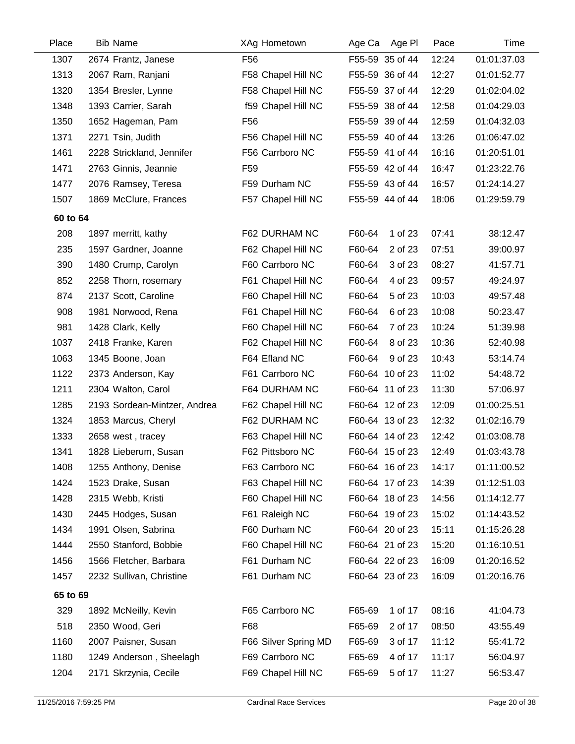| Place | Bib | Name | XAg | Hometown | Age Ca | Age Pl | Pace | Time |
|---|---|---|---|---|---|---|---|---|
| 1307 | 2674 | Frantz, Janese | F56 | | F55-59 | 35 of 44 | 12:24 | 01:01:37.03 |
| 1313 | 2067 | Ram, Ranjani | F58 | Chapel Hill NC | F55-59 | 36 of 44 | 12:27 | 01:01:52.77 |
| 1320 | 1354 | Bresler, Lynne | F58 | Chapel Hill NC | F55-59 | 37 of 44 | 12:29 | 01:02:04.02 |
| 1348 | 1393 | Carrier, Sarah | f59 | Chapel Hill NC | F55-59 | 38 of 44 | 12:58 | 01:04:29.03 |
| 1350 | 1652 | Hageman, Pam | F56 | | F55-59 | 39 of 44 | 12:59 | 01:04:32.03 |
| 1371 | 2271 | Tsin, Judith | F56 | Chapel Hill NC | F55-59 | 40 of 44 | 13:26 | 01:06:47.02 |
| 1461 | 2228 | Strickland, Jennifer | F56 | Carrboro NC | F55-59 | 41 of 44 | 16:16 | 01:20:51.01 |
| 1471 | 2763 | Ginnis, Jeannie | F59 | | F55-59 | 42 of 44 | 16:47 | 01:23:22.76 |
| 1477 | 2076 | Ramsey, Teresa | F59 | Durham NC | F55-59 | 43 of 44 | 16:57 | 01:24:14.27 |
| 1507 | 1869 | McClure, Frances | F57 | Chapel Hill NC | F55-59 | 44 of 44 | 18:06 | 01:29:59.79 |
| **60 to 64** | | | | | | | | |
| 208 | 1897 | merritt, kathy | F62 | DURHAM NC | F60-64 | 1 of 23 | 07:41 | 38:12.47 |
| 235 | 1597 | Gardner, Joanne | F62 | Chapel Hill NC | F60-64 | 2 of 23 | 07:51 | 39:00.97 |
| 390 | 1480 | Crump, Carolyn | F60 | Carrboro NC | F60-64 | 3 of 23 | 08:27 | 41:57.71 |
| 852 | 2258 | Thorn, rosemary | F61 | Chapel Hill NC | F60-64 | 4 of 23 | 09:57 | 49:24.97 |
| 874 | 2137 | Scott, Caroline | F60 | Chapel Hill NC | F60-64 | 5 of 23 | 10:03 | 49:57.48 |
| 908 | 1981 | Norwood, Rena | F61 | Chapel Hill NC | F60-64 | 6 of 23 | 10:08 | 50:23.47 |
| 981 | 1428 | Clark, Kelly | F60 | Chapel Hill NC | F60-64 | 7 of 23 | 10:24 | 51:39.98 |
| 1037 | 2418 | Franke, Karen | F62 | Chapel Hill NC | F60-64 | 8 of 23 | 10:36 | 52:40.98 |
| 1063 | 1345 | Boone, Joan | F64 | Efland NC | F60-64 | 9 of 23 | 10:43 | 53:14.74 |
| 1122 | 2373 | Anderson, Kay | F61 | Carrboro NC | F60-64 | 10 of 23 | 11:02 | 54:48.72 |
| 1211 | 2304 | Walton, Carol | F64 | DURHAM NC | F60-64 | 11 of 23 | 11:30 | 57:06.97 |
| 1285 | 2193 | Sordean-Mintzer, Andrea | F62 | Chapel Hill NC | F60-64 | 12 of 23 | 12:09 | 01:00:25.51 |
| 1324 | 1853 | Marcus, Cheryl | F62 | DURHAM NC | F60-64 | 13 of 23 | 12:32 | 01:02:16.79 |
| 1333 | 2658 | west , tracey | F63 | Chapel Hill NC | F60-64 | 14 of 23 | 12:42 | 01:03:08.78 |
| 1341 | 1828 | Lieberum, Susan | F62 | Pittsboro NC | F60-64 | 15 of 23 | 12:49 | 01:03:43.78 |
| 1408 | 1255 | Anthony, Denise | F63 | Carrboro NC | F60-64 | 16 of 23 | 14:17 | 01:11:00.52 |
| 1424 | 1523 | Drake, Susan | F63 | Chapel Hill NC | F60-64 | 17 of 23 | 14:39 | 01:12:51.03 |
| 1428 | 2315 | Webb, Kristi | F60 | Chapel Hill NC | F60-64 | 18 of 23 | 14:56 | 01:14:12.77 |
| 1430 | 2445 | Hodges, Susan | F61 | Raleigh NC | F60-64 | 19 of 23 | 15:02 | 01:14:43.52 |
| 1434 | 1991 | Olsen, Sabrina | F60 | Durham NC | F60-64 | 20 of 23 | 15:11 | 01:15:26.28 |
| 1444 | 2550 | Stanford, Bobbie | F60 | Chapel Hill NC | F60-64 | 21 of 23 | 15:20 | 01:16:10.51 |
| 1456 | 1566 | Fletcher, Barbara | F61 | Durham NC | F60-64 | 22 of 23 | 16:09 | 01:20:16.52 |
| 1457 | 2232 | Sullivan, Christine | F61 | Durham NC | F60-64 | 23 of 23 | 16:09 | 01:20:16.76 |
| **65 to 69** | | | | | | | | |
| 329 | 1892 | McNeilly, Kevin | F65 | Carrboro NC | F65-69 | 1 of 17 | 08:16 | 41:04.73 |
| 518 | 2350 | Wood, Geri | F68 | | F65-69 | 2 of 17 | 08:50 | 43:55.49 |
| 1160 | 2007 | Paisner, Susan | F66 | Silver Spring MD | F65-69 | 3 of 17 | 11:12 | 55:41.72 |
| 1180 | 1249 | Anderson , Sheelagh | F69 | Carrboro NC | F65-69 | 4 of 17 | 11:17 | 56:04.97 |
| 1204 | 2171 | Skrzynia, Cecile | F69 | Chapel Hill NC | F65-69 | 5 of 17 | 11:27 | 56:53.47 |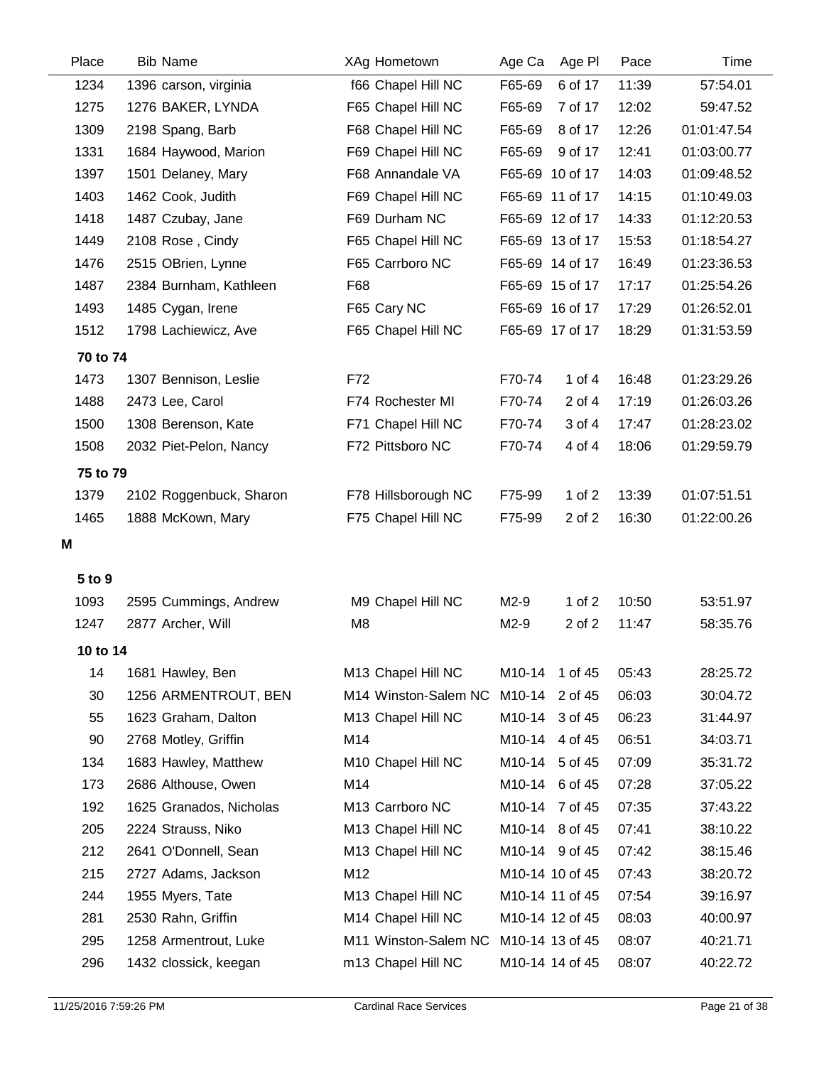| Place | Bib | Name | XAg | Hometown | Age Ca | Age Pl | Pace | Time |
|---|---|---|---|---|---|---|---|---|
| 1234 | 1396 | carson, virginia | f66 | Chapel Hill NC | F65-69 | 6 of 17 | 11:39 | 57:54.01 |
| 1275 | 1276 | BAKER, LYNDA | F65 | Chapel Hill NC | F65-69 | 7 of 17 | 12:02 | 59:47.52 |
| 1309 | 2198 | Spang, Barb | F68 | Chapel Hill NC | F65-69 | 8 of 17 | 12:26 | 01:01:47.54 |
| 1331 | 1684 | Haywood, Marion | F69 | Chapel Hill NC | F65-69 | 9 of 17 | 12:41 | 01:03:00.77 |
| 1397 | 1501 | Delaney, Mary | F68 | Annandale VA | F65-69 | 10 of 17 | 14:03 | 01:09:48.52 |
| 1403 | 1462 | Cook, Judith | F69 | Chapel Hill NC | F65-69 | 11 of 17 | 14:15 | 01:10:49.03 |
| 1418 | 1487 | Czubay, Jane | F69 | Durham NC | F65-69 | 12 of 17 | 14:33 | 01:12:20.53 |
| 1449 | 2108 | Rose , Cindy | F65 | Chapel Hill NC | F65-69 | 13 of 17 | 15:53 | 01:18:54.27 |
| 1476 | 2515 | OBrien, Lynne | F65 | Carrboro NC | F65-69 | 14 of 17 | 16:49 | 01:23:36.53 |
| 1487 | 2384 | Burnham, Kathleen | F68 | | F65-69 | 15 of 17 | 17:17 | 01:25:54.26 |
| 1493 | 1485 | Cygan, Irene | F65 | Cary NC | F65-69 | 16 of 17 | 17:29 | 01:26:52.01 |
| 1512 | 1798 | Lachiewicz, Ave | F65 | Chapel Hill NC | F65-69 | 17 of 17 | 18:29 | 01:31:53.59 |
| **70 to 74** | | | | | | | | |
| 1473 | 1307 | Bennison, Leslie | F72 | | F70-74 | 1 of 4 | 16:48 | 01:23:29.26 |
| 1488 | 2473 | Lee, Carol | F74 | Rochester MI | F70-74 | 2 of 4 | 17:19 | 01:26:03.26 |
| 1500 | 1308 | Berenson, Kate | F71 | Chapel Hill NC | F70-74 | 3 of 4 | 17:47 | 01:28:23.02 |
| 1508 | 2032 | Piet-Pelon, Nancy | F72 | Pittsboro NC | F70-74 | 4 of 4 | 18:06 | 01:29:59.79 |
| **75 to 79** | | | | | | | | |
| 1379 | 2102 | Roggenbuck, Sharon | F78 | Hillsborough NC | F75-99 | 1 of 2 | 13:39 | 01:07:51.51 |
| 1465 | 1888 | McKown, Mary | F75 | Chapel Hill NC | F75-99 | 2 of 2 | 16:30 | 01:22:00.26 |

**M**

| Place | Bib | Name | XAg | Hometown | Age Ca | Age Pl | Pace | Time |
|---|---|---|---|---|---|---|---|---|
| **5 to 9** | | | | | | | | |
| 1093 | 2595 | Cummings, Andrew | M9 | Chapel Hill NC | M2-9 | 1 of 2 | 10:50 | 53:51.97 |
| 1247 | 2877 | Archer, Will | M8 | | M2-9 | 2 of 2 | 11:47 | 58:35.76 |
| **10 to 14** | | | | | | | | |
| 14 | 1681 | Hawley, Ben | M13 | Chapel Hill NC | M10-14 | 1 of 45 | 05:43 | 28:25.72 |
| 30 | 1256 | ARMENTROUT, BEN | M14 | Winston-Salem NC | M10-14 | 2 of 45 | 06:03 | 30:04.72 |
| 55 | 1623 | Graham, Dalton | M13 | Chapel Hill NC | M10-14 | 3 of 45 | 06:23 | 31:44.97 |
| 90 | 2768 | Motley, Griffin | M14 | | M10-14 | 4 of 45 | 06:51 | 34:03.71 |
| 134 | 1683 | Hawley, Matthew | M10 | Chapel Hill NC | M10-14 | 5 of 45 | 07:09 | 35:31.72 |
| 173 | 2686 | Althouse, Owen | M14 | | M10-14 | 6 of 45 | 07:28 | 37:05.22 |
| 192 | 1625 | Granados, Nicholas | M13 | Carrboro NC | M10-14 | 7 of 45 | 07:35 | 37:43.22 |
| 205 | 2224 | Strauss, Niko | M13 | Chapel Hill NC | M10-14 | 8 of 45 | 07:41 | 38:10.22 |
| 212 | 2641 | O'Donnell, Sean | M13 | Chapel Hill NC | M10-14 | 9 of 45 | 07:42 | 38:15.46 |
| 215 | 2727 | Adams, Jackson | M12 | | M10-14 | 10 of 45 | 07:43 | 38:20.72 |
| 244 | 1955 | Myers, Tate | M13 | Chapel Hill NC | M10-14 | 11 of 45 | 07:54 | 39:16.97 |
| 281 | 2530 | Rahn, Griffin | M14 | Chapel Hill NC | M10-14 | 12 of 45 | 08:03 | 40:00.97 |
| 295 | 1258 | Armentrout, Luke | M11 | Winston-Salem NC | M10-14 | 13 of 45 | 08:07 | 40:21.71 |
| 296 | 1432 | clossick, keegan | m13 | Chapel Hill NC | M10-14 | 14 of 45 | 08:07 | 40:22.72 |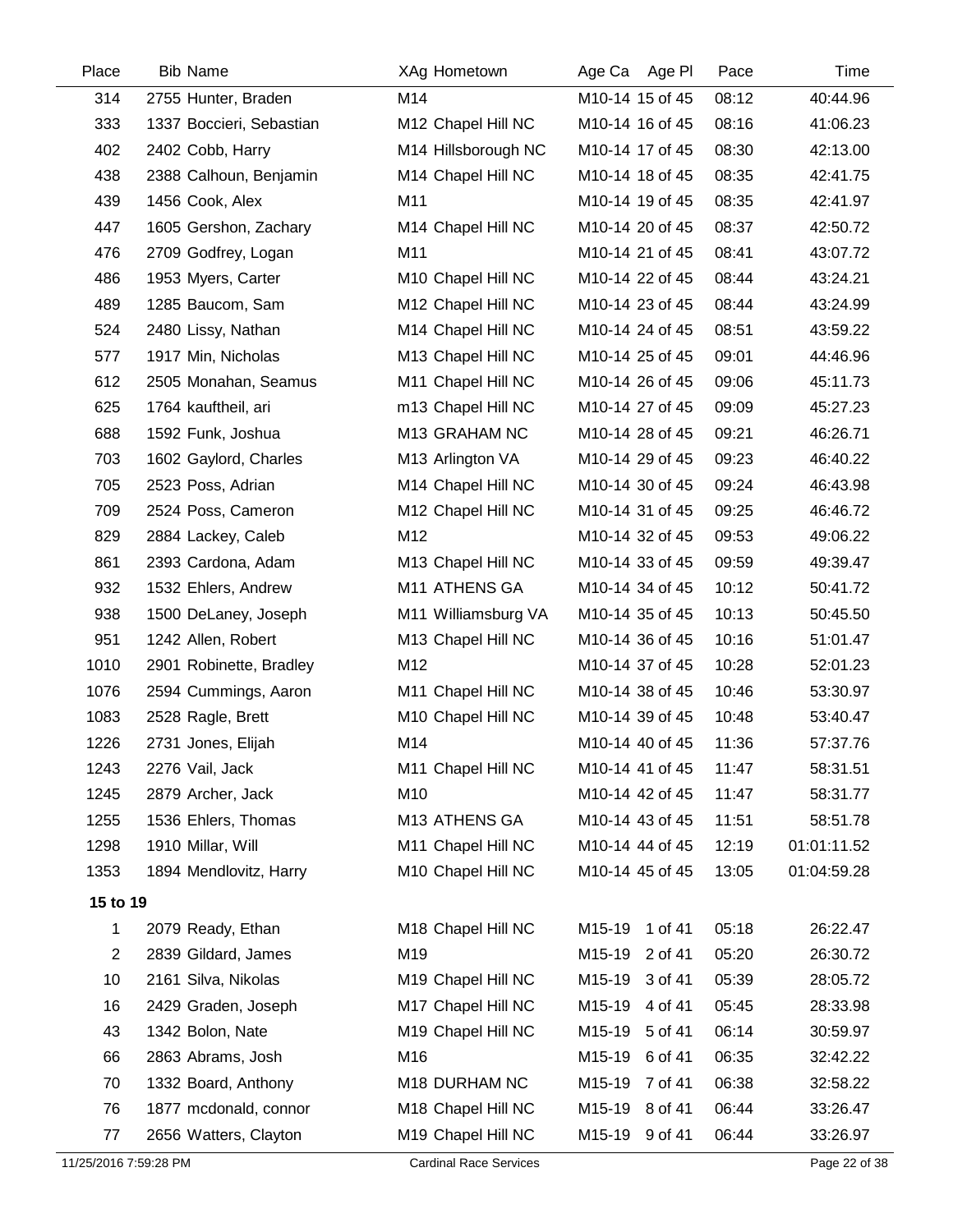| Place | Bib | Name | XAg | Hometown | Age Ca | Age Pl | Pace | Time |
|---|---|---|---|---|---|---|---|---|
| 314 | 2755 | Hunter, Braden | M14 | | M10-14 | 15 of 45 | 08:12 | 40:44.96 |
| 333 | 1337 | Boccieri, Sebastian | M12 | Chapel Hill NC | M10-14 | 16 of 45 | 08:16 | 41:06.23 |
| 402 | 2402 | Cobb, Harry | M14 | Hillsborough NC | M10-14 | 17 of 45 | 08:30 | 42:13.00 |
| 438 | 2388 | Calhoun, Benjamin | M14 | Chapel Hill NC | M10-14 | 18 of 45 | 08:35 | 42:41.75 |
| 439 | 1456 | Cook, Alex | M11 | | M10-14 | 19 of 45 | 08:35 | 42:41.97 |
| 447 | 1605 | Gershon, Zachary | M14 | Chapel Hill NC | M10-14 | 20 of 45 | 08:37 | 42:50.72 |
| 476 | 2709 | Godfrey, Logan | M11 | | M10-14 | 21 of 45 | 08:41 | 43:07.72 |
| 486 | 1953 | Myers, Carter | M10 | Chapel Hill NC | M10-14 | 22 of 45 | 08:44 | 43:24.21 |
| 489 | 1285 | Baucom, Sam | M12 | Chapel Hill NC | M10-14 | 23 of 45 | 08:44 | 43:24.99 |
| 524 | 2480 | Lissy, Nathan | M14 | Chapel Hill NC | M10-14 | 24 of 45 | 08:51 | 43:59.22 |
| 577 | 1917 | Min, Nicholas | M13 | Chapel Hill NC | M10-14 | 25 of 45 | 09:01 | 44:46.96 |
| 612 | 2505 | Monahan, Seamus | M11 | Chapel Hill NC | M10-14 | 26 of 45 | 09:06 | 45:11.73 |
| 625 | 1764 | kauftheil, ari | m13 | Chapel Hill NC | M10-14 | 27 of 45 | 09:09 | 45:27.23 |
| 688 | 1592 | Funk, Joshua | M13 | GRAHAM NC | M10-14 | 28 of 45 | 09:21 | 46:26.71 |
| 703 | 1602 | Gaylord, Charles | M13 | Arlington VA | M10-14 | 29 of 45 | 09:23 | 46:40.22 |
| 705 | 2523 | Poss, Adrian | M14 | Chapel Hill NC | M10-14 | 30 of 45 | 09:24 | 46:43.98 |
| 709 | 2524 | Poss, Cameron | M12 | Chapel Hill NC | M10-14 | 31 of 45 | 09:25 | 46:46.72 |
| 829 | 2884 | Lackey, Caleb | M12 | | M10-14 | 32 of 45 | 09:53 | 49:06.22 |
| 861 | 2393 | Cardona, Adam | M13 | Chapel Hill NC | M10-14 | 33 of 45 | 09:59 | 49:39.47 |
| 932 | 1532 | Ehlers, Andrew | M11 | ATHENS GA | M10-14 | 34 of 45 | 10:12 | 50:41.72 |
| 938 | 1500 | DeLaney, Joseph | M11 | Williamsburg VA | M10-14 | 35 of 45 | 10:13 | 50:45.50 |
| 951 | 1242 | Allen, Robert | M13 | Chapel Hill NC | M10-14 | 36 of 45 | 10:16 | 51:01.47 |
| 1010 | 2901 | Robinette, Bradley | M12 | | M10-14 | 37 of 45 | 10:28 | 52:01.23 |
| 1076 | 2594 | Cummings, Aaron | M11 | Chapel Hill NC | M10-14 | 38 of 45 | 10:46 | 53:30.97 |
| 1083 | 2528 | Ragle, Brett | M10 | Chapel Hill NC | M10-14 | 39 of 45 | 10:48 | 53:40.47 |
| 1226 | 2731 | Jones, Elijah | M14 | | M10-14 | 40 of 45 | 11:36 | 57:37.76 |
| 1243 | 2276 | Vail, Jack | M11 | Chapel Hill NC | M10-14 | 41 of 45 | 11:47 | 58:31.51 |
| 1245 | 2879 | Archer, Jack | M10 | | M10-14 | 42 of 45 | 11:47 | 58:31.77 |
| 1255 | 1536 | Ehlers, Thomas | M13 | ATHENS GA | M10-14 | 43 of 45 | 11:51 | 58:51.78 |
| 1298 | 1910 | Millar, Will | M11 | Chapel Hill NC | M10-14 | 44 of 45 | 12:19 | 01:01:11.52 |
| 1353 | 1894 | Mendlovitz, Harry | M10 | Chapel Hill NC | M10-14 | 45 of 45 | 13:05 | 01:04:59.28 |
| **15 to 19** | | | | | | | | |
| 1 | 2079 | Ready, Ethan | M18 | Chapel Hill NC | M15-19 | 1 of 41 | 05:18 | 26:22.47 |
| 2 | 2839 | Gildard, James | M19 | | M15-19 | 2 of 41 | 05:20 | 26:30.72 |
| 10 | 2161 | Silva, Nikolas | M19 | Chapel Hill NC | M15-19 | 3 of 41 | 05:39 | 28:05.72 |
| 16 | 2429 | Graden, Joseph | M17 | Chapel Hill NC | M15-19 | 4 of 41 | 05:45 | 28:33.98 |
| 43 | 1342 | Bolon, Nate | M19 | Chapel Hill NC | M15-19 | 5 of 41 | 06:14 | 30:59.97 |
| 66 | 2863 | Abrams, Josh | M16 | | M15-19 | 6 of 41 | 06:35 | 32:42.22 |
| 70 | 1332 | Board, Anthony | M18 | DURHAM NC | M15-19 | 7 of 41 | 06:38 | 32:58.22 |
| 76 | 1877 | mcdonald, connor | M18 | Chapel Hill NC | M15-19 | 8 of 41 | 06:44 | 33:26.47 |
| 77 | 2656 | Watters, Clayton | M19 | Chapel Hill NC | M15-19 | 9 of 41 | 06:44 | 33:26.97 |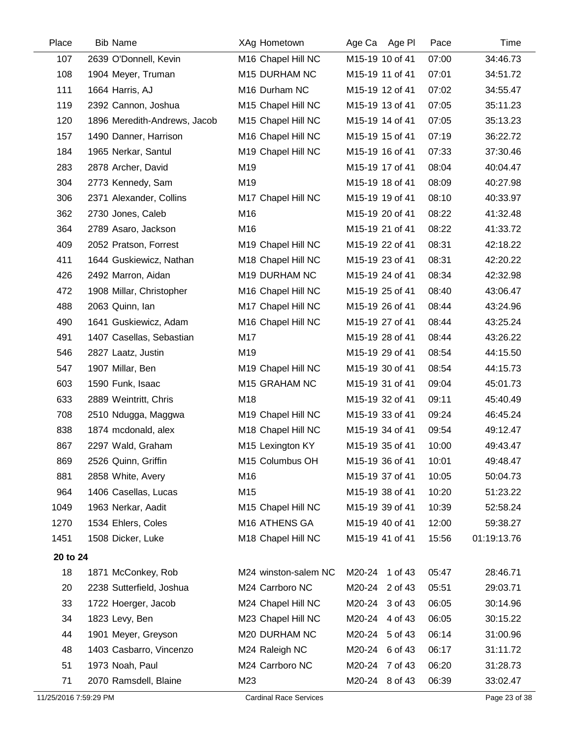| Place | Bib | Name | XAg | Hometown | Age Ca | Age Pl | Pace | Time |
|---|---|---|---|---|---|---|---|---|
| 107 | 2639 | O'Donnell, Kevin | M16 | Chapel Hill NC | M15-19 | 10 of 41 | 07:00 | 34:46.73 |
| 108 | 1904 | Meyer, Truman | M15 | DURHAM NC | M15-19 | 11 of 41 | 07:01 | 34:51.72 |
| 111 | 1664 | Harris, AJ | M16 | Durham NC | M15-19 | 12 of 41 | 07:02 | 34:55.47 |
| 119 | 2392 | Cannon, Joshua | M15 | Chapel Hill NC | M15-19 | 13 of 41 | 07:05 | 35:11.23 |
| 120 | 1896 | Meredith-Andrews, Jacob | M15 | Chapel Hill NC | M15-19 | 14 of 41 | 07:05 | 35:13.23 |
| 157 | 1490 | Danner, Harrison | M16 | Chapel Hill NC | M15-19 | 15 of 41 | 07:19 | 36:22.72 |
| 184 | 1965 | Nerkar, Santul | M19 | Chapel Hill NC | M15-19 | 16 of 41 | 07:33 | 37:30.46 |
| 283 | 2878 | Archer, David | M19 | | M15-19 | 17 of 41 | 08:04 | 40:04.47 |
| 304 | 2773 | Kennedy, Sam | M19 | | M15-19 | 18 of 41 | 08:09 | 40:27.98 |
| 306 | 2371 | Alexander, Collins | M17 | Chapel Hill NC | M15-19 | 19 of 41 | 08:10 | 40:33.97 |
| 362 | 2730 | Jones, Caleb | M16 | | M15-19 | 20 of 41 | 08:22 | 41:32.48 |
| 364 | 2789 | Asaro, Jackson | M16 | | M15-19 | 21 of 41 | 08:22 | 41:33.72 |
| 409 | 2052 | Pratson, Forrest | M19 | Chapel Hill NC | M15-19 | 22 of 41 | 08:31 | 42:18.22 |
| 411 | 1644 | Guskiewicz, Nathan | M18 | Chapel Hill NC | M15-19 | 23 of 41 | 08:31 | 42:20.22 |
| 426 | 2492 | Marron, Aidan | M19 | DURHAM NC | M15-19 | 24 of 41 | 08:34 | 42:32.98 |
| 472 | 1908 | Millar, Christopher | M16 | Chapel Hill NC | M15-19 | 25 of 41 | 08:40 | 43:06.47 |
| 488 | 2063 | Quinn, Ian | M17 | Chapel Hill NC | M15-19 | 26 of 41 | 08:44 | 43:24.96 |
| 490 | 1641 | Guskiewicz, Adam | M16 | Chapel Hill NC | M15-19 | 27 of 41 | 08:44 | 43:25.24 |
| 491 | 1407 | Casellas, Sebastian | M17 | | M15-19 | 28 of 41 | 08:44 | 43:26.22 |
| 546 | 2827 | Laatz, Justin | M19 | | M15-19 | 29 of 41 | 08:54 | 44:15.50 |
| 547 | 1907 | Millar, Ben | M19 | Chapel Hill NC | M15-19 | 30 of 41 | 08:54 | 44:15.73 |
| 603 | 1590 | Funk, Isaac | M15 | GRAHAM NC | M15-19 | 31 of 41 | 09:04 | 45:01.73 |
| 633 | 2889 | Weintritt, Chris | M18 | | M15-19 | 32 of 41 | 09:11 | 45:40.49 |
| 708 | 2510 | Ndugga, Maggwa | M19 | Chapel Hill NC | M15-19 | 33 of 41 | 09:24 | 46:45.24 |
| 838 | 1874 | mcdonald, alex | M18 | Chapel Hill NC | M15-19 | 34 of 41 | 09:54 | 49:12.47 |
| 867 | 2297 | Wald, Graham | M15 | Lexington KY | M15-19 | 35 of 41 | 10:00 | 49:43.47 |
| 869 | 2526 | Quinn, Griffin | M15 | Columbus OH | M15-19 | 36 of 41 | 10:01 | 49:48.47 |
| 881 | 2858 | White, Avery | M16 | | M15-19 | 37 of 41 | 10:05 | 50:04.73 |
| 964 | 1406 | Casellas, Lucas | M15 | | M15-19 | 38 of 41 | 10:20 | 51:23.22 |
| 1049 | 1963 | Nerkar, Aadit | M15 | Chapel Hill NC | M15-19 | 39 of 41 | 10:39 | 52:58.24 |
| 1270 | 1534 | Ehlers, Coles | M16 | ATHENS GA | M15-19 | 40 of 41 | 12:00 | 59:38.27 |
| 1451 | 1508 | Dicker, Luke | M18 | Chapel Hill NC | M15-19 | 41 of 41 | 15:56 | 01:19:13.76 |
| **20 to 24** | | | | | | | | |
| 18 | 1871 | McConkey, Rob | M24 | winston-salem NC | M20-24 | 1 of 43 | 05:47 | 28:46.71 |
| 20 | 2238 | Sutterfield, Joshua | M24 | Carrboro NC | M20-24 | 2 of 43 | 05:51 | 29:03.71 |
| 33 | 1722 | Hoerger, Jacob | M24 | Chapel Hill NC | M20-24 | 3 of 43 | 06:05 | 30:14.96 |
| 34 | 1823 | Levy, Ben | M23 | Chapel Hill NC | M20-24 | 4 of 43 | 06:05 | 30:15.22 |
| 44 | 1901 | Meyer, Greyson | M20 | DURHAM NC | M20-24 | 5 of 43 | 06:14 | 31:00.96 |
| 48 | 1403 | Casbarro, Vincenzo | M24 | Raleigh NC | M20-24 | 6 of 43 | 06:17 | 31:11.72 |
| 51 | 1973 | Noah, Paul | M24 | Carrboro NC | M20-24 | 7 of 43 | 06:20 | 31:28.73 |
| 71 | 2070 | Ramsdell, Blaine | M23 | | M20-24 | 8 of 43 | 06:39 | 33:02.47 |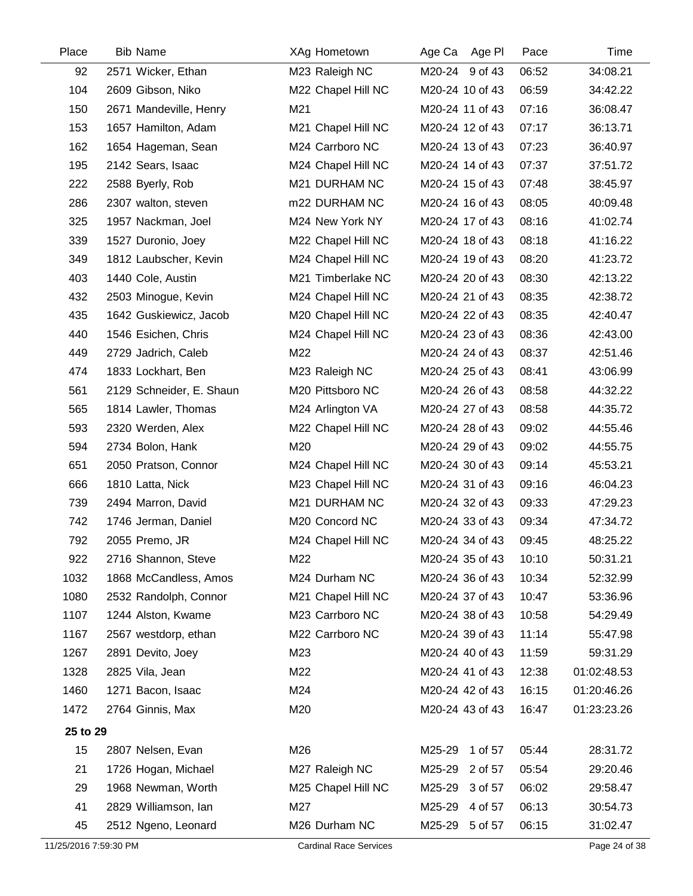| Place | Bib | Name | XAg | Hometown | Age Ca | Age Pl | Pace | Time |
|---|---|---|---|---|---|---|---|---|
| 92 | 2571 | Wicker, Ethan | M23 | Raleigh NC | M20-24 | 9 of 43 | 06:52 | 34:08.21 |
| 104 | 2609 | Gibson, Niko | M22 | Chapel Hill NC | M20-24 | 10 of 43 | 06:59 | 34:42.22 |
| 150 | 2671 | Mandeville, Henry | M21 | | M20-24 | 11 of 43 | 07:16 | 36:08.47 |
| 153 | 1657 | Hamilton, Adam | M21 | Chapel Hill NC | M20-24 | 12 of 43 | 07:17 | 36:13.71 |
| 162 | 1654 | Hageman, Sean | M24 | Carrboro NC | M20-24 | 13 of 43 | 07:23 | 36:40.97 |
| 195 | 2142 | Sears, Isaac | M24 | Chapel Hill NC | M20-24 | 14 of 43 | 07:37 | 37:51.72 |
| 222 | 2588 | Byerly, Rob | M21 | DURHAM NC | M20-24 | 15 of 43 | 07:48 | 38:45.97 |
| 286 | 2307 | walton, steven | m22 | DURHAM NC | M20-24 | 16 of 43 | 08:05 | 40:09.48 |
| 325 | 1957 | Nackman, Joel | M24 | New York NY | M20-24 | 17 of 43 | 08:16 | 41:02.74 |
| 339 | 1527 | Duronio, Joey | M22 | Chapel Hill NC | M20-24 | 18 of 43 | 08:18 | 41:16.22 |
| 349 | 1812 | Laubscher, Kevin | M24 | Chapel Hill NC | M20-24 | 19 of 43 | 08:20 | 41:23.72 |
| 403 | 1440 | Cole, Austin | M21 | Timberlake NC | M20-24 | 20 of 43 | 08:30 | 42:13.22 |
| 432 | 2503 | Minogue, Kevin | M24 | Chapel Hill NC | M20-24 | 21 of 43 | 08:35 | 42:38.72 |
| 435 | 1642 | Guskiewicz, Jacob | M20 | Chapel Hill NC | M20-24 | 22 of 43 | 08:35 | 42:40.47 |
| 440 | 1546 | Esichen, Chris | M24 | Chapel Hill NC | M20-24 | 23 of 43 | 08:36 | 42:43.00 |
| 449 | 2729 | Jadrich, Caleb | M22 | | M20-24 | 24 of 43 | 08:37 | 42:51.46 |
| 474 | 1833 | Lockhart, Ben | M23 | Raleigh NC | M20-24 | 25 of 43 | 08:41 | 43:06.99 |
| 561 | 2129 | Schneider, E. Shaun | M20 | Pittsboro NC | M20-24 | 26 of 43 | 08:58 | 44:32.22 |
| 565 | 1814 | Lawler, Thomas | M24 | Arlington VA | M20-24 | 27 of 43 | 08:58 | 44:35.72 |
| 593 | 2320 | Werden, Alex | M22 | Chapel Hill NC | M20-24 | 28 of 43 | 09:02 | 44:55.46 |
| 594 | 2734 | Bolon, Hank | M20 | | M20-24 | 29 of 43 | 09:02 | 44:55.75 |
| 651 | 2050 | Pratson, Connor | M24 | Chapel Hill NC | M20-24 | 30 of 43 | 09:14 | 45:53.21 |
| 666 | 1810 | Latta, Nick | M23 | Chapel Hill NC | M20-24 | 31 of 43 | 09:16 | 46:04.23 |
| 739 | 2494 | Marron, David | M21 | DURHAM NC | M20-24 | 32 of 43 | 09:33 | 47:29.23 |
| 742 | 1746 | Jerman, Daniel | M20 | Concord NC | M20-24 | 33 of 43 | 09:34 | 47:34.72 |
| 792 | 2055 | Premo, JR | M24 | Chapel Hill NC | M20-24 | 34 of 43 | 09:45 | 48:25.22 |
| 922 | 2716 | Shannon, Steve | M22 | | M20-24 | 35 of 43 | 10:10 | 50:31.21 |
| 1032 | 1868 | McCandless, Amos | M24 | Durham NC | M20-24 | 36 of 43 | 10:34 | 52:32.99 |
| 1080 | 2532 | Randolph, Connor | M21 | Chapel Hill NC | M20-24 | 37 of 43 | 10:47 | 53:36.96 |
| 1107 | 1244 | Alston, Kwame | M23 | Carrboro NC | M20-24 | 38 of 43 | 10:58 | 54:29.49 |
| 1167 | 2567 | westdorp, ethan | M22 | Carrboro NC | M20-24 | 39 of 43 | 11:14 | 55:47.98 |
| 1267 | 2891 | Devito, Joey | M23 | | M20-24 | 40 of 43 | 11:59 | 59:31.29 |
| 1328 | 2825 | Vila, Jean | M22 | | M20-24 | 41 of 43 | 12:38 | 01:02:48.53 |
| 1460 | 1271 | Bacon, Isaac | M24 | | M20-24 | 42 of 43 | 16:15 | 01:20:46.26 |
| 1472 | 2764 | Ginnis, Max | M20 | | M20-24 | 43 of 43 | 16:47 | 01:23:23.26 |
| **25 to 29** | | | | | | | | |
| 15 | 2807 | Nelsen, Evan | M26 | | M25-29 | 1 of 57 | 05:44 | 28:31.72 |
| 21 | 1726 | Hogan, Michael | M27 | Raleigh NC | M25-29 | 2 of 57 | 05:54 | 29:20.46 |
| 29 | 1968 | Newman, Worth | M25 | Chapel Hill NC | M25-29 | 3 of 57 | 06:02 | 29:58.47 |
| 41 | 2829 | Williamson, Ian | M27 | | M25-29 | 4 of 57 | 06:13 | 30:54.73 |
| 45 | 2512 | Ngeno, Leonard | M26 | Durham NC | M25-29 | 5 of 57 | 06:15 | 31:02.47 |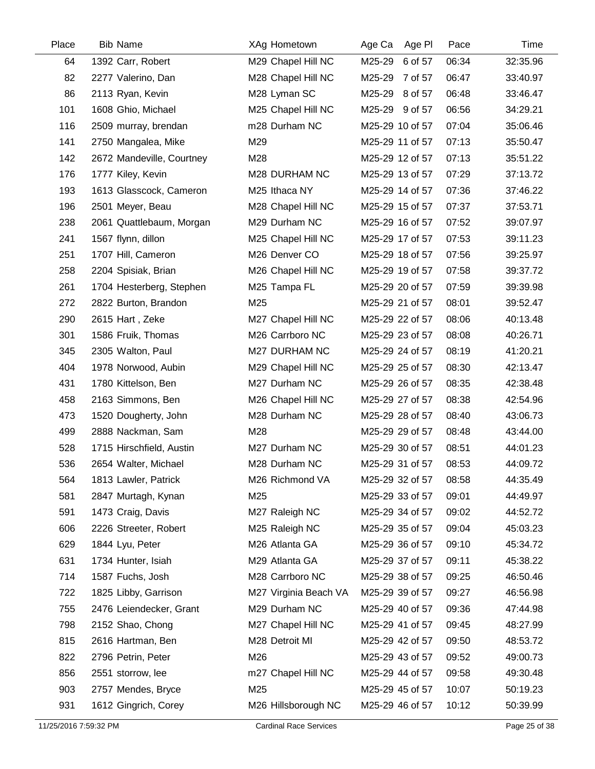| Place | Bib | Name | XAg | Hometown | Age Ca | Age Pl | Pace | Time |
|---|---|---|---|---|---|---|---|---|
| 64 | 1392 | Carr, Robert | M29 | Chapel Hill NC | M25-29 | 6 of 57 | 06:34 | 32:35.96 |
| 82 | 2277 | Valerino, Dan | M28 | Chapel Hill NC | M25-29 | 7 of 57 | 06:47 | 33:40.97 |
| 86 | 2113 | Ryan, Kevin | M28 | Lyman SC | M25-29 | 8 of 57 | 06:48 | 33:46.47 |
| 101 | 1608 | Ghio, Michael | M25 | Chapel Hill NC | M25-29 | 9 of 57 | 06:56 | 34:29.21 |
| 116 | 2509 | murray, brendan | m28 | Durham NC | M25-29 | 10 of 57 | 07:04 | 35:06.46 |
| 141 | 2750 | Mangalea, Mike | M29 | | M25-29 | 11 of 57 | 07:13 | 35:50.47 |
| 142 | 2672 | Mandeville, Courtney | M28 | | M25-29 | 12 of 57 | 07:13 | 35:51.22 |
| 176 | 1777 | Kiley, Kevin | M28 | DURHAM NC | M25-29 | 13 of 57 | 07:29 | 37:13.72 |
| 193 | 1613 | Glasscock, Cameron | M25 | Ithaca NY | M25-29 | 14 of 57 | 07:36 | 37:46.22 |
| 196 | 2501 | Meyer, Beau | M28 | Chapel Hill NC | M25-29 | 15 of 57 | 07:37 | 37:53.71 |
| 238 | 2061 | Quattlebaum, Morgan | M29 | Durham NC | M25-29 | 16 of 57 | 07:52 | 39:07.97 |
| 241 | 1567 | flynn, dillon | M25 | Chapel Hill NC | M25-29 | 17 of 57 | 07:53 | 39:11.23 |
| 251 | 1707 | Hill, Cameron | M26 | Denver CO | M25-29 | 18 of 57 | 07:56 | 39:25.97 |
| 258 | 2204 | Spisiak, Brian | M26 | Chapel Hill NC | M25-29 | 19 of 57 | 07:58 | 39:37.72 |
| 261 | 1704 | Hesterberg, Stephen | M25 | Tampa FL | M25-29 | 20 of 57 | 07:59 | 39:39.98 |
| 272 | 2822 | Burton, Brandon | M25 | | M25-29 | 21 of 57 | 08:01 | 39:52.47 |
| 290 | 2615 | Hart , Zeke | M27 | Chapel Hill NC | M25-29 | 22 of 57 | 08:06 | 40:13.48 |
| 301 | 1586 | Fruik, Thomas | M26 | Carrboro NC | M25-29 | 23 of 57 | 08:08 | 40:26.71 |
| 345 | 2305 | Walton, Paul | M27 | DURHAM NC | M25-29 | 24 of 57 | 08:19 | 41:20.21 |
| 404 | 1978 | Norwood, Aubin | M29 | Chapel Hill NC | M25-29 | 25 of 57 | 08:30 | 42:13.47 |
| 431 | 1780 | Kittelson, Ben | M27 | Durham NC | M25-29 | 26 of 57 | 08:35 | 42:38.48 |
| 458 | 2163 | Simmons, Ben | M26 | Chapel Hill NC | M25-29 | 27 of 57 | 08:38 | 42:54.96 |
| 473 | 1520 | Dougherty, John | M28 | Durham NC | M25-29 | 28 of 57 | 08:40 | 43:06.73 |
| 499 | 2888 | Nackman, Sam | M28 | | M25-29 | 29 of 57 | 08:48 | 43:44.00 |
| 528 | 1715 | Hirschfield, Austin | M27 | Durham NC | M25-29 | 30 of 57 | 08:51 | 44:01.23 |
| 536 | 2654 | Walter, Michael | M28 | Durham NC | M25-29 | 31 of 57 | 08:53 | 44:09.72 |
| 564 | 1813 | Lawler, Patrick | M26 | Richmond VA | M25-29 | 32 of 57 | 08:58 | 44:35.49 |
| 581 | 2847 | Murtagh, Kynan | M25 | | M25-29 | 33 of 57 | 09:01 | 44:49.97 |
| 591 | 1473 | Craig, Davis | M27 | Raleigh NC | M25-29 | 34 of 57 | 09:02 | 44:52.72 |
| 606 | 2226 | Streeter, Robert | M25 | Raleigh NC | M25-29 | 35 of 57 | 09:04 | 45:03.23 |
| 629 | 1844 | Lyu, Peter | M26 | Atlanta GA | M25-29 | 36 of 57 | 09:10 | 45:34.72 |
| 631 | 1734 | Hunter, Isiah | M29 | Atlanta GA | M25-29 | 37 of 57 | 09:11 | 45:38.22 |
| 714 | 1587 | Fuchs, Josh | M28 | Carrboro NC | M25-29 | 38 of 57 | 09:25 | 46:50.46 |
| 722 | 1825 | Libby, Garrison | M27 | Virginia Beach VA | M25-29 | 39 of 57 | 09:27 | 46:56.98 |
| 755 | 2476 | Leiendecker, Grant | M29 | Durham NC | M25-29 | 40 of 57 | 09:36 | 47:44.98 |
| 798 | 2152 | Shao, Chong | M27 | Chapel Hill NC | M25-29 | 41 of 57 | 09:45 | 48:27.99 |
| 815 | 2616 | Hartman, Ben | M28 | Detroit MI | M25-29 | 42 of 57 | 09:50 | 48:53.72 |
| 822 | 2796 | Petrin, Peter | M26 | | M25-29 | 43 of 57 | 09:52 | 49:00.73 |
| 856 | 2551 | storrow, lee | m27 | Chapel Hill NC | M25-29 | 44 of 57 | 09:58 | 49:30.48 |
| 903 | 2757 | Mendes, Bryce | M25 | | M25-29 | 45 of 57 | 10:07 | 50:19.23 |
| 931 | 1612 | Gingrich, Corey | M26 | Hillsborough NC | M25-29 | 46 of 57 | 10:12 | 50:39.99 |

11/25/2016 7:59:32 PM    Cardinal Race Services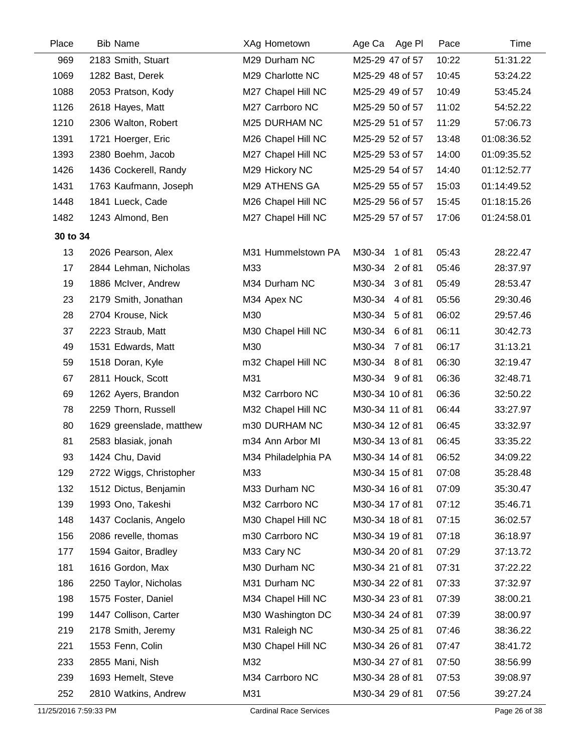| Place | Bib | Name | XAg | Hometown | Age Ca | Age Pl | Pace | Time |
|---|---|---|---|---|---|---|---|---|
| 969 | 2183 | Smith, Stuart | M29 | Durham NC | M25-29 | 47 of 57 | 10:22 | 51:31.22 |
| 1069 | 1282 | Bast, Derek | M29 | Charlotte NC | M25-29 | 48 of 57 | 10:45 | 53:24.22 |
| 1088 | 2053 | Pratson, Kody | M27 | Chapel Hill NC | M25-29 | 49 of 57 | 10:49 | 53:45.24 |
| 1126 | 2618 | Hayes, Matt | M27 | Carrboro NC | M25-29 | 50 of 57 | 11:02 | 54:52.22 |
| 1210 | 2306 | Walton, Robert | M25 | DURHAM NC | M25-29 | 51 of 57 | 11:29 | 57:06.73 |
| 1391 | 1721 | Hoerger, Eric | M26 | Chapel Hill NC | M25-29 | 52 of 57 | 13:48 | 01:08:36.52 |
| 1393 | 2380 | Boehm, Jacob | M27 | Chapel Hill NC | M25-29 | 53 of 57 | 14:00 | 01:09:35.52 |
| 1426 | 1436 | Cockerell, Randy | M29 | Hickory NC | M25-29 | 54 of 57 | 14:40 | 01:12:52.77 |
| 1431 | 1763 | Kaufmann, Joseph | M29 | ATHENS GA | M25-29 | 55 of 57 | 15:03 | 01:14:49.52 |
| 1448 | 1841 | Lueck, Cade | M26 | Chapel Hill NC | M25-29 | 56 of 57 | 15:45 | 01:18:15.26 |
| 1482 | 1243 | Almond, Ben | M27 | Chapel Hill NC | M25-29 | 57 of 57 | 17:06 | 01:24:58.01 |
| **30 to 34** | | | | | | | | |
| 13 | 2026 | Pearson, Alex | M31 | Hummelstown PA | M30-34 | 1 of 81 | 05:43 | 28:22.47 |
| 17 | 2844 | Lehman, Nicholas | M33 | | M30-34 | 2 of 81 | 05:46 | 28:37.97 |
| 19 | 1886 | McIver, Andrew | M34 | Durham NC | M30-34 | 3 of 81 | 05:49 | 28:53.47 |
| 23 | 2179 | Smith, Jonathan | M34 | Apex NC | M30-34 | 4 of 81 | 05:56 | 29:30.46 |
| 28 | 2704 | Krouse, Nick | M30 | | M30-34 | 5 of 81 | 06:02 | 29:57.46 |
| 37 | 2223 | Straub, Matt | M30 | Chapel Hill NC | M30-34 | 6 of 81 | 06:11 | 30:42.73 |
| 49 | 1531 | Edwards, Matt | M30 | | M30-34 | 7 of 81 | 06:17 | 31:13.21 |
| 59 | 1518 | Doran, Kyle | m32 | Chapel Hill NC | M30-34 | 8 of 81 | 06:30 | 32:19.47 |
| 67 | 2811 | Houck, Scott | M31 | | M30-34 | 9 of 81 | 06:36 | 32:48.71 |
| 69 | 1262 | Ayers, Brandon | M32 | Carrboro NC | M30-34 | 10 of 81 | 06:36 | 32:50.22 |
| 78 | 2259 | Thorn, Russell | M32 | Chapel Hill NC | M30-34 | 11 of 81 | 06:44 | 33:27.97 |
| 80 | 1629 | greenslade, matthew | m30 | DURHAM NC | M30-34 | 12 of 81 | 06:45 | 33:32.97 |
| 81 | 2583 | blasiak, jonah | m34 | Ann Arbor MI | M30-34 | 13 of 81 | 06:45 | 33:35.22 |
| 93 | 1424 | Chu, David | M34 | Philadelphia PA | M30-34 | 14 of 81 | 06:52 | 34:09.22 |
| 129 | 2722 | Wiggs, Christopher | M33 | | M30-34 | 15 of 81 | 07:08 | 35:28.48 |
| 132 | 1512 | Dictus, Benjamin | M33 | Durham NC | M30-34 | 16 of 81 | 07:09 | 35:30.47 |
| 139 | 1993 | Ono, Takeshi | M32 | Carrboro NC | M30-34 | 17 of 81 | 07:12 | 35:46.71 |
| 148 | 1437 | Coclanis, Angelo | M30 | Chapel Hill NC | M30-34 | 18 of 81 | 07:15 | 36:02.57 |
| 156 | 2086 | revelle, thomas | m30 | Carrboro NC | M30-34 | 19 of 81 | 07:18 | 36:18.97 |
| 177 | 1594 | Gaitor, Bradley | M33 | Cary NC | M30-34 | 20 of 81 | 07:29 | 37:13.72 |
| 181 | 1616 | Gordon, Max | M30 | Durham NC | M30-34 | 21 of 81 | 07:31 | 37:22.22 |
| 186 | 2250 | Taylor, Nicholas | M31 | Durham NC | M30-34 | 22 of 81 | 07:33 | 37:32.97 |
| 198 | 1575 | Foster, Daniel | M34 | Chapel Hill NC | M30-34 | 23 of 81 | 07:39 | 38:00.21 |
| 199 | 1447 | Collison, Carter | M30 | Washington DC | M30-34 | 24 of 81 | 07:39 | 38:00.97 |
| 219 | 2178 | Smith, Jeremy | M31 | Raleigh NC | M30-34 | 25 of 81 | 07:46 | 38:36.22 |
| 221 | 1553 | Fenn, Colin | M30 | Chapel Hill NC | M30-34 | 26 of 81 | 07:47 | 38:41.72 |
| 233 | 2855 | Mani, Nish | M32 | | M30-34 | 27 of 81 | 07:50 | 38:56.99 |
| 239 | 1693 | Hemelt, Steve | M34 | Carrboro NC | M30-34 | 28 of 81 | 07:53 | 39:08.97 |
| 252 | 2810 | Watkins, Andrew | M31 | | M30-34 | 29 of 81 | 07:56 | 39:27.24 |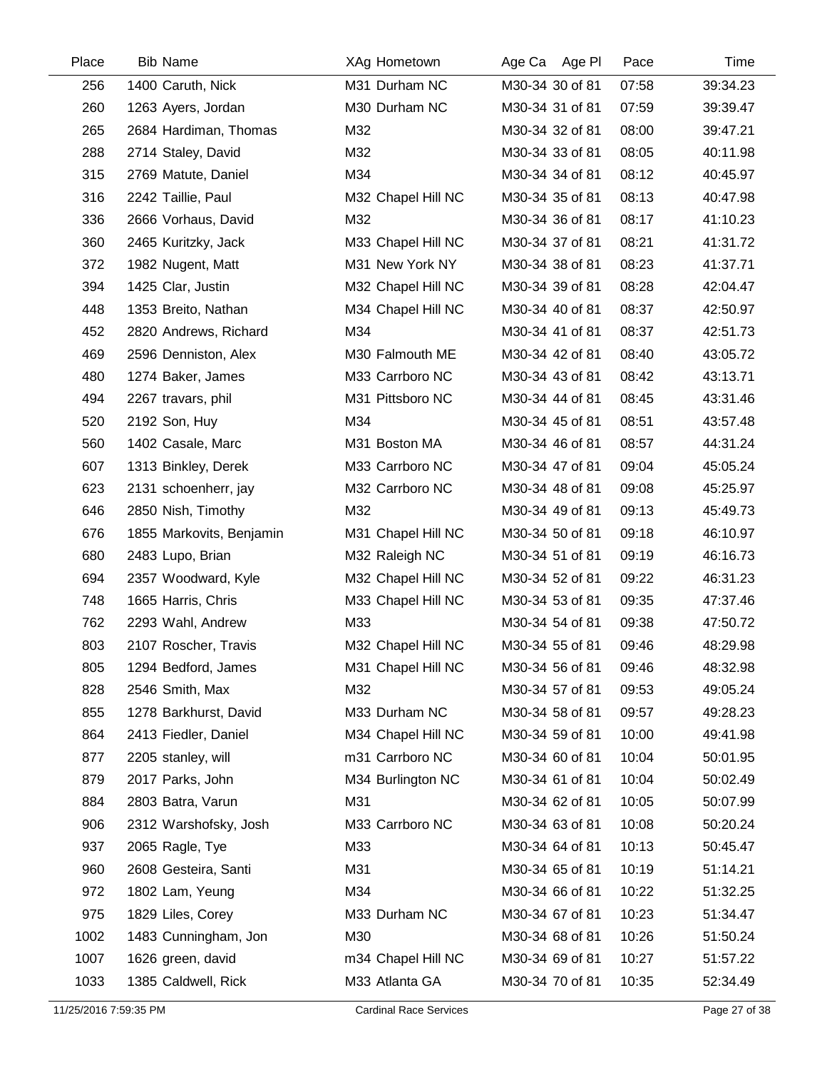| Place | Bib | Name | XAg | Hometown | Age Ca | Age Pl | Pace | Time |
|---|---|---|---|---|---|---|---|---|
| 256 | 1400 | Caruth, Nick | M31 | Durham NC | M30-34 | 30 of 81 | 07:58 | 39:34.23 |
| 260 | 1263 | Ayers, Jordan | M30 | Durham NC | M30-34 | 31 of 81 | 07:59 | 39:39.47 |
| 265 | 2684 | Hardiman, Thomas | M32 | | M30-34 | 32 of 81 | 08:00 | 39:47.21 |
| 288 | 2714 | Staley, David | M32 | | M30-34 | 33 of 81 | 08:05 | 40:11.98 |
| 315 | 2769 | Matute, Daniel | M34 | | M30-34 | 34 of 81 | 08:12 | 40:45.97 |
| 316 | 2242 | Taillie, Paul | M32 | Chapel Hill NC | M30-34 | 35 of 81 | 08:13 | 40:47.98 |
| 336 | 2666 | Vorhaus, David | M32 | | M30-34 | 36 of 81 | 08:17 | 41:10.23 |
| 360 | 2465 | Kuritzky, Jack | M33 | Chapel Hill NC | M30-34 | 37 of 81 | 08:21 | 41:31.72 |
| 372 | 1982 | Nugent, Matt | M31 | New York NY | M30-34 | 38 of 81 | 08:23 | 41:37.71 |
| 394 | 1425 | Clar, Justin | M32 | Chapel Hill NC | M30-34 | 39 of 81 | 08:28 | 42:04.47 |
| 448 | 1353 | Breito, Nathan | M34 | Chapel Hill NC | M30-34 | 40 of 81 | 08:37 | 42:50.97 |
| 452 | 2820 | Andrews, Richard | M34 | | M30-34 | 41 of 81 | 08:37 | 42:51.73 |
| 469 | 2596 | Denniston, Alex | M30 | Falmouth ME | M30-34 | 42 of 81 | 08:40 | 43:05.72 |
| 480 | 1274 | Baker, James | M33 | Carrboro NC | M30-34 | 43 of 81 | 08:42 | 43:13.71 |
| 494 | 2267 | travars, phil | M31 | Pittsboro NC | M30-34 | 44 of 81 | 08:45 | 43:31.46 |
| 520 | 2192 | Son, Huy | M34 | | M30-34 | 45 of 81 | 08:51 | 43:57.48 |
| 560 | 1402 | Casale, Marc | M31 | Boston MA | M30-34 | 46 of 81 | 08:57 | 44:31.24 |
| 607 | 1313 | Binkley, Derek | M33 | Carrboro NC | M30-34 | 47 of 81 | 09:04 | 45:05.24 |
| 623 | 2131 | schoenherr, jay | M32 | Carrboro NC | M30-34 | 48 of 81 | 09:08 | 45:25.97 |
| 646 | 2850 | Nish, Timothy | M32 | | M30-34 | 49 of 81 | 09:13 | 45:49.73 |
| 676 | 1855 | Markovits, Benjamin | M31 | Chapel Hill NC | M30-34 | 50 of 81 | 09:18 | 46:10.97 |
| 680 | 2483 | Lupo, Brian | M32 | Raleigh NC | M30-34 | 51 of 81 | 09:19 | 46:16.73 |
| 694 | 2357 | Woodward, Kyle | M32 | Chapel Hill NC | M30-34 | 52 of 81 | 09:22 | 46:31.23 |
| 748 | 1665 | Harris, Chris | M33 | Chapel Hill NC | M30-34 | 53 of 81 | 09:35 | 47:37.46 |
| 762 | 2293 | Wahl, Andrew | M33 | | M30-34 | 54 of 81 | 09:38 | 47:50.72 |
| 803 | 2107 | Roscher, Travis | M32 | Chapel Hill NC | M30-34 | 55 of 81 | 09:46 | 48:29.98 |
| 805 | 1294 | Bedford, James | M31 | Chapel Hill NC | M30-34 | 56 of 81 | 09:46 | 48:32.98 |
| 828 | 2546 | Smith, Max | M32 | | M30-34 | 57 of 81 | 09:53 | 49:05.24 |
| 855 | 1278 | Barkhurst, David | M33 | Durham NC | M30-34 | 58 of 81 | 09:57 | 49:28.23 |
| 864 | 2413 | Fiedler, Daniel | M34 | Chapel Hill NC | M30-34 | 59 of 81 | 10:00 | 49:41.98 |
| 877 | 2205 | stanley, will | m31 | Carrboro NC | M30-34 | 60 of 81 | 10:04 | 50:01.95 |
| 879 | 2017 | Parks, John | M34 | Burlington NC | M30-34 | 61 of 81 | 10:04 | 50:02.49 |
| 884 | 2803 | Batra, Varun | M31 | | M30-34 | 62 of 81 | 10:05 | 50:07.99 |
| 906 | 2312 | Warshofsky, Josh | M33 | Carrboro NC | M30-34 | 63 of 81 | 10:08 | 50:20.24 |
| 937 | 2065 | Ragle, Tye | M33 | | M30-34 | 64 of 81 | 10:13 | 50:45.47 |
| 960 | 2608 | Gesteira, Santi | M31 | | M30-34 | 65 of 81 | 10:19 | 51:14.21 |
| 972 | 1802 | Lam, Yeung | M34 | | M30-34 | 66 of 81 | 10:22 | 51:32.25 |
| 975 | 1829 | Liles, Corey | M33 | Durham NC | M30-34 | 67 of 81 | 10:23 | 51:34.47 |
| 1002 | 1483 | Cunningham, Jon | M30 | | M30-34 | 68 of 81 | 10:26 | 51:50.24 |
| 1007 | 1626 | green, david | m34 | Chapel Hill NC | M30-34 | 69 of 81 | 10:27 | 51:57.22 |
| 1033 | 1385 | Caldwell, Rick | M33 | Atlanta GA | M30-34 | 70 of 81 | 10:35 | 52:34.49 |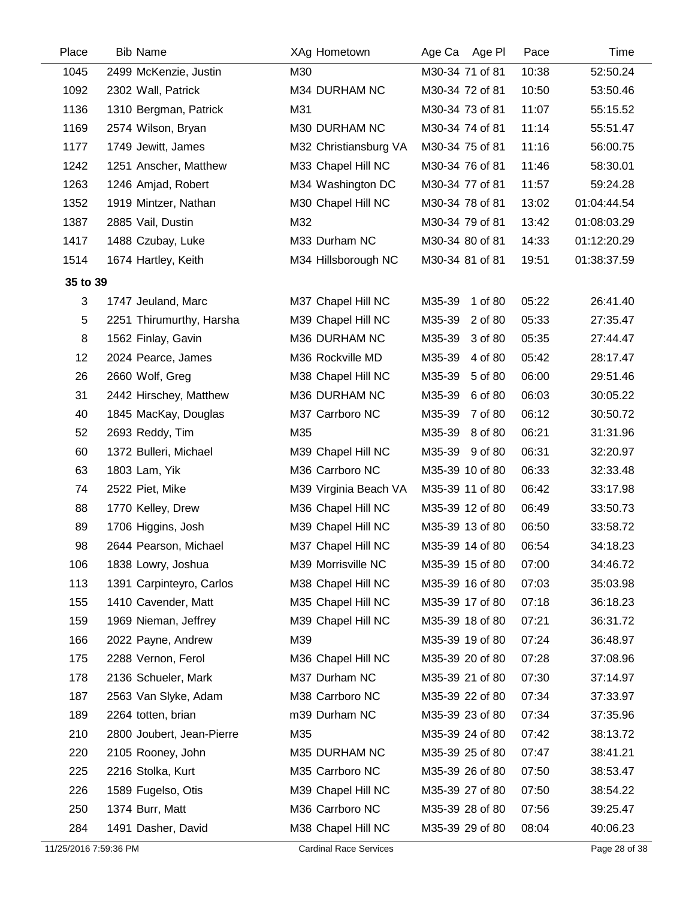| Place | Bib | Name | XAg | Hometown | Age Ca | Age Pl | Pace | Time |
|---|---|---|---|---|---|---|---|---|
| 1045 | 2499 | McKenzie, Justin | M30 | | M30-34 | 71 of 81 | 10:38 | 52:50.24 |
| 1092 | 2302 | Wall, Patrick | M34 | DURHAM NC | M30-34 | 72 of 81 | 10:50 | 53:50.46 |
| 1136 | 1310 | Bergman, Patrick | M31 | | M30-34 | 73 of 81 | 11:07 | 55:15.52 |
| 1169 | 2574 | Wilson, Bryan | M30 | DURHAM NC | M30-34 | 74 of 81 | 11:14 | 55:51.47 |
| 1177 | 1749 | Jewitt, James | M32 | Christiansburg VA | M30-34 | 75 of 81 | 11:16 | 56:00.75 |
| 1242 | 1251 | Anscher, Matthew | M33 | Chapel Hill NC | M30-34 | 76 of 81 | 11:46 | 58:30.01 |
| 1263 | 1246 | Amjad, Robert | M34 | Washington DC | M30-34 | 77 of 81 | 11:57 | 59:24.28 |
| 1352 | 1919 | Mintzer, Nathan | M30 | Chapel Hill NC | M30-34 | 78 of 81 | 13:02 | 01:04:44.54 |
| 1387 | 2885 | Vail, Dustin | M32 | | M30-34 | 79 of 81 | 13:42 | 01:08:03.29 |
| 1417 | 1488 | Czubay, Luke | M33 | Durham NC | M30-34 | 80 of 81 | 14:33 | 01:12:20.29 |
| 1514 | 1674 | Hartley, Keith | M34 | Hillsborough NC | M30-34 | 81 of 81 | 19:51 | 01:38:37.59 |
| **35 to 39** | | | | | | | | |
| 3 | 1747 | Jeuland, Marc | M37 | Chapel Hill NC | M35-39 | 1 of 80 | 05:22 | 26:41.40 |
| 5 | 2251 | Thirumurthy, Harsha | M39 | Chapel Hill NC | M35-39 | 2 of 80 | 05:33 | 27:35.47 |
| 8 | 1562 | Finlay, Gavin | M36 | DURHAM NC | M35-39 | 3 of 80 | 05:35 | 27:44.47 |
| 12 | 2024 | Pearce, James | M36 | Rockville MD | M35-39 | 4 of 80 | 05:42 | 28:17.47 |
| 26 | 2660 | Wolf, Greg | M38 | Chapel Hill NC | M35-39 | 5 of 80 | 06:00 | 29:51.46 |
| 31 | 2442 | Hirschey, Matthew | M36 | DURHAM NC | M35-39 | 6 of 80 | 06:03 | 30:05.22 |
| 40 | 1845 | MacKay, Douglas | M37 | Carrboro NC | M35-39 | 7 of 80 | 06:12 | 30:50.72 |
| 52 | 2693 | Reddy, Tim | M35 | | M35-39 | 8 of 80 | 06:21 | 31:31.96 |
| 60 | 1372 | Bulleri, Michael | M39 | Chapel Hill NC | M35-39 | 9 of 80 | 06:31 | 32:20.97 |
| 63 | 1803 | Lam, Yik | M36 | Carrboro NC | M35-39 | 10 of 80 | 06:33 | 32:33.48 |
| 74 | 2522 | Piet, Mike | M39 | Virginia Beach VA | M35-39 | 11 of 80 | 06:42 | 33:17.98 |
| 88 | 1770 | Kelley, Drew | M36 | Chapel Hill NC | M35-39 | 12 of 80 | 06:49 | 33:50.73 |
| 89 | 1706 | Higgins, Josh | M39 | Chapel Hill NC | M35-39 | 13 of 80 | 06:50 | 33:58.72 |
| 98 | 2644 | Pearson, Michael | M37 | Chapel Hill NC | M35-39 | 14 of 80 | 06:54 | 34:18.23 |
| 106 | 1838 | Lowry, Joshua | M39 | Morrisville NC | M35-39 | 15 of 80 | 07:00 | 34:46.72 |
| 113 | 1391 | Carpinteyro, Carlos | M38 | Chapel Hill NC | M35-39 | 16 of 80 | 07:03 | 35:03.98 |
| 155 | 1410 | Cavender, Matt | M35 | Chapel Hill NC | M35-39 | 17 of 80 | 07:18 | 36:18.23 |
| 159 | 1969 | Nieman, Jeffrey | M39 | Chapel Hill NC | M35-39 | 18 of 80 | 07:21 | 36:31.72 |
| 166 | 2022 | Payne, Andrew | M39 | | M35-39 | 19 of 80 | 07:24 | 36:48.97 |
| 175 | 2288 | Vernon, Ferol | M36 | Chapel Hill NC | M35-39 | 20 of 80 | 07:28 | 37:08.96 |
| 178 | 2136 | Schueler, Mark | M37 | Durham NC | M35-39 | 21 of 80 | 07:30 | 37:14.97 |
| 187 | 2563 | Van Slyke, Adam | M38 | Carrboro NC | M35-39 | 22 of 80 | 07:34 | 37:33.97 |
| 189 | 2264 | totten, brian | m39 | Durham NC | M35-39 | 23 of 80 | 07:34 | 37:35.96 |
| 210 | 2800 | Joubert, Jean-Pierre | M35 | | M35-39 | 24 of 80 | 07:42 | 38:13.72 |
| 220 | 2105 | Rooney, John | M35 | DURHAM NC | M35-39 | 25 of 80 | 07:47 | 38:41.21 |
| 225 | 2216 | Stolka, Kurt | M35 | Carrboro NC | M35-39 | 26 of 80 | 07:50 | 38:53.47 |
| 226 | 1589 | Fugelso, Otis | M39 | Chapel Hill NC | M35-39 | 27 of 80 | 07:50 | 38:54.22 |
| 250 | 1374 | Burr, Matt | M36 | Carrboro NC | M35-39 | 28 of 80 | 07:56 | 39:25.47 |
| 284 | 1491 | Dasher, David | M38 | Chapel Hill NC | M35-39 | 29 of 80 | 08:04 | 40:06.23 |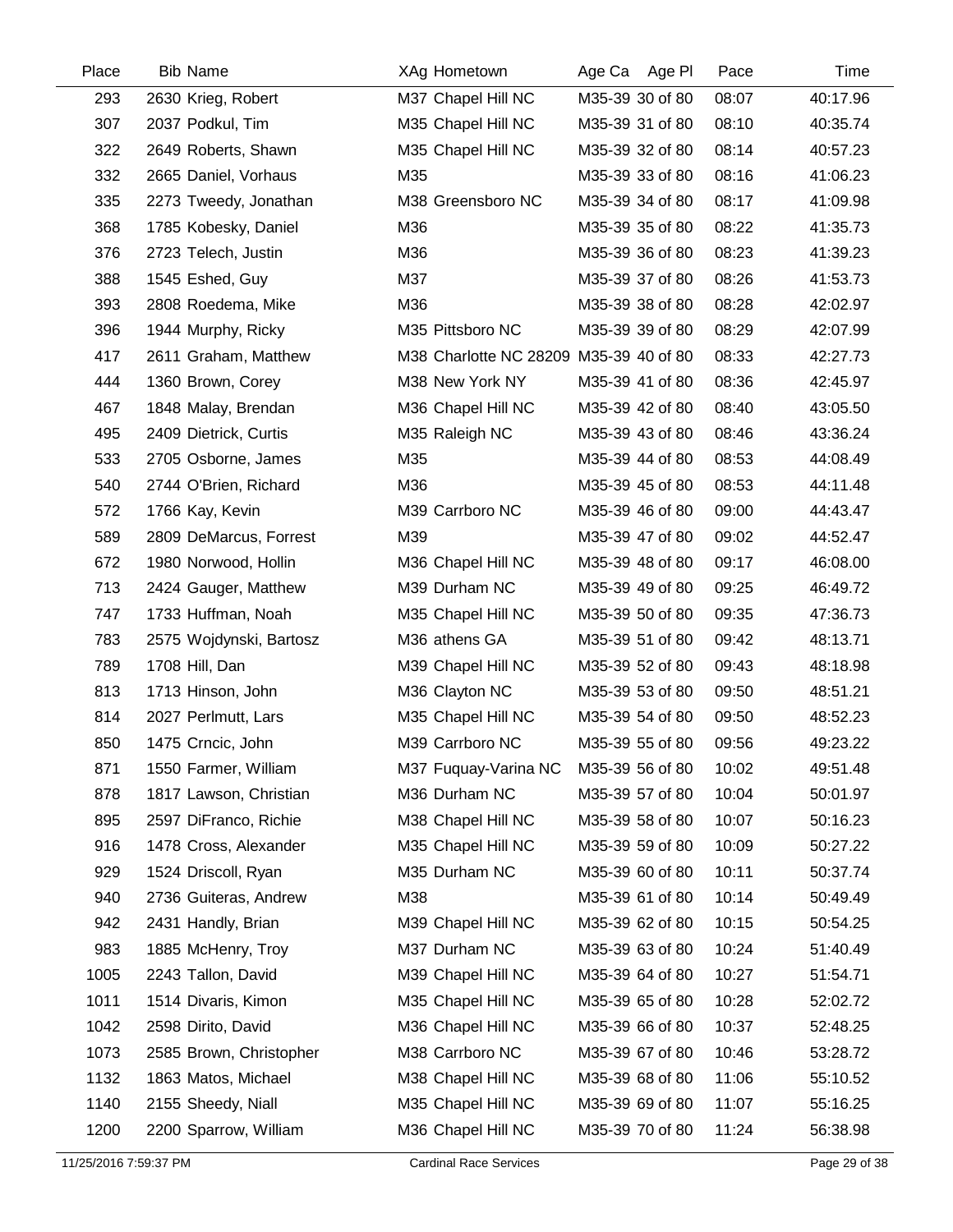| Place | Bib | Name | XAg | Hometown | Age Ca | Age Pl | Pace | Time |
|---|---|---|---|---|---|---|---|---|
| 293 | 2630 | Krieg, Robert | M37 | Chapel Hill NC | M35-39 | 30 of 80 | 08:07 | 40:17.96 |
| 307 | 2037 | Podkul, Tim | M35 | Chapel Hill NC | M35-39 | 31 of 80 | 08:10 | 40:35.74 |
| 322 | 2649 | Roberts, Shawn | M35 | Chapel Hill NC | M35-39 | 32 of 80 | 08:14 | 40:57.23 |
| 332 | 2665 | Daniel, Vorhaus | M35 | | M35-39 | 33 of 80 | 08:16 | 41:06.23 |
| 335 | 2273 | Tweedy, Jonathan | M38 | Greensboro NC | M35-39 | 34 of 80 | 08:17 | 41:09.98 |
| 368 | 1785 | Kobesky, Daniel | M36 | | M35-39 | 35 of 80 | 08:22 | 41:35.73 |
| 376 | 2723 | Telech, Justin | M36 | | M35-39 | 36 of 80 | 08:23 | 41:39.23 |
| 388 | 1545 | Eshed, Guy | M37 | | M35-39 | 37 of 80 | 08:26 | 41:53.73 |
| 393 | 2808 | Roedema, Mike | M36 | | M35-39 | 38 of 80 | 08:28 | 42:02.97 |
| 396 | 1944 | Murphy, Ricky | M35 | Pittsboro NC | M35-39 | 39 of 80 | 08:29 | 42:07.99 |
| 417 | 2611 | Graham, Matthew | M38 | Charlotte NC 28209 | M35-39 | 40 of 80 | 08:33 | 42:27.73 |
| 444 | 1360 | Brown, Corey | M38 | New York NY | M35-39 | 41 of 80 | 08:36 | 42:45.97 |
| 467 | 1848 | Malay, Brendan | M36 | Chapel Hill NC | M35-39 | 42 of 80 | 08:40 | 43:05.50 |
| 495 | 2409 | Dietrick, Curtis | M35 | Raleigh NC | M35-39 | 43 of 80 | 08:46 | 43:36.24 |
| 533 | 2705 | Osborne, James | M35 | | M35-39 | 44 of 80 | 08:53 | 44:08.49 |
| 540 | 2744 | O'Brien, Richard | M36 | | M35-39 | 45 of 80 | 08:53 | 44:11.48 |
| 572 | 1766 | Kay, Kevin | M39 | Carrboro NC | M35-39 | 46 of 80 | 09:00 | 44:43.47 |
| 589 | 2809 | DeMarcus, Forrest | M39 | | M35-39 | 47 of 80 | 09:02 | 44:52.47 |
| 672 | 1980 | Norwood, Hollin | M36 | Chapel Hill NC | M35-39 | 48 of 80 | 09:17 | 46:08.00 |
| 713 | 2424 | Gauger, Matthew | M39 | Durham NC | M35-39 | 49 of 80 | 09:25 | 46:49.72 |
| 747 | 1733 | Huffman, Noah | M35 | Chapel Hill NC | M35-39 | 50 of 80 | 09:35 | 47:36.73 |
| 783 | 2575 | Wojdynski, Bartosz | M36 | athens GA | M35-39 | 51 of 80 | 09:42 | 48:13.71 |
| 789 | 1708 | Hill, Dan | M39 | Chapel Hill NC | M35-39 | 52 of 80 | 09:43 | 48:18.98 |
| 813 | 1713 | Hinson, John | M36 | Clayton NC | M35-39 | 53 of 80 | 09:50 | 48:51.21 |
| 814 | 2027 | Perlmutt, Lars | M35 | Chapel Hill NC | M35-39 | 54 of 80 | 09:50 | 48:52.23 |
| 850 | 1475 | Crncic, John | M39 | Carrboro NC | M35-39 | 55 of 80 | 09:56 | 49:23.22 |
| 871 | 1550 | Farmer, William | M37 | Fuquay-Varina NC | M35-39 | 56 of 80 | 10:02 | 49:51.48 |
| 878 | 1817 | Lawson, Christian | M36 | Durham NC | M35-39 | 57 of 80 | 10:04 | 50:01.97 |
| 895 | 2597 | DiFranco, Richie | M38 | Chapel Hill NC | M35-39 | 58 of 80 | 10:07 | 50:16.23 |
| 916 | 1478 | Cross, Alexander | M35 | Chapel Hill NC | M35-39 | 59 of 80 | 10:09 | 50:27.22 |
| 929 | 1524 | Driscoll, Ryan | M35 | Durham NC | M35-39 | 60 of 80 | 10:11 | 50:37.74 |
| 940 | 2736 | Guiteras, Andrew | M38 | | M35-39 | 61 of 80 | 10:14 | 50:49.49 |
| 942 | 2431 | Handly, Brian | M39 | Chapel Hill NC | M35-39 | 62 of 80 | 10:15 | 50:54.25 |
| 983 | 1885 | McHenry, Troy | M37 | Durham NC | M35-39 | 63 of 80 | 10:24 | 51:40.49 |
| 1005 | 2243 | Tallon, David | M39 | Chapel Hill NC | M35-39 | 64 of 80 | 10:27 | 51:54.71 |
| 1011 | 1514 | Divaris, Kimon | M35 | Chapel Hill NC | M35-39 | 65 of 80 | 10:28 | 52:02.72 |
| 1042 | 2598 | Dirito, David | M36 | Chapel Hill NC | M35-39 | 66 of 80 | 10:37 | 52:48.25 |
| 1073 | 2585 | Brown, Christopher | M38 | Carrboro NC | M35-39 | 67 of 80 | 10:46 | 53:28.72 |
| 1132 | 1863 | Matos, Michael | M38 | Chapel Hill NC | M35-39 | 68 of 80 | 11:06 | 55:10.52 |
| 1140 | 2155 | Sheedy, Niall | M35 | Chapel Hill NC | M35-39 | 69 of 80 | 11:07 | 55:16.25 |
| 1200 | 2200 | Sparrow, William | M36 | Chapel Hill NC | M35-39 | 70 of 80 | 11:24 | 56:38.98 |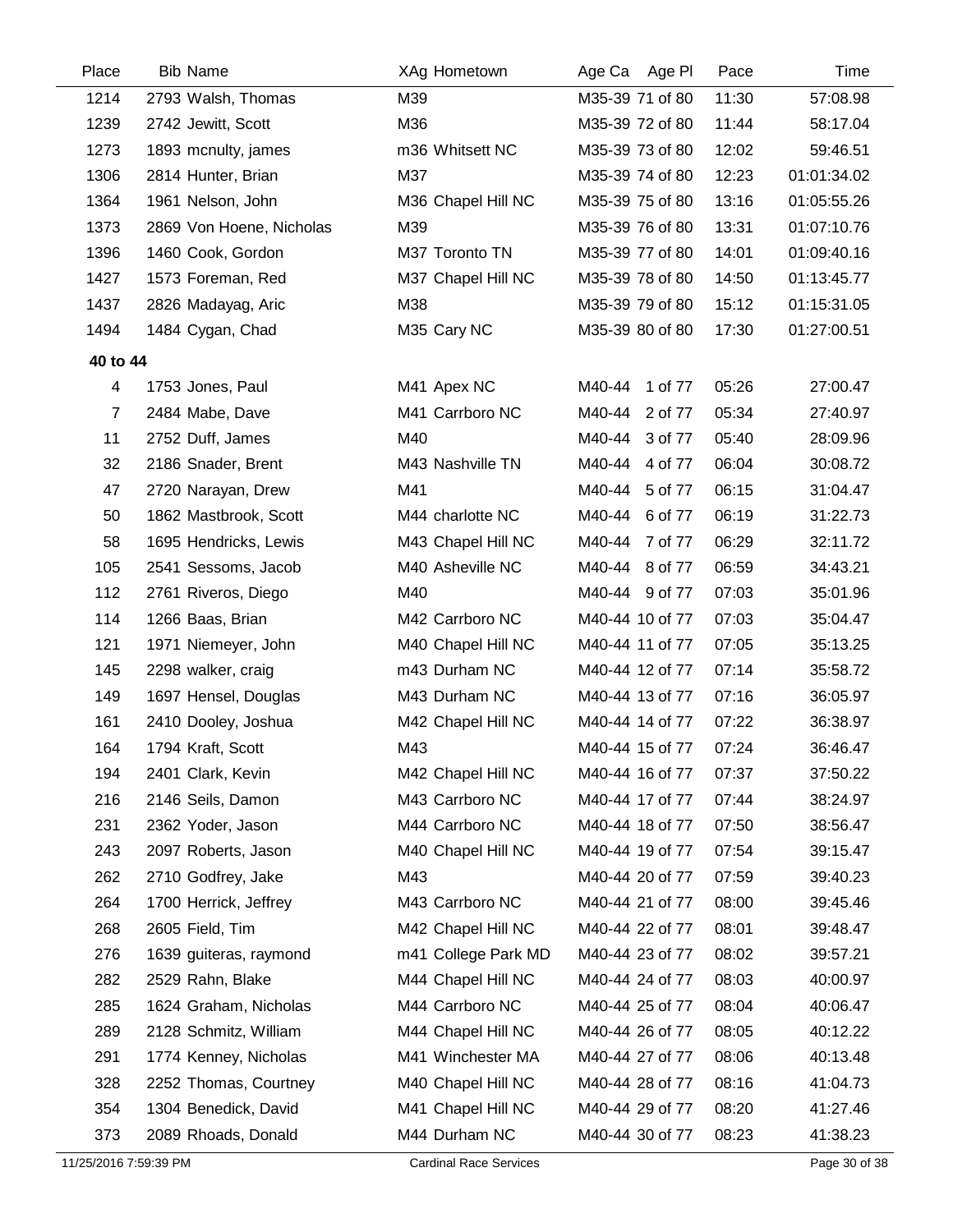| Place | Bib | Name | XAg | Hometown | Age Ca | Age Pl | Pace | Time |
|---|---|---|---|---|---|---|---|---|
| 1214 | 2793 | Walsh, Thomas | M39 | | M35-39 | 71 of 80 | 11:30 | 57:08.98 |
| 1239 | 2742 | Jewitt, Scott | M36 | | M35-39 | 72 of 80 | 11:44 | 58:17.04 |
| 1273 | 1893 | mcnulty, james | m36 | Whitsett NC | M35-39 | 73 of 80 | 12:02 | 59:46.51 |
| 1306 | 2814 | Hunter, Brian | M37 | | M35-39 | 74 of 80 | 12:23 | 01:01:34.02 |
| 1364 | 1961 | Nelson, John | M36 | Chapel Hill NC | M35-39 | 75 of 80 | 13:16 | 01:05:55.26 |
| 1373 | 2869 | Von Hoene, Nicholas | M39 | | M35-39 | 76 of 80 | 13:31 | 01:07:10.76 |
| 1396 | 1460 | Cook, Gordon | M37 | Toronto TN | M35-39 | 77 of 80 | 14:01 | 01:09:40.16 |
| 1427 | 1573 | Foreman, Red | M37 | Chapel Hill NC | M35-39 | 78 of 80 | 14:50 | 01:13:45.77 |
| 1437 | 2826 | Madayag, Aric | M38 | | M35-39 | 79 of 80 | 15:12 | 01:15:31.05 |
| 1494 | 1484 | Cygan, Chad | M35 | Cary NC | M35-39 | 80 of 80 | 17:30 | 01:27:00.51 |
| **40 to 44** | | | | | | | | |
| 4 | 1753 | Jones, Paul | M41 | Apex NC | M40-44 | 1 of 77 | 05:26 | 27:00.47 |
| 7 | 2484 | Mabe, Dave | M41 | Carrboro NC | M40-44 | 2 of 77 | 05:34 | 27:40.97 |
| 11 | 2752 | Duff, James | M40 | | M40-44 | 3 of 77 | 05:40 | 28:09.96 |
| 32 | 2186 | Snader, Brent | M43 | Nashville TN | M40-44 | 4 of 77 | 06:04 | 30:08.72 |
| 47 | 2720 | Narayan, Drew | M41 | | M40-44 | 5 of 77 | 06:15 | 31:04.47 |
| 50 | 1862 | Mastbrook, Scott | M44 | charlotte NC | M40-44 | 6 of 77 | 06:19 | 31:22.73 |
| 58 | 1695 | Hendricks, Lewis | M43 | Chapel Hill NC | M40-44 | 7 of 77 | 06:29 | 32:11.72 |
| 105 | 2541 | Sessoms, Jacob | M40 | Asheville NC | M40-44 | 8 of 77 | 06:59 | 34:43.21 |
| 112 | 2761 | Riveros, Diego | M40 | | M40-44 | 9 of 77 | 07:03 | 35:01.96 |
| 114 | 1266 | Baas, Brian | M42 | Carrboro NC | M40-44 | 10 of 77 | 07:03 | 35:04.47 |
| 121 | 1971 | Niemeyer, John | M40 | Chapel Hill NC | M40-44 | 11 of 77 | 07:05 | 35:13.25 |
| 145 | 2298 | walker, craig | m43 | Durham NC | M40-44 | 12 of 77 | 07:14 | 35:58.72 |
| 149 | 1697 | Hensel, Douglas | M43 | Durham NC | M40-44 | 13 of 77 | 07:16 | 36:05.97 |
| 161 | 2410 | Dooley, Joshua | M42 | Chapel Hill NC | M40-44 | 14 of 77 | 07:22 | 36:38.97 |
| 164 | 1794 | Kraft, Scott | M43 | | M40-44 | 15 of 77 | 07:24 | 36:46.47 |
| 194 | 2401 | Clark, Kevin | M42 | Chapel Hill NC | M40-44 | 16 of 77 | 07:37 | 37:50.22 |
| 216 | 2146 | Seils, Damon | M43 | Carrboro NC | M40-44 | 17 of 77 | 07:44 | 38:24.97 |
| 231 | 2362 | Yoder, Jason | M44 | Carrboro NC | M40-44 | 18 of 77 | 07:50 | 38:56.47 |
| 243 | 2097 | Roberts, Jason | M40 | Chapel Hill NC | M40-44 | 19 of 77 | 07:54 | 39:15.47 |
| 262 | 2710 | Godfrey, Jake | M43 | | M40-44 | 20 of 77 | 07:59 | 39:40.23 |
| 264 | 1700 | Herrick, Jeffrey | M43 | Carrboro NC | M40-44 | 21 of 77 | 08:00 | 39:45.46 |
| 268 | 2605 | Field, Tim | M42 | Chapel Hill NC | M40-44 | 22 of 77 | 08:01 | 39:48.47 |
| 276 | 1639 | guiteras, raymond | m41 | College Park MD | M40-44 | 23 of 77 | 08:02 | 39:57.21 |
| 282 | 2529 | Rahn, Blake | M44 | Chapel Hill NC | M40-44 | 24 of 77 | 08:03 | 40:00.97 |
| 285 | 1624 | Graham, Nicholas | M44 | Carrboro NC | M40-44 | 25 of 77 | 08:04 | 40:06.47 |
| 289 | 2128 | Schmitz, William | M44 | Chapel Hill NC | M40-44 | 26 of 77 | 08:05 | 40:12.22 |
| 291 | 1774 | Kenney, Nicholas | M41 | Winchester MA | M40-44 | 27 of 77 | 08:06 | 40:13.48 |
| 328 | 2252 | Thomas, Courtney | M40 | Chapel Hill NC | M40-44 | 28 of 77 | 08:16 | 41:04.73 |
| 354 | 1304 | Benedick, David | M41 | Chapel Hill NC | M40-44 | 29 of 77 | 08:20 | 41:27.46 |
| 373 | 2089 | Rhoads, Donald | M44 | Durham NC | M40-44 | 30 of 77 | 08:23 | 41:38.23 |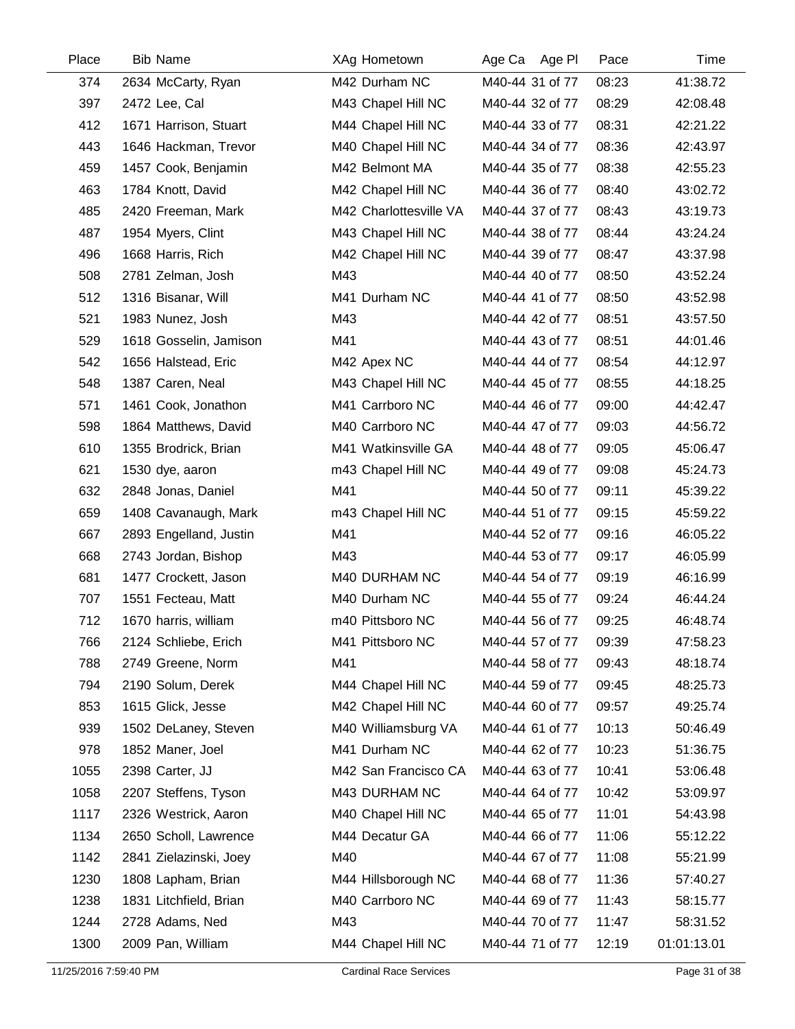| Place | Bib | Name | XAg | Hometown | Age Ca | Age Pl | Pace | Time |
|---|---|---|---|---|---|---|---|---|
| 374 | 2634 | McCarty, Ryan | M42 | Durham NC | M40-44 | 31 of 77 | 08:23 | 41:38.72 |
| 397 | 2472 | Lee, Cal | M43 | Chapel Hill NC | M40-44 | 32 of 77 | 08:29 | 42:08.48 |
| 412 | 1671 | Harrison, Stuart | M44 | Chapel Hill NC | M40-44 | 33 of 77 | 08:31 | 42:21.22 |
| 443 | 1646 | Hackman, Trevor | M40 | Chapel Hill NC | M40-44 | 34 of 77 | 08:36 | 42:43.97 |
| 459 | 1457 | Cook, Benjamin | M42 | Belmont MA | M40-44 | 35 of 77 | 08:38 | 42:55.23 |
| 463 | 1784 | Knott, David | M42 | Chapel Hill NC | M40-44 | 36 of 77 | 08:40 | 43:02.72 |
| 485 | 2420 | Freeman, Mark | M42 | Charlottesville VA | M40-44 | 37 of 77 | 08:43 | 43:19.73 |
| 487 | 1954 | Myers, Clint | M43 | Chapel Hill NC | M40-44 | 38 of 77 | 08:44 | 43:24.24 |
| 496 | 1668 | Harris, Rich | M42 | Chapel Hill NC | M40-44 | 39 of 77 | 08:47 | 43:37.98 |
| 508 | 2781 | Zelman, Josh | M43 | | M40-44 | 40 of 77 | 08:50 | 43:52.24 |
| 512 | 1316 | Bisanar, Will | M41 | Durham NC | M40-44 | 41 of 77 | 08:50 | 43:52.98 |
| 521 | 1983 | Nunez, Josh | M43 | | M40-44 | 42 of 77 | 08:51 | 43:57.50 |
| 529 | 1618 | Gosselin, Jamison | M41 | | M40-44 | 43 of 77 | 08:51 | 44:01.46 |
| 542 | 1656 | Halstead, Eric | M42 | Apex NC | M40-44 | 44 of 77 | 08:54 | 44:12.97 |
| 548 | 1387 | Caren, Neal | M43 | Chapel Hill NC | M40-44 | 45 of 77 | 08:55 | 44:18.25 |
| 571 | 1461 | Cook, Jonathon | M41 | Carrboro NC | M40-44 | 46 of 77 | 09:00 | 44:42.47 |
| 598 | 1864 | Matthews, David | M40 | Carrboro NC | M40-44 | 47 of 77 | 09:03 | 44:56.72 |
| 610 | 1355 | Brodrick, Brian | M41 | Watkinsville GA | M40-44 | 48 of 77 | 09:05 | 45:06.47 |
| 621 | 1530 | dye, aaron | m43 | Chapel Hill NC | M40-44 | 49 of 77 | 09:08 | 45:24.73 |
| 632 | 2848 | Jonas, Daniel | M41 | | M40-44 | 50 of 77 | 09:11 | 45:39.22 |
| 659 | 1408 | Cavanaugh, Mark | m43 | Chapel Hill NC | M40-44 | 51 of 77 | 09:15 | 45:59.22 |
| 667 | 2893 | Engelland, Justin | M41 | | M40-44 | 52 of 77 | 09:16 | 46:05.22 |
| 668 | 2743 | Jordan, Bishop | M43 | | M40-44 | 53 of 77 | 09:17 | 46:05.99 |
| 681 | 1477 | Crockett, Jason | M40 | DURHAM NC | M40-44 | 54 of 77 | 09:19 | 46:16.99 |
| 707 | 1551 | Fecteau, Matt | M40 | Durham NC | M40-44 | 55 of 77 | 09:24 | 46:44.24 |
| 712 | 1670 | harris, william | m40 | Pittsboro NC | M40-44 | 56 of 77 | 09:25 | 46:48.74 |
| 766 | 2124 | Schliebe, Erich | M41 | Pittsboro NC | M40-44 | 57 of 77 | 09:39 | 47:58.23 |
| 788 | 2749 | Greene, Norm | M41 | | M40-44 | 58 of 77 | 09:43 | 48:18.74 |
| 794 | 2190 | Solum, Derek | M44 | Chapel Hill NC | M40-44 | 59 of 77 | 09:45 | 48:25.73 |
| 853 | 1615 | Glick, Jesse | M42 | Chapel Hill NC | M40-44 | 60 of 77 | 09:57 | 49:25.74 |
| 939 | 1502 | DeLaney, Steven | M40 | Williamsburg VA | M40-44 | 61 of 77 | 10:13 | 50:46.49 |
| 978 | 1852 | Maner, Joel | M41 | Durham NC | M40-44 | 62 of 77 | 10:23 | 51:36.75 |
| 1055 | 2398 | Carter, JJ | M42 | San Francisco CA | M40-44 | 63 of 77 | 10:41 | 53:06.48 |
| 1058 | 2207 | Steffens, Tyson | M43 | DURHAM NC | M40-44 | 64 of 77 | 10:42 | 53:09.97 |
| 1117 | 2326 | Westrick, Aaron | M40 | Chapel Hill NC | M40-44 | 65 of 77 | 11:01 | 54:43.98 |
| 1134 | 2650 | Scholl, Lawrence | M44 | Decatur GA | M40-44 | 66 of 77 | 11:06 | 55:12.22 |
| 1142 | 2841 | Zielazinski, Joey | M40 | | M40-44 | 67 of 77 | 11:08 | 55:21.99 |
| 1230 | 1808 | Lapham, Brian | M44 | Hillsborough NC | M40-44 | 68 of 77 | 11:36 | 57:40.27 |
| 1238 | 1831 | Litchfield, Brian | M40 | Carrboro NC | M40-44 | 69 of 77 | 11:43 | 58:15.77 |
| 1244 | 2728 | Adams, Ned | M43 | | M40-44 | 70 of 77 | 11:47 | 58:31.52 |
| 1300 | 2009 | Pan, William | M44 | Chapel Hill NC | M40-44 | 71 of 77 | 12:19 | 01:01:13.01 |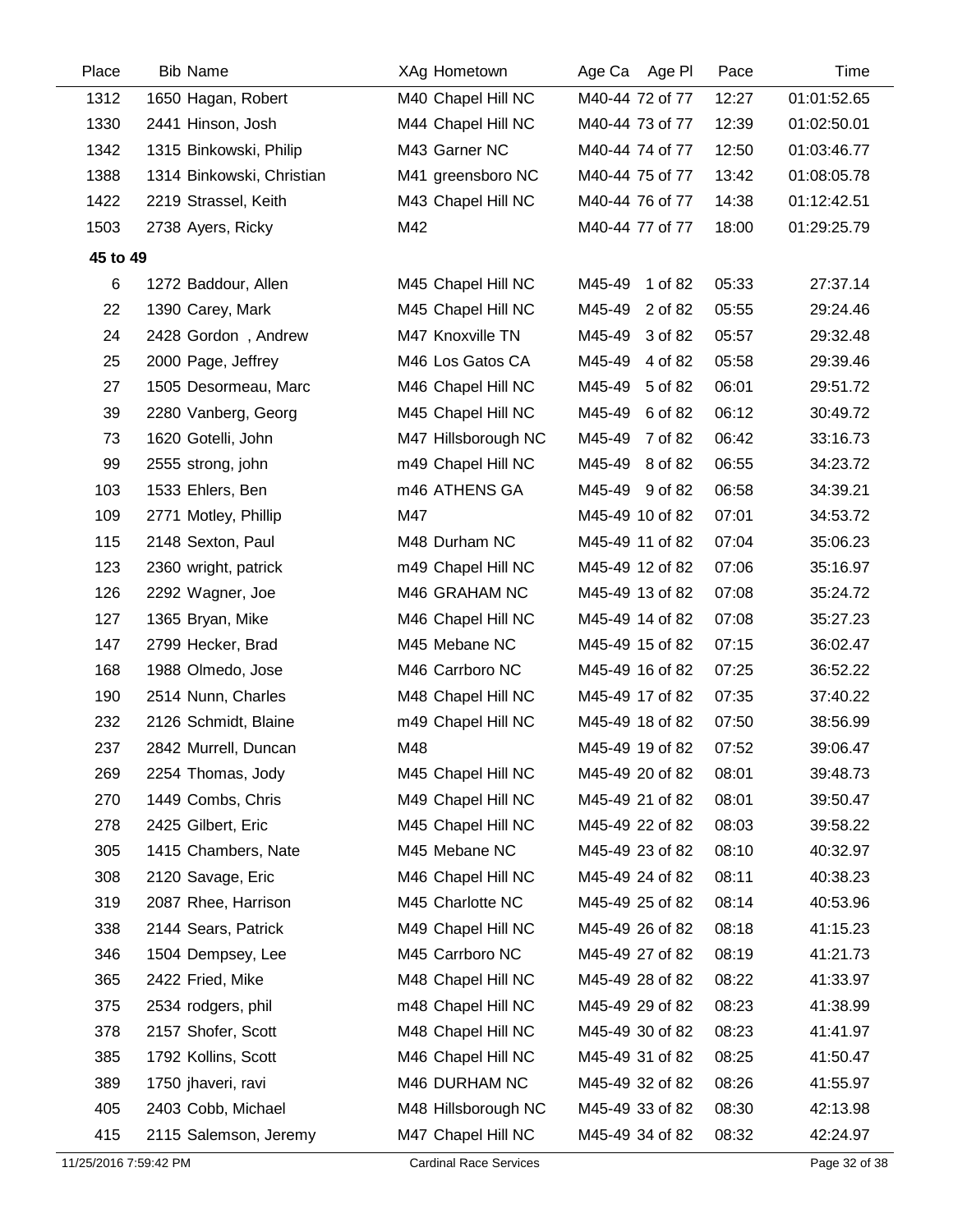| Place | Bib Name | XAg Hometown | Age Ca | Age Pl | Pace | Time |
|---|---|---|---|---|---|---|
| 1312 | 1650 Hagan, Robert | M40 Chapel Hill NC | M40-44 | 72 of 77 | 12:27 | 01:01:52.65 |
| 1330 | 2441 Hinson, Josh | M44 Chapel Hill NC | M40-44 | 73 of 77 | 12:39 | 01:02:50.01 |
| 1342 | 1315 Binkowski, Philip | M43 Garner NC | M40-44 | 74 of 77 | 12:50 | 01:03:46.77 |
| 1388 | 1314 Binkowski, Christian | M41 greensboro NC | M40-44 | 75 of 77 | 13:42 | 01:08:05.78 |
| 1422 | 2219 Strassel, Keith | M43 Chapel Hill NC | M40-44 | 76 of 77 | 14:38 | 01:12:42.51 |
| 1503 | 2738 Ayers, Ricky | M42 | M40-44 | 77 of 77 | 18:00 | 01:29:25.79 |
| **45 to 49** | | | | | | |
| 6 | 1272 Baddour, Allen | M45 Chapel Hill NC | M45-49 | 1 of 82 | 05:33 | 27:37.14 |
| 22 | 1390 Carey, Mark | M45 Chapel Hill NC | M45-49 | 2 of 82 | 05:55 | 29:24.46 |
| 24 | 2428 Gordon , Andrew | M47 Knoxville TN | M45-49 | 3 of 82 | 05:57 | 29:32.48 |
| 25 | 2000 Page, Jeffrey | M46 Los Gatos CA | M45-49 | 4 of 82 | 05:58 | 29:39.46 |
| 27 | 1505 Desormeau, Marc | M46 Chapel Hill NC | M45-49 | 5 of 82 | 06:01 | 29:51.72 |
| 39 | 2280 Vanberg, Georg | M45 Chapel Hill NC | M45-49 | 6 of 82 | 06:12 | 30:49.72 |
| 73 | 1620 Gotelli, John | M47 Hillsborough NC | M45-49 | 7 of 82 | 06:42 | 33:16.73 |
| 99 | 2555 strong, john | m49 Chapel Hill NC | M45-49 | 8 of 82 | 06:55 | 34:23.72 |
| 103 | 1533 Ehlers, Ben | m46 ATHENS GA | M45-49 | 9 of 82 | 06:58 | 34:39.21 |
| 109 | 2771 Motley, Phillip | M47 | M45-49 | 10 of 82 | 07:01 | 34:53.72 |
| 115 | 2148 Sexton, Paul | M48 Durham NC | M45-49 | 11 of 82 | 07:04 | 35:06.23 |
| 123 | 2360 wright, patrick | m49 Chapel Hill NC | M45-49 | 12 of 82 | 07:06 | 35:16.97 |
| 126 | 2292 Wagner, Joe | M46 GRAHAM NC | M45-49 | 13 of 82 | 07:08 | 35:24.72 |
| 127 | 1365 Bryan, Mike | M46 Chapel Hill NC | M45-49 | 14 of 82 | 07:08 | 35:27.23 |
| 147 | 2799 Hecker, Brad | M45 Mebane NC | M45-49 | 15 of 82 | 07:15 | 36:02.47 |
| 168 | 1988 Olmedo, Jose | M46 Carrboro NC | M45-49 | 16 of 82 | 07:25 | 36:52.22 |
| 190 | 2514 Nunn, Charles | M48 Chapel Hill NC | M45-49 | 17 of 82 | 07:35 | 37:40.22 |
| 232 | 2126 Schmidt, Blaine | m49 Chapel Hill NC | M45-49 | 18 of 82 | 07:50 | 38:56.99 |
| 237 | 2842 Murrell, Duncan | M48 | M45-49 | 19 of 82 | 07:52 | 39:06.47 |
| 269 | 2254 Thomas, Jody | M45 Chapel Hill NC | M45-49 | 20 of 82 | 08:01 | 39:48.73 |
| 270 | 1449 Combs, Chris | M49 Chapel Hill NC | M45-49 | 21 of 82 | 08:01 | 39:50.47 |
| 278 | 2425 Gilbert, Eric | M45 Chapel Hill NC | M45-49 | 22 of 82 | 08:03 | 39:58.22 |
| 305 | 1415 Chambers, Nate | M45 Mebane NC | M45-49 | 23 of 82 | 08:10 | 40:32.97 |
| 308 | 2120 Savage, Eric | M46 Chapel Hill NC | M45-49 | 24 of 82 | 08:11 | 40:38.23 |
| 319 | 2087 Rhee, Harrison | M45 Charlotte NC | M45-49 | 25 of 82 | 08:14 | 40:53.96 |
| 338 | 2144 Sears, Patrick | M49 Chapel Hill NC | M45-49 | 26 of 82 | 08:18 | 41:15.23 |
| 346 | 1504 Dempsey, Lee | M45 Carrboro NC | M45-49 | 27 of 82 | 08:19 | 41:21.73 |
| 365 | 2422 Fried, Mike | M48 Chapel Hill NC | M45-49 | 28 of 82 | 08:22 | 41:33.97 |
| 375 | 2534 rodgers, phil | m48 Chapel Hill NC | M45-49 | 29 of 82 | 08:23 | 41:38.99 |
| 378 | 2157 Shofer, Scott | M48 Chapel Hill NC | M45-49 | 30 of 82 | 08:23 | 41:41.97 |
| 385 | 1792 Kollins, Scott | M46 Chapel Hill NC | M45-49 | 31 of 82 | 08:25 | 41:50.47 |
| 389 | 1750 jhaveri, ravi | M46 DURHAM NC | M45-49 | 32 of 82 | 08:26 | 41:55.97 |
| 405 | 2403 Cobb, Michael | M48 Hillsborough NC | M45-49 | 33 of 82 | 08:30 | 42:13.98 |
| 415 | 2115 Salemson, Jeremy | M47 Chapel Hill NC | M45-49 | 34 of 82 | 08:32 | 42:24.97 |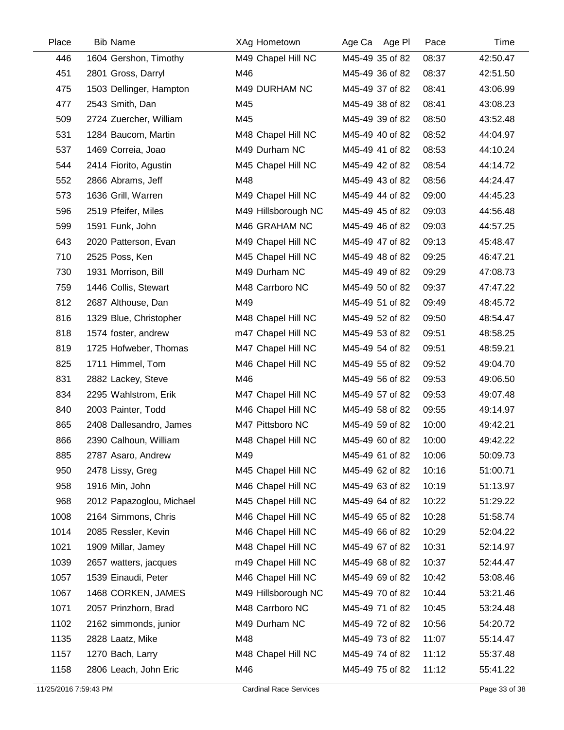| Place | Bib | Name | XAg | Hometown | Age Ca | Age Pl | Pace | Time |
|---|---|---|---|---|---|---|---|---|
| 446 | 1604 | Gershon, Timothy | M49 | Chapel Hill NC | M45-49 | 35 of 82 | 08:37 | 42:50.47 |
| 451 | 2801 | Gross, Darryl | M46 | | M45-49 | 36 of 82 | 08:37 | 42:51.50 |
| 475 | 1503 | Dellinger, Hampton | M49 | DURHAM NC | M45-49 | 37 of 82 | 08:41 | 43:06.99 |
| 477 | 2543 | Smith, Dan | M45 | | M45-49 | 38 of 82 | 08:41 | 43:08.23 |
| 509 | 2724 | Zuercher, William | M45 | | M45-49 | 39 of 82 | 08:50 | 43:52.48 |
| 531 | 1284 | Baucom, Martin | M48 | Chapel Hill NC | M45-49 | 40 of 82 | 08:52 | 44:04.97 |
| 537 | 1469 | Correia, Joao | M49 | Durham NC | M45-49 | 41 of 82 | 08:53 | 44:10.24 |
| 544 | 2414 | Fiorito, Agustin | M45 | Chapel Hill NC | M45-49 | 42 of 82 | 08:54 | 44:14.72 |
| 552 | 2866 | Abrams, Jeff | M48 | | M45-49 | 43 of 82 | 08:56 | 44:24.47 |
| 573 | 1636 | Grill, Warren | M49 | Chapel Hill NC | M45-49 | 44 of 82 | 09:00 | 44:45.23 |
| 596 | 2519 | Pfeifer, Miles | M49 | Hillsborough NC | M45-49 | 45 of 82 | 09:03 | 44:56.48 |
| 599 | 1591 | Funk, John | M46 | GRAHAM NC | M45-49 | 46 of 82 | 09:03 | 44:57.25 |
| 643 | 2020 | Patterson, Evan | M49 | Chapel Hill NC | M45-49 | 47 of 82 | 09:13 | 45:48.47 |
| 710 | 2525 | Poss, Ken | M45 | Chapel Hill NC | M45-49 | 48 of 82 | 09:25 | 46:47.21 |
| 730 | 1931 | Morrison, Bill | M49 | Durham NC | M45-49 | 49 of 82 | 09:29 | 47:08.73 |
| 759 | 1446 | Collis, Stewart | M48 | Carrboro NC | M45-49 | 50 of 82 | 09:37 | 47:47.22 |
| 812 | 2687 | Althouse, Dan | M49 | | M45-49 | 51 of 82 | 09:49 | 48:45.72 |
| 816 | 1329 | Blue, Christopher | M48 | Chapel Hill NC | M45-49 | 52 of 82 | 09:50 | 48:54.47 |
| 818 | 1574 | foster, andrew | m47 | Chapel Hill NC | M45-49 | 53 of 82 | 09:51 | 48:58.25 |
| 819 | 1725 | Hofweber, Thomas | M47 | Chapel Hill NC | M45-49 | 54 of 82 | 09:51 | 48:59.21 |
| 825 | 1711 | Himmel, Tom | M46 | Chapel Hill NC | M45-49 | 55 of 82 | 09:52 | 49:04.70 |
| 831 | 2882 | Lackey, Steve | M46 | | M45-49 | 56 of 82 | 09:53 | 49:06.50 |
| 834 | 2295 | Wahlstrom, Erik | M47 | Chapel Hill NC | M45-49 | 57 of 82 | 09:53 | 49:07.48 |
| 840 | 2003 | Painter, Todd | M46 | Chapel Hill NC | M45-49 | 58 of 82 | 09:55 | 49:14.97 |
| 865 | 2408 | Dallesandro, James | M47 | Pittsboro NC | M45-49 | 59 of 82 | 10:00 | 49:42.21 |
| 866 | 2390 | Calhoun, William | M48 | Chapel Hill NC | M45-49 | 60 of 82 | 10:00 | 49:42.22 |
| 885 | 2787 | Asaro, Andrew | M49 | | M45-49 | 61 of 82 | 10:06 | 50:09.73 |
| 950 | 2478 | Lissy, Greg | M45 | Chapel Hill NC | M45-49 | 62 of 82 | 10:16 | 51:00.71 |
| 958 | 1916 | Min, John | M46 | Chapel Hill NC | M45-49 | 63 of 82 | 10:19 | 51:13.97 |
| 968 | 2012 | Papazoglou, Michael | M45 | Chapel Hill NC | M45-49 | 64 of 82 | 10:22 | 51:29.22 |
| 1008 | 2164 | Simmons, Chris | M46 | Chapel Hill NC | M45-49 | 65 of 82 | 10:28 | 51:58.74 |
| 1014 | 2085 | Ressler, Kevin | M46 | Chapel Hill NC | M45-49 | 66 of 82 | 10:29 | 52:04.22 |
| 1021 | 1909 | Millar, Jamey | M48 | Chapel Hill NC | M45-49 | 67 of 82 | 10:31 | 52:14.97 |
| 1039 | 2657 | watters, jacques | m49 | Chapel Hill NC | M45-49 | 68 of 82 | 10:37 | 52:44.47 |
| 1057 | 1539 | Einaudi, Peter | M46 | Chapel Hill NC | M45-49 | 69 of 82 | 10:42 | 53:08.46 |
| 1067 | 1468 | CORKEN, JAMES | M49 | Hillsborough NC | M45-49 | 70 of 82 | 10:44 | 53:21.46 |
| 1071 | 2057 | Prinzhorn, Brad | M48 | Carrboro NC | M45-49 | 71 of 82 | 10:45 | 53:24.48 |
| 1102 | 2162 | simmonds, junior | M49 | Durham NC | M45-49 | 72 of 82 | 10:56 | 54:20.72 |
| 1135 | 2828 | Laatz, Mike | M48 | | M45-49 | 73 of 82 | 11:07 | 55:14.47 |
| 1157 | 1270 | Bach, Larry | M48 | Chapel Hill NC | M45-49 | 74 of 82 | 11:12 | 55:37.48 |
| 1158 | 2806 | Leach, John Eric | M46 | | M45-49 | 75 of 82 | 11:12 | 55:41.22 |

11/25/2016 7:59:43 PM — Cardinal Race Services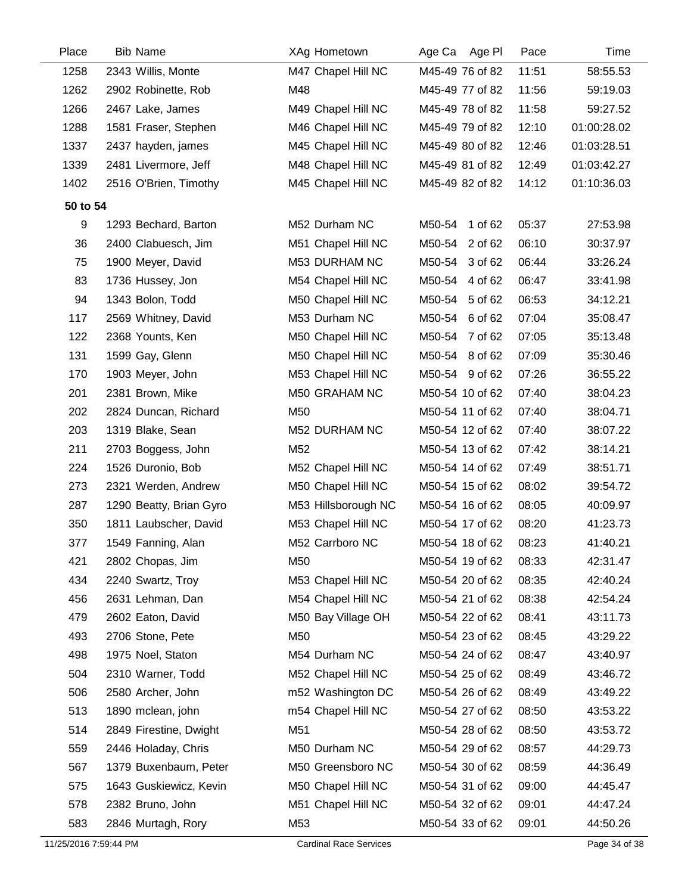| Place | Bib Name | XAg Hometown | Age Ca Age Pl | Pace | Time |
|---|---|---|---|---|---|
| 1258 | 2343 Willis, Monte | M47 Chapel Hill NC | M45-49 76 of 82 | 11:51 | 58:55.53 |
| 1262 | 2902 Robinette, Rob | M48 | M45-49 77 of 82 | 11:56 | 59:19.03 |
| 1266 | 2467 Lake, James | M49 Chapel Hill NC | M45-49 78 of 82 | 11:58 | 59:27.52 |
| 1288 | 1581 Fraser, Stephen | M46 Chapel Hill NC | M45-49 79 of 82 | 12:10 | 01:00:28.02 |
| 1337 | 2437 hayden, james | M45 Chapel Hill NC | M45-49 80 of 82 | 12:46 | 01:03:28.51 |
| 1339 | 2481 Livermore, Jeff | M48 Chapel Hill NC | M45-49 81 of 82 | 12:49 | 01:03:42.27 |
| 1402 | 2516 O'Brien, Timothy | M45 Chapel Hill NC | M45-49 82 of 82 | 14:12 | 01:10:36.03 |
| **50 to 54** | | | | | |
| 9 | 1293 Bechard, Barton | M52 Durham NC | M50-54 1 of 62 | 05:37 | 27:53.98 |
| 36 | 2400 Clabuesch, Jim | M51 Chapel Hill NC | M50-54 2 of 62 | 06:10 | 30:37.97 |
| 75 | 1900 Meyer, David | M53 DURHAM NC | M50-54 3 of 62 | 06:44 | 33:26.24 |
| 83 | 1736 Hussey, Jon | M54 Chapel Hill NC | M50-54 4 of 62 | 06:47 | 33:41.98 |
| 94 | 1343 Bolon, Todd | M50 Chapel Hill NC | M50-54 5 of 62 | 06:53 | 34:12.21 |
| 117 | 2569 Whitney, David | M53 Durham NC | M50-54 6 of 62 | 07:04 | 35:08.47 |
| 122 | 2368 Younts, Ken | M50 Chapel Hill NC | M50-54 7 of 62 | 07:05 | 35:13.48 |
| 131 | 1599 Gay, Glenn | M50 Chapel Hill NC | M50-54 8 of 62 | 07:09 | 35:30.46 |
| 170 | 1903 Meyer, John | M53 Chapel Hill NC | M50-54 9 of 62 | 07:26 | 36:55.22 |
| 201 | 2381 Brown, Mike | M50 GRAHAM NC | M50-54 10 of 62 | 07:40 | 38:04.23 |
| 202 | 2824 Duncan, Richard | M50 | M50-54 11 of 62 | 07:40 | 38:04.71 |
| 203 | 1319 Blake, Sean | M52 DURHAM NC | M50-54 12 of 62 | 07:40 | 38:07.22 |
| 211 | 2703 Boggess, John | M52 | M50-54 13 of 62 | 07:42 | 38:14.21 |
| 224 | 1526 Duronio, Bob | M52 Chapel Hill NC | M50-54 14 of 62 | 07:49 | 38:51.71 |
| 273 | 2321 Werden, Andrew | M50 Chapel Hill NC | M50-54 15 of 62 | 08:02 | 39:54.72 |
| 287 | 1290 Beatty, Brian Gyro | M53 Hillsborough NC | M50-54 16 of 62 | 08:05 | 40:09.97 |
| 350 | 1811 Laubscher, David | M53 Chapel Hill NC | M50-54 17 of 62 | 08:20 | 41:23.73 |
| 377 | 1549 Fanning, Alan | M52 Carrboro NC | M50-54 18 of 62 | 08:23 | 41:40.21 |
| 421 | 2802 Chopas, Jim | M50 | M50-54 19 of 62 | 08:33 | 42:31.47 |
| 434 | 2240 Swartz, Troy | M53 Chapel Hill NC | M50-54 20 of 62 | 08:35 | 42:40.24 |
| 456 | 2631 Lehman, Dan | M54 Chapel Hill NC | M50-54 21 of 62 | 08:38 | 42:54.24 |
| 479 | 2602 Eaton, David | M50 Bay Village OH | M50-54 22 of 62 | 08:41 | 43:11.73 |
| 493 | 2706 Stone, Pete | M50 | M50-54 23 of 62 | 08:45 | 43:29.22 |
| 498 | 1975 Noel, Staton | M54 Durham NC | M50-54 24 of 62 | 08:47 | 43:40.97 |
| 504 | 2310 Warner, Todd | M52 Chapel Hill NC | M50-54 25 of 62 | 08:49 | 43:46.72 |
| 506 | 2580 Archer, John | m52 Washington DC | M50-54 26 of 62 | 08:49 | 43:49.22 |
| 513 | 1890 mclean, john | m54 Chapel Hill NC | M50-54 27 of 62 | 08:50 | 43:53.22 |
| 514 | 2849 Firestine, Dwight | M51 | M50-54 28 of 62 | 08:50 | 43:53.72 |
| 559 | 2446 Holaday, Chris | M50 Durham NC | M50-54 29 of 62 | 08:57 | 44:29.73 |
| 567 | 1379 Buxenbaum, Peter | M50 Greensboro NC | M50-54 30 of 62 | 08:59 | 44:36.49 |
| 575 | 1643 Guskiewicz, Kevin | M50 Chapel Hill NC | M50-54 31 of 62 | 09:00 | 44:45.47 |
| 578 | 2382 Bruno, John | M51 Chapel Hill NC | M50-54 32 of 62 | 09:01 | 44:47.24 |
| 583 | 2846 Murtagh, Rory | M53 | M50-54 33 of 62 | 09:01 | 44:50.26 |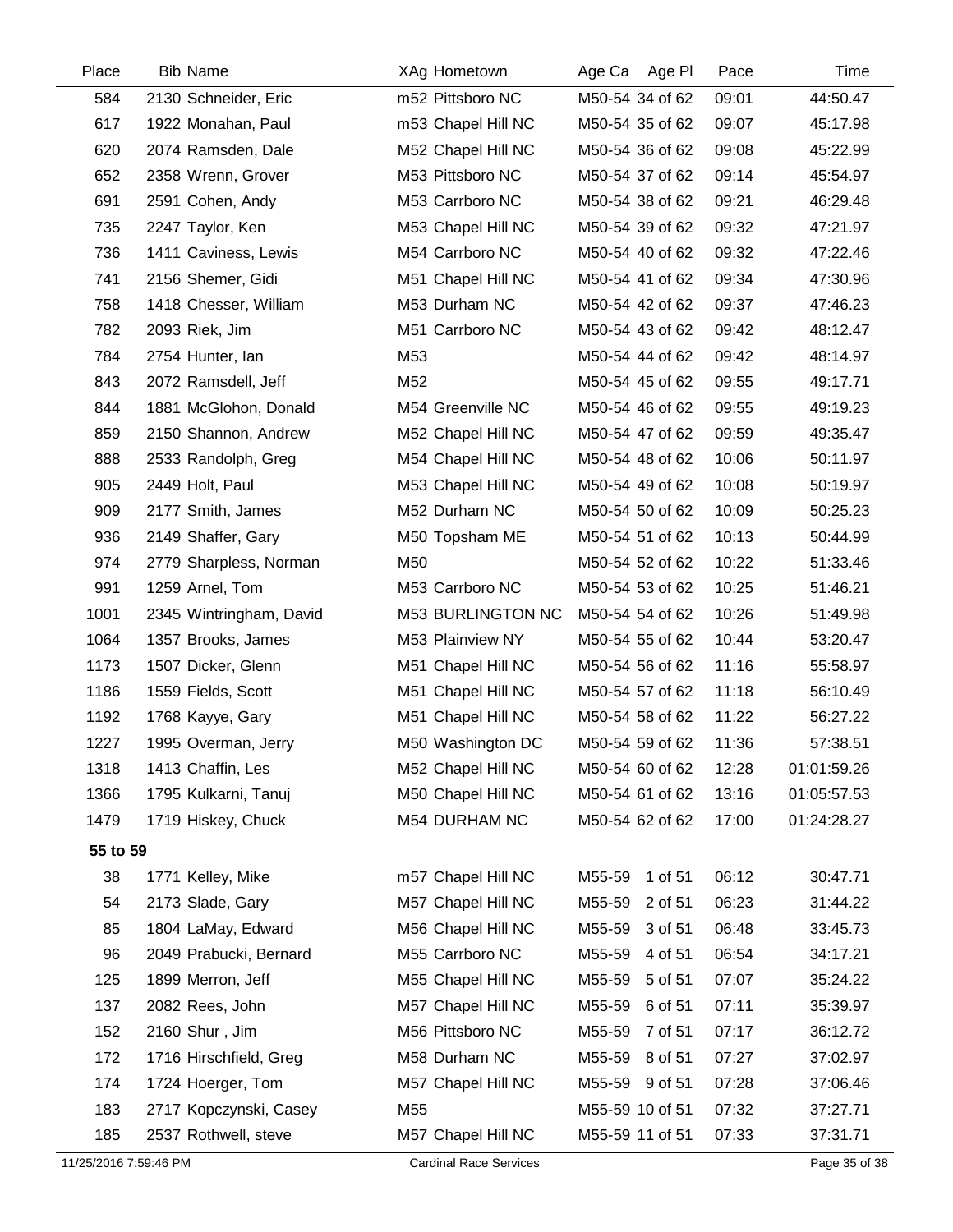| Place | Bib | Name | XAg | Hometown | Age Ca | Age Pl | Pace | Time |
|---|---|---|---|---|---|---|---|---|
| 584 | 2130 | Schneider, Eric | m52 | Pittsboro NC | M50-54 | 34 of 62 | 09:01 | 44:50.47 |
| 617 | 1922 | Monahan, Paul | m53 | Chapel Hill NC | M50-54 | 35 of 62 | 09:07 | 45:17.98 |
| 620 | 2074 | Ramsden, Dale | M52 | Chapel Hill NC | M50-54 | 36 of 62 | 09:08 | 45:22.99 |
| 652 | 2358 | Wrenn, Grover | M53 | Pittsboro NC | M50-54 | 37 of 62 | 09:14 | 45:54.97 |
| 691 | 2591 | Cohen, Andy | M53 | Carrboro NC | M50-54 | 38 of 62 | 09:21 | 46:29.48 |
| 735 | 2247 | Taylor, Ken | M53 | Chapel Hill NC | M50-54 | 39 of 62 | 09:32 | 47:21.97 |
| 736 | 1411 | Caviness, Lewis | M54 | Carrboro NC | M50-54 | 40 of 62 | 09:32 | 47:22.46 |
| 741 | 2156 | Shemer, Gidi | M51 | Chapel Hill NC | M50-54 | 41 of 62 | 09:34 | 47:30.96 |
| 758 | 1418 | Chesser, William | M53 | Durham NC | M50-54 | 42 of 62 | 09:37 | 47:46.23 |
| 782 | 2093 | Riek, Jim | M51 | Carrboro NC | M50-54 | 43 of 62 | 09:42 | 48:12.47 |
| 784 | 2754 | Hunter, Ian | M53 | | M50-54 | 44 of 62 | 09:42 | 48:14.97 |
| 843 | 2072 | Ramsdell, Jeff | M52 | | M50-54 | 45 of 62 | 09:55 | 49:17.71 |
| 844 | 1881 | McGlohon, Donald | M54 | Greenville NC | M50-54 | 46 of 62 | 09:55 | 49:19.23 |
| 859 | 2150 | Shannon, Andrew | M52 | Chapel Hill NC | M50-54 | 47 of 62 | 09:59 | 49:35.47 |
| 888 | 2533 | Randolph, Greg | M54 | Chapel Hill NC | M50-54 | 48 of 62 | 10:06 | 50:11.97 |
| 905 | 2449 | Holt, Paul | M53 | Chapel Hill NC | M50-54 | 49 of 62 | 10:08 | 50:19.97 |
| 909 | 2177 | Smith, James | M52 | Durham NC | M50-54 | 50 of 62 | 10:09 | 50:25.23 |
| 936 | 2149 | Shaffer, Gary | M50 | Topsham ME | M50-54 | 51 of 62 | 10:13 | 50:44.99 |
| 974 | 2779 | Sharpless, Norman | M50 | | M50-54 | 52 of 62 | 10:22 | 51:33.46 |
| 991 | 1259 | Arnel, Tom | M53 | Carrboro NC | M50-54 | 53 of 62 | 10:25 | 51:46.21 |
| 1001 | 2345 | Wintringham, David | M53 | BURLINGTON NC | M50-54 | 54 of 62 | 10:26 | 51:49.98 |
| 1064 | 1357 | Brooks, James | M53 | Plainview NY | M50-54 | 55 of 62 | 10:44 | 53:20.47 |
| 1173 | 1507 | Dicker, Glenn | M51 | Chapel Hill NC | M50-54 | 56 of 62 | 11:16 | 55:58.97 |
| 1186 | 1559 | Fields, Scott | M51 | Chapel Hill NC | M50-54 | 57 of 62 | 11:18 | 56:10.49 |
| 1192 | 1768 | Kayye, Gary | M51 | Chapel Hill NC | M50-54 | 58 of 62 | 11:22 | 56:27.22 |
| 1227 | 1995 | Overman, Jerry | M50 | Washington DC | M50-54 | 59 of 62 | 11:36 | 57:38.51 |
| 1318 | 1413 | Chaffin, Les | M52 | Chapel Hill NC | M50-54 | 60 of 62 | 12:28 | 01:01:59.26 |
| 1366 | 1795 | Kulkarni, Tanuj | M50 | Chapel Hill NC | M50-54 | 61 of 62 | 13:16 | 01:05:57.53 |
| 1479 | 1719 | Hiskey, Chuck | M54 | DURHAM NC | M50-54 | 62 of 62 | 17:00 | 01:24:28.27 |
| **55 to 59** | | | | | | | | |
| 38 | 1771 | Kelley, Mike | m57 | Chapel Hill NC | M55-59 | 1 of 51 | 06:12 | 30:47.71 |
| 54 | 2173 | Slade, Gary | M57 | Chapel Hill NC | M55-59 | 2 of 51 | 06:23 | 31:44.22 |
| 85 | 1804 | LaMay, Edward | M56 | Chapel Hill NC | M55-59 | 3 of 51 | 06:48 | 33:45.73 |
| 96 | 2049 | Prabucki, Bernard | M55 | Carrboro NC | M55-59 | 4 of 51 | 06:54 | 34:17.21 |
| 125 | 1899 | Merron, Jeff | M55 | Chapel Hill NC | M55-59 | 5 of 51 | 07:07 | 35:24.22 |
| 137 | 2082 | Rees, John | M57 | Chapel Hill NC | M55-59 | 6 of 51 | 07:11 | 35:39.97 |
| 152 | 2160 | Shur , Jim | M56 | Pittsboro NC | M55-59 | 7 of 51 | 07:17 | 36:12.72 |
| 172 | 1716 | Hirschfield, Greg | M58 | Durham NC | M55-59 | 8 of 51 | 07:27 | 37:02.97 |
| 174 | 1724 | Hoerger, Tom | M57 | Chapel Hill NC | M55-59 | 9 of 51 | 07:28 | 37:06.46 |
| 183 | 2717 | Kopczynski, Casey | M55 | | M55-59 | 10 of 51 | 07:32 | 37:27.71 |
| 185 | 2537 | Rothwell, steve | M57 | Chapel Hill NC | M55-59 | 11 of 51 | 07:33 | 37:31.71 |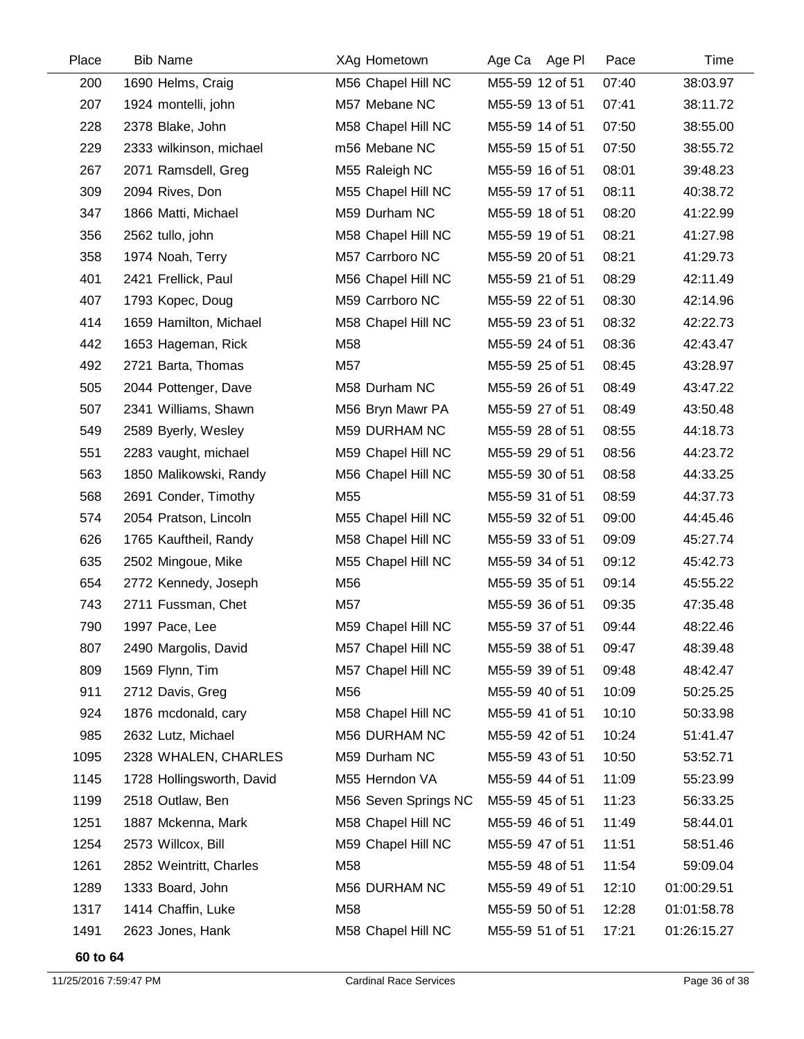| Place | Bib | Name | XAg | Hometown | Age Ca | Age Pl | Pace | Time |
|---|---|---|---|---|---|---|---|---|
| 200 | 1690 | Helms, Craig | M56 | Chapel Hill NC | M55-59 | 12 of 51 | 07:40 | 38:03.97 |
| 207 | 1924 | montelli, john | M57 | Mebane NC | M55-59 | 13 of 51 | 07:41 | 38:11.72 |
| 228 | 2378 | Blake, John | M58 | Chapel Hill NC | M55-59 | 14 of 51 | 07:50 | 38:55.00 |
| 229 | 2333 | wilkinson, michael | m56 | Mebane NC | M55-59 | 15 of 51 | 07:50 | 38:55.72 |
| 267 | 2071 | Ramsdell, Greg | M55 | Raleigh NC | M55-59 | 16 of 51 | 08:01 | 39:48.23 |
| 309 | 2094 | Rives, Don | M55 | Chapel Hill NC | M55-59 | 17 of 51 | 08:11 | 40:38.72 |
| 347 | 1866 | Matti, Michael | M59 | Durham NC | M55-59 | 18 of 51 | 08:20 | 41:22.99 |
| 356 | 2562 | tullo, john | M58 | Chapel Hill NC | M55-59 | 19 of 51 | 08:21 | 41:27.98 |
| 358 | 1974 | Noah, Terry | M57 | Carrboro NC | M55-59 | 20 of 51 | 08:21 | 41:29.73 |
| 401 | 2421 | Frellick, Paul | M56 | Chapel Hill NC | M55-59 | 21 of 51 | 08:29 | 42:11.49 |
| 407 | 1793 | Kopec, Doug | M59 | Carrboro NC | M55-59 | 22 of 51 | 08:30 | 42:14.96 |
| 414 | 1659 | Hamilton, Michael | M58 | Chapel Hill NC | M55-59 | 23 of 51 | 08:32 | 42:22.73 |
| 442 | 1653 | Hageman, Rick | M58 | | M55-59 | 24 of 51 | 08:36 | 42:43.47 |
| 492 | 2721 | Barta, Thomas | M57 | | M55-59 | 25 of 51 | 08:45 | 43:28.97 |
| 505 | 2044 | Pottenger, Dave | M58 | Durham NC | M55-59 | 26 of 51 | 08:49 | 43:47.22 |
| 507 | 2341 | Williams, Shawn | M56 | Bryn Mawr PA | M55-59 | 27 of 51 | 08:49 | 43:50.48 |
| 549 | 2589 | Byerly, Wesley | M59 | DURHAM NC | M55-59 | 28 of 51 | 08:55 | 44:18.73 |
| 551 | 2283 | vaught, michael | M59 | Chapel Hill NC | M55-59 | 29 of 51 | 08:56 | 44:23.72 |
| 563 | 1850 | Malikowski, Randy | M56 | Chapel Hill NC | M55-59 | 30 of 51 | 08:58 | 44:33.25 |
| 568 | 2691 | Conder, Timothy | M55 | | M55-59 | 31 of 51 | 08:59 | 44:37.73 |
| 574 | 2054 | Pratson, Lincoln | M55 | Chapel Hill NC | M55-59 | 32 of 51 | 09:00 | 44:45.46 |
| 626 | 1765 | Kauftheil, Randy | M58 | Chapel Hill NC | M55-59 | 33 of 51 | 09:09 | 45:27.74 |
| 635 | 2502 | Mingoue, Mike | M55 | Chapel Hill NC | M55-59 | 34 of 51 | 09:12 | 45:42.73 |
| 654 | 2772 | Kennedy, Joseph | M56 | | M55-59 | 35 of 51 | 09:14 | 45:55.22 |
| 743 | 2711 | Fussman, Chet | M57 | | M55-59 | 36 of 51 | 09:35 | 47:35.48 |
| 790 | 1997 | Pace, Lee | M59 | Chapel Hill NC | M55-59 | 37 of 51 | 09:44 | 48:22.46 |
| 807 | 2490 | Margolis, David | M57 | Chapel Hill NC | M55-59 | 38 of 51 | 09:47 | 48:39.48 |
| 809 | 1569 | Flynn, Tim | M57 | Chapel Hill NC | M55-59 | 39 of 51 | 09:48 | 48:42.47 |
| 911 | 2712 | Davis, Greg | M56 | | M55-59 | 40 of 51 | 10:09 | 50:25.25 |
| 924 | 1876 | mcdonald, cary | M58 | Chapel Hill NC | M55-59 | 41 of 51 | 10:10 | 50:33.98 |
| 985 | 2632 | Lutz, Michael | M56 | DURHAM NC | M55-59 | 42 of 51 | 10:24 | 51:41.47 |
| 1095 | 2328 | WHALEN, CHARLES | M59 | Durham NC | M55-59 | 43 of 51 | 10:50 | 53:52.71 |
| 1145 | 1728 | Hollingsworth, David | M55 | Herndon VA | M55-59 | 44 of 51 | 11:09 | 55:23.99 |
| 1199 | 2518 | Outlaw, Ben | M56 | Seven Springs NC | M55-59 | 45 of 51 | 11:23 | 56:33.25 |
| 1251 | 1887 | Mckenna, Mark | M58 | Chapel Hill NC | M55-59 | 46 of 51 | 11:49 | 58:44.01 |
| 1254 | 2573 | Willcox, Bill | M59 | Chapel Hill NC | M55-59 | 47 of 51 | 11:51 | 58:51.46 |
| 1261 | 2852 | Weintritt, Charles | M58 | | M55-59 | 48 of 51 | 11:54 | 59:09.04 |
| 1289 | 1333 | Board, John | M56 | DURHAM NC | M55-59 | 49 of 51 | 12:10 | 01:00:29.51 |
| 1317 | 1414 | Chaffin, Luke | M58 | | M55-59 | 50 of 51 | 12:28 | 01:01:58.78 |
| 1491 | 2623 | Jones, Hank | M58 | Chapel Hill NC | M55-59 | 51 of 51 | 17:21 | 01:26:15.27 |

**60 to 64**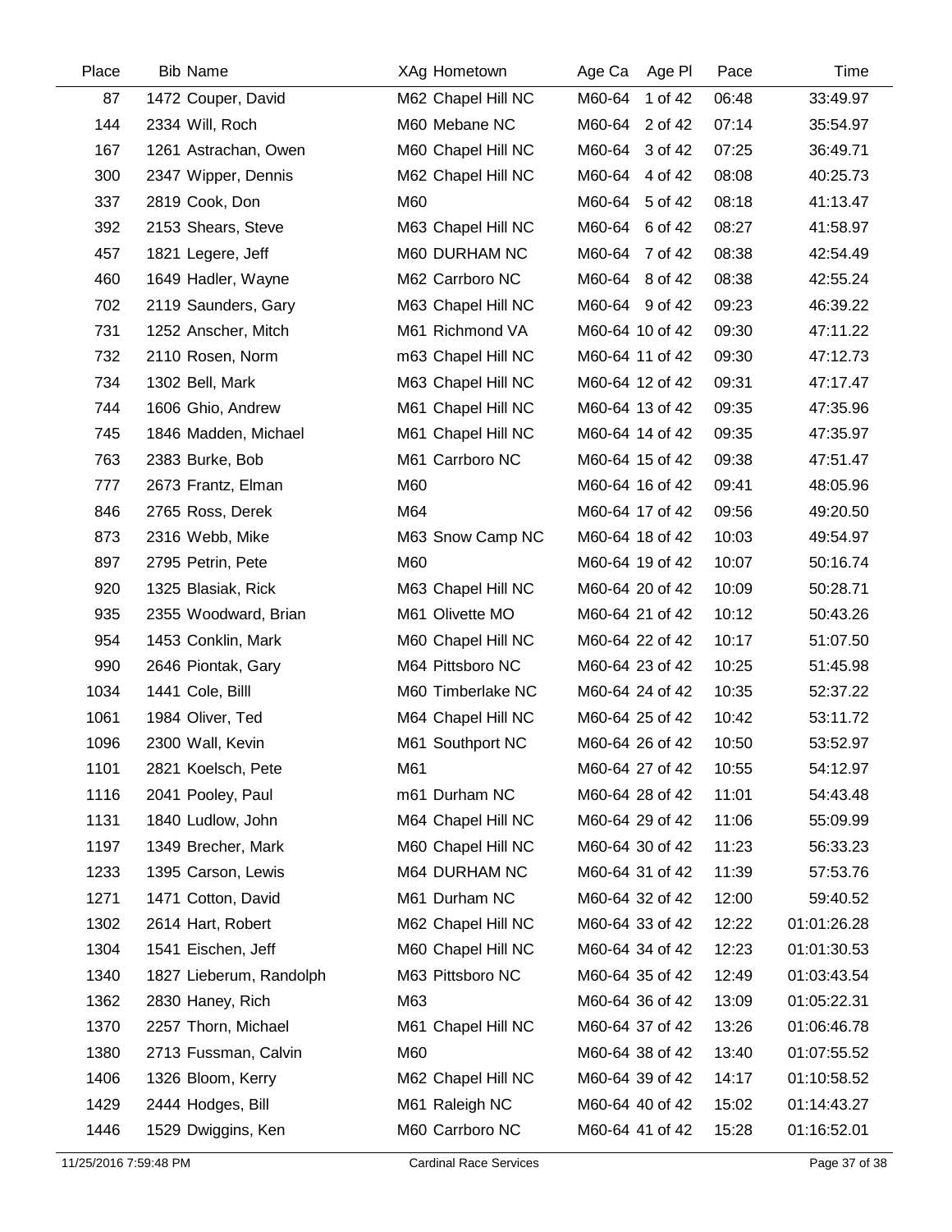| Place | Bib | Name | XAg | Hometown | Age Ca | Age Pl | Pace | Time |
|---|---|---|---|---|---|---|---|---|
| 87 | 1472 | Couper, David | M62 | Chapel Hill NC | M60-64 | 1 of 42 | 06:48 | 33:49.97 |
| 144 | 2334 | Will, Roch | M60 | Mebane NC | M60-64 | 2 of 42 | 07:14 | 35:54.97 |
| 167 | 1261 | Astrachan, Owen | M60 | Chapel Hill NC | M60-64 | 3 of 42 | 07:25 | 36:49.71 |
| 300 | 2347 | Wipper, Dennis | M62 | Chapel Hill NC | M60-64 | 4 of 42 | 08:08 | 40:25.73 |
| 337 | 2819 | Cook, Don | M60 | | M60-64 | 5 of 42 | 08:18 | 41:13.47 |
| 392 | 2153 | Shears, Steve | M63 | Chapel Hill NC | M60-64 | 6 of 42 | 08:27 | 41:58.97 |
| 457 | 1821 | Legere, Jeff | M60 | DURHAM NC | M60-64 | 7 of 42 | 08:38 | 42:54.49 |
| 460 | 1649 | Hadler, Wayne | M62 | Carrboro NC | M60-64 | 8 of 42 | 08:38 | 42:55.24 |
| 702 | 2119 | Saunders, Gary | M63 | Chapel Hill NC | M60-64 | 9 of 42 | 09:23 | 46:39.22 |
| 731 | 1252 | Anscher, Mitch | M61 | Richmond VA | M60-64 | 10 of 42 | 09:30 | 47:11.22 |
| 732 | 2110 | Rosen, Norm | m63 | Chapel Hill NC | M60-64 | 11 of 42 | 09:30 | 47:12.73 |
| 734 | 1302 | Bell, Mark | M63 | Chapel Hill NC | M60-64 | 12 of 42 | 09:31 | 47:17.47 |
| 744 | 1606 | Ghio, Andrew | M61 | Chapel Hill NC | M60-64 | 13 of 42 | 09:35 | 47:35.96 |
| 745 | 1846 | Madden, Michael | M61 | Chapel Hill NC | M60-64 | 14 of 42 | 09:35 | 47:35.97 |
| 763 | 2383 | Burke, Bob | M61 | Carrboro NC | M60-64 | 15 of 42 | 09:38 | 47:51.47 |
| 777 | 2673 | Frantz, Elman | M60 | | M60-64 | 16 of 42 | 09:41 | 48:05.96 |
| 846 | 2765 | Ross, Derek | M64 | | M60-64 | 17 of 42 | 09:56 | 49:20.50 |
| 873 | 2316 | Webb, Mike | M63 | Snow Camp NC | M60-64 | 18 of 42 | 10:03 | 49:54.97 |
| 897 | 2795 | Petrin, Pete | M60 | | M60-64 | 19 of 42 | 10:07 | 50:16.74 |
| 920 | 1325 | Blasiak, Rick | M63 | Chapel Hill NC | M60-64 | 20 of 42 | 10:09 | 50:28.71 |
| 935 | 2355 | Woodward, Brian | M61 | Olivette MO | M60-64 | 21 of 42 | 10:12 | 50:43.26 |
| 954 | 1453 | Conklin, Mark | M60 | Chapel Hill NC | M60-64 | 22 of 42 | 10:17 | 51:07.50 |
| 990 | 2646 | Piontak, Gary | M64 | Pittsboro NC | M60-64 | 23 of 42 | 10:25 | 51:45.98 |
| 1034 | 1441 | Cole, Billl | M60 | Timberlake NC | M60-64 | 24 of 42 | 10:35 | 52:37.22 |
| 1061 | 1984 | Oliver, Ted | M64 | Chapel Hill NC | M60-64 | 25 of 42 | 10:42 | 53:11.72 |
| 1096 | 2300 | Wall, Kevin | M61 | Southport NC | M60-64 | 26 of 42 | 10:50 | 53:52.97 |
| 1101 | 2821 | Koelsch, Pete | M61 | | M60-64 | 27 of 42 | 10:55 | 54:12.97 |
| 1116 | 2041 | Pooley, Paul | m61 | Durham NC | M60-64 | 28 of 42 | 11:01 | 54:43.48 |
| 1131 | 1840 | Ludlow, John | M64 | Chapel Hill NC | M60-64 | 29 of 42 | 11:06 | 55:09.99 |
| 1197 | 1349 | Brecher, Mark | M60 | Chapel Hill NC | M60-64 | 30 of 42 | 11:23 | 56:33.23 |
| 1233 | 1395 | Carson, Lewis | M64 | DURHAM NC | M60-64 | 31 of 42 | 11:39 | 57:53.76 |
| 1271 | 1471 | Cotton, David | M61 | Durham NC | M60-64 | 32 of 42 | 12:00 | 59:40.52 |
| 1302 | 2614 | Hart, Robert | M62 | Chapel Hill NC | M60-64 | 33 of 42 | 12:22 | 01:01:26.28 |
| 1304 | 1541 | Eischen, Jeff | M60 | Chapel Hill NC | M60-64 | 34 of 42 | 12:23 | 01:01:30.53 |
| 1340 | 1827 | Lieberum, Randolph | M63 | Pittsboro NC | M60-64 | 35 of 42 | 12:49 | 01:03:43.54 |
| 1362 | 2830 | Haney, Rich | M63 | | M60-64 | 36 of 42 | 13:09 | 01:05:22.31 |
| 1370 | 2257 | Thorn, Michael | M61 | Chapel Hill NC | M60-64 | 37 of 42 | 13:26 | 01:06:46.78 |
| 1380 | 2713 | Fussman, Calvin | M60 | | M60-64 | 38 of 42 | 13:40 | 01:07:55.52 |
| 1406 | 1326 | Bloom, Kerry | M62 | Chapel Hill NC | M60-64 | 39 of 42 | 14:17 | 01:10:58.52 |
| 1429 | 2444 | Hodges, Bill | M61 | Raleigh NC | M60-64 | 40 of 42 | 15:02 | 01:14:43.27 |
| 1446 | 1529 | Dwiggins, Ken | M60 | Carrboro NC | M60-64 | 41 of 42 | 15:28 | 01:16:52.01 |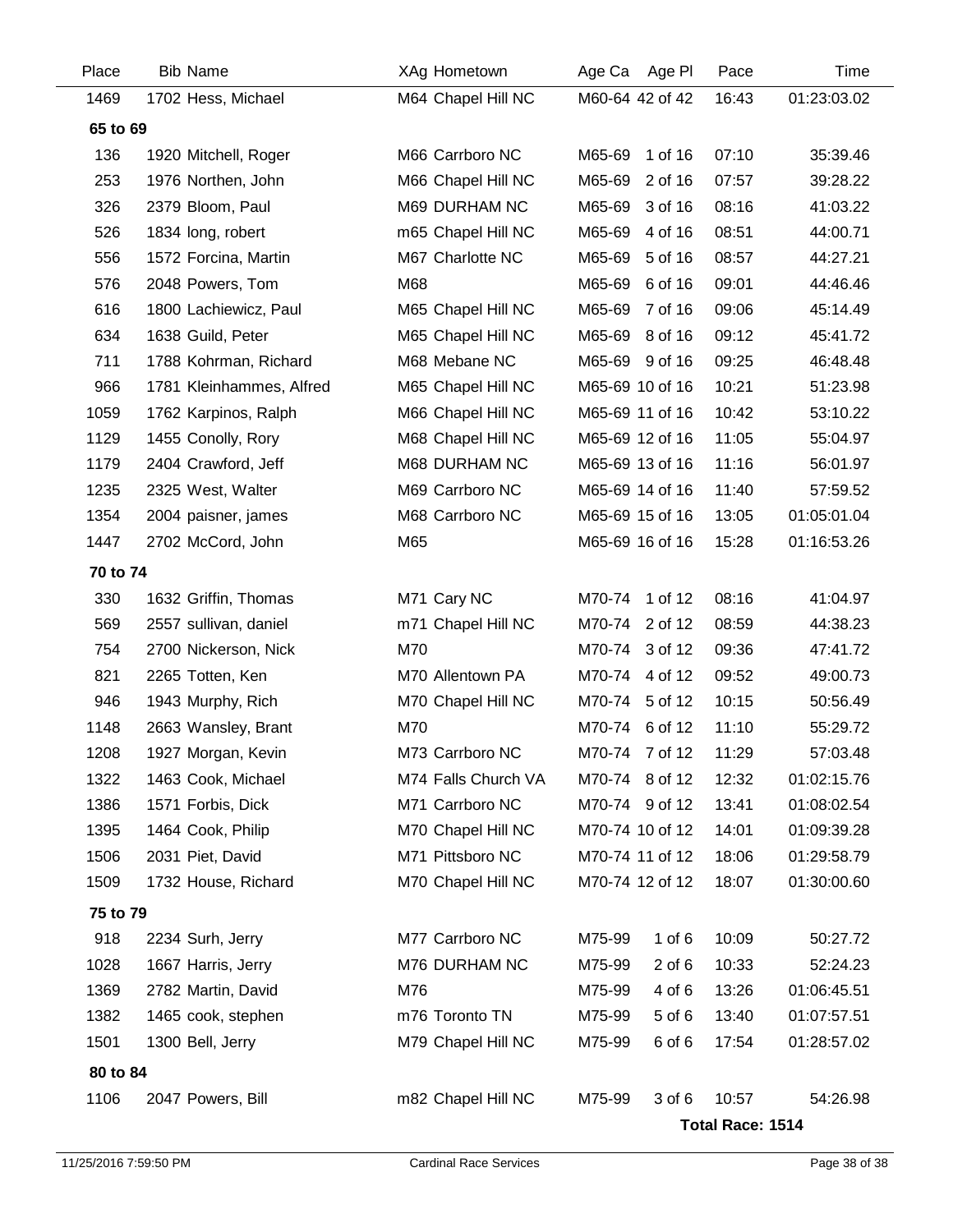| Place | Bib | Name | XAg | Hometown | Age Ca | Age Pl | Pace | Time |
|---|---|---|---|---|---|---|---|---|
| 1469 | 1702 | Hess, Michael | M64 | Chapel Hill NC | M60-64 | 42 of 42 | 16:43 | 01:23:03.02 |
| **65 to 69** | | | | | | | | |
| 136 | 1920 | Mitchell, Roger | M66 | Carrboro NC | M65-69 | 1 of 16 | 07:10 | 35:39.46 |
| 253 | 1976 | Northen, John | M66 | Chapel Hill NC | M65-69 | 2 of 16 | 07:57 | 39:28.22 |
| 326 | 2379 | Bloom, Paul | M69 | DURHAM NC | M65-69 | 3 of 16 | 08:16 | 41:03.22 |
| 526 | 1834 | long, robert | m65 | Chapel Hill NC | M65-69 | 4 of 16 | 08:51 | 44:00.71 |
| 556 | 1572 | Forcina, Martin | M67 | Charlotte NC | M65-69 | 5 of 16 | 08:57 | 44:27.21 |
| 576 | 2048 | Powers, Tom | M68 | | M65-69 | 6 of 16 | 09:01 | 44:46.46 |
| 616 | 1800 | Lachiewicz, Paul | M65 | Chapel Hill NC | M65-69 | 7 of 16 | 09:06 | 45:14.49 |
| 634 | 1638 | Guild, Peter | M65 | Chapel Hill NC | M65-69 | 8 of 16 | 09:12 | 45:41.72 |
| 711 | 1788 | Kohrman, Richard | M68 | Mebane NC | M65-69 | 9 of 16 | 09:25 | 46:48.48 |
| 966 | 1781 | Kleinhammes, Alfred | M65 | Chapel Hill NC | M65-69 | 10 of 16 | 10:21 | 51:23.98 |
| 1059 | 1762 | Karpinos, Ralph | M66 | Chapel Hill NC | M65-69 | 11 of 16 | 10:42 | 53:10.22 |
| 1129 | 1455 | Conolly, Rory | M68 | Chapel Hill NC | M65-69 | 12 of 16 | 11:05 | 55:04.97 |
| 1179 | 2404 | Crawford, Jeff | M68 | DURHAM NC | M65-69 | 13 of 16 | 11:16 | 56:01.97 |
| 1235 | 2325 | West, Walter | M69 | Carrboro NC | M65-69 | 14 of 16 | 11:40 | 57:59.52 |
| 1354 | 2004 | paisner, james | M68 | Carrboro NC | M65-69 | 15 of 16 | 13:05 | 01:05:01.04 |
| 1447 | 2702 | McCord, John | M65 | | M65-69 | 16 of 16 | 15:28 | 01:16:53.26 |
| **70 to 74** | | | | | | | | |
| 330 | 1632 | Griffin, Thomas | M71 | Cary NC | M70-74 | 1 of 12 | 08:16 | 41:04.97 |
| 569 | 2557 | sullivan, daniel | m71 | Chapel Hill NC | M70-74 | 2 of 12 | 08:59 | 44:38.23 |
| 754 | 2700 | Nickerson, Nick | M70 | | M70-74 | 3 of 12 | 09:36 | 47:41.72 |
| 821 | 2265 | Totten, Ken | M70 | Allentown PA | M70-74 | 4 of 12 | 09:52 | 49:00.73 |
| 946 | 1943 | Murphy, Rich | M70 | Chapel Hill NC | M70-74 | 5 of 12 | 10:15 | 50:56.49 |
| 1148 | 2663 | Wansley, Brant | M70 | | M70-74 | 6 of 12 | 11:10 | 55:29.72 |
| 1208 | 1927 | Morgan, Kevin | M73 | Carrboro NC | M70-74 | 7 of 12 | 11:29 | 57:03.48 |
| 1322 | 1463 | Cook, Michael | M74 | Falls Church VA | M70-74 | 8 of 12 | 12:32 | 01:02:15.76 |
| 1386 | 1571 | Forbis, Dick | M71 | Carrboro NC | M70-74 | 9 of 12 | 13:41 | 01:08:02.54 |
| 1395 | 1464 | Cook, Philip | M70 | Chapel Hill NC | M70-74 | 10 of 12 | 14:01 | 01:09:39.28 |
| 1506 | 2031 | Piet, David | M71 | Pittsboro NC | M70-74 | 11 of 12 | 18:06 | 01:29:58.79 |
| 1509 | 1732 | House, Richard | M70 | Chapel Hill NC | M70-74 | 12 of 12 | 18:07 | 01:30:00.60 |
| **75 to 79** | | | | | | | | |
| 918 | 2234 | Surh, Jerry | M77 | Carrboro NC | M75-99 | 1 of 6 | 10:09 | 50:27.72 |
| 1028 | 1667 | Harris, Jerry | M76 | DURHAM NC | M75-99 | 2 of 6 | 10:33 | 52:24.23 |
| 1369 | 2782 | Martin, David | M76 | | M75-99 | 4 of 6 | 13:26 | 01:06:45.51 |
| 1382 | 1465 | cook, stephen | m76 | Toronto TN | M75-99 | 5 of 6 | 13:40 | 01:07:57.51 |
| 1501 | 1300 | Bell, Jerry | M79 | Chapel Hill NC | M75-99 | 6 of 6 | 17:54 | 01:28:57.02 |
| **80 to 84** | | | | | | | | |
| 1106 | 2047 | Powers, Bill | m82 | Chapel Hill NC | M75-99 | 3 of 6 | 10:57 | 54:26.98 |

**Total Race: 1514**